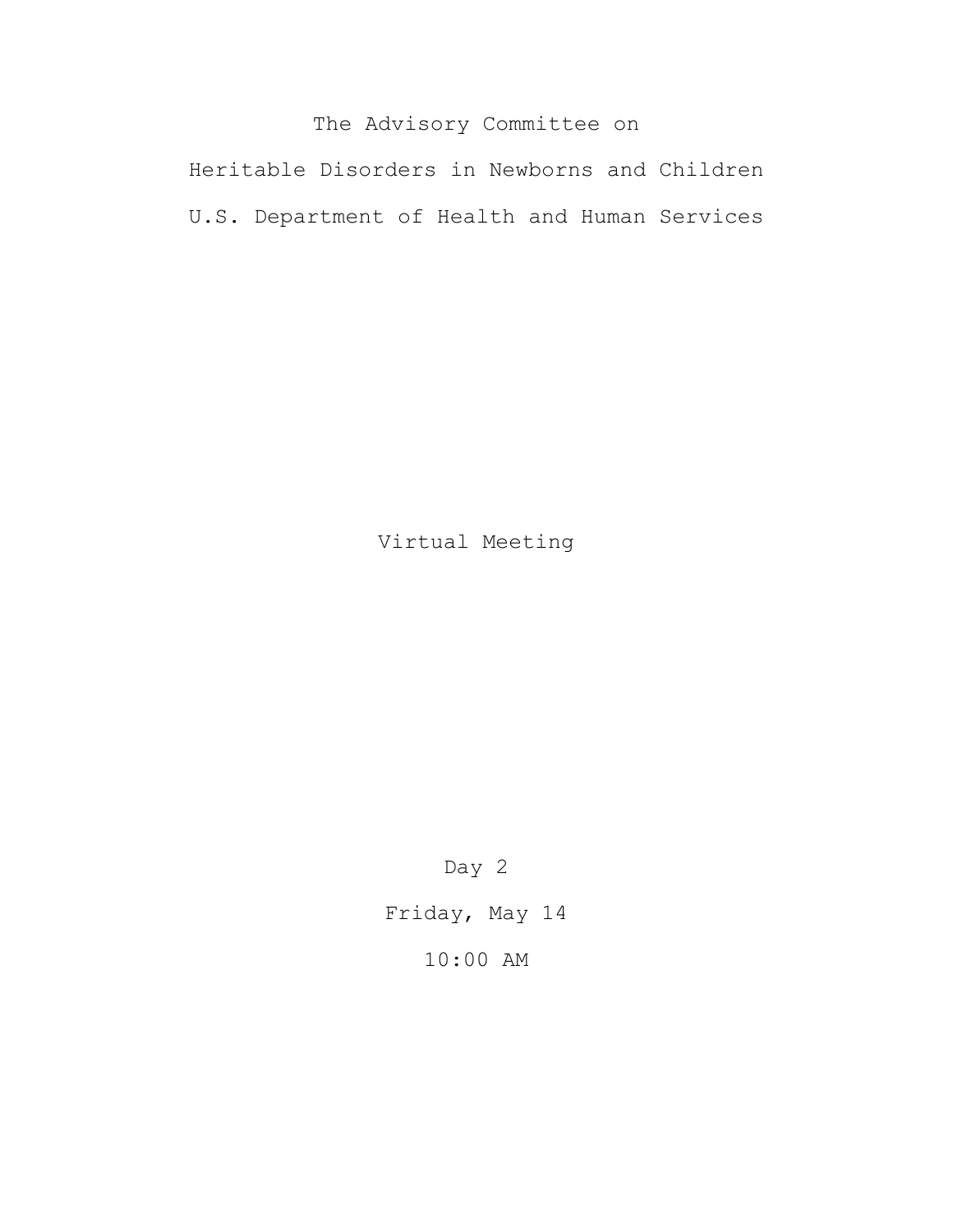# The Advisory Committee on

# Heritable Disorders in Newborns and Children

# U.S. Department of Health and Human Services

Virtual Meeting

Day 2

Friday, May 14

10:00 AM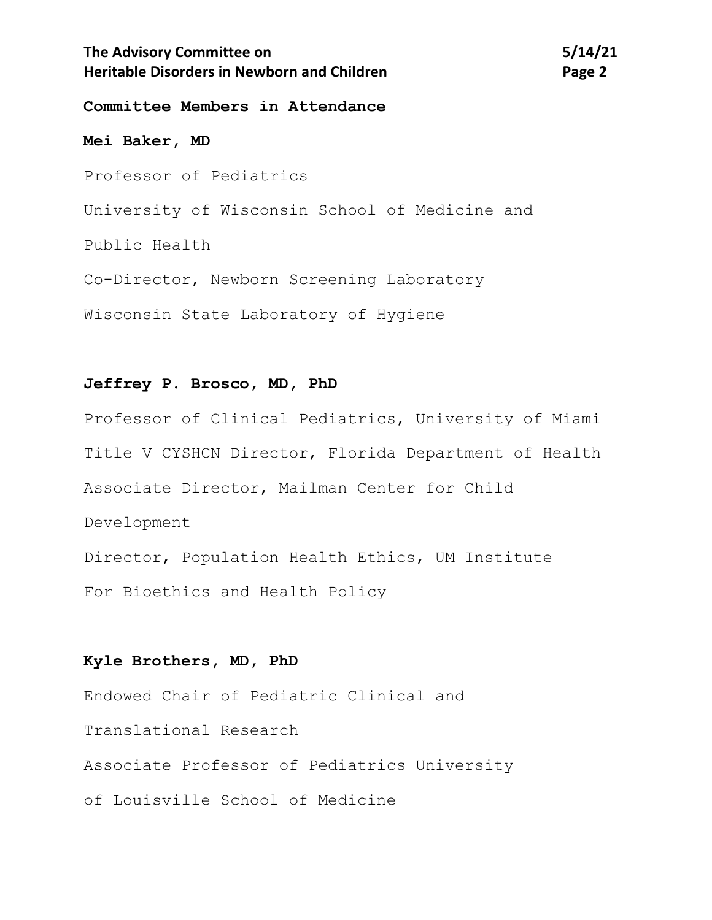**Committee Members in Attendance**

**Mei Baker, MD**

Professor of Pediatrics

University of Wisconsin School of Medicine and

Public Health

Co-Director, Newborn Screening Laboratory

Wisconsin State Laboratory of Hygiene

**Jeffrey P. Brosco, MD, PhD**

Professor of Clinical Pediatrics, University of Miami

Title V CYSHCN Director, Florida Department of Health

Associate Director, Mailman Center for Child

Development

Director, Population Health Ethics, UM Institute

For Bioethics and Health Policy

**Kyle Brothers, MD, PhD**

Endowed Chair of Pediatric Clinical and

Translational Research

Associate Professor of Pediatrics University

of Louisville School of Medicine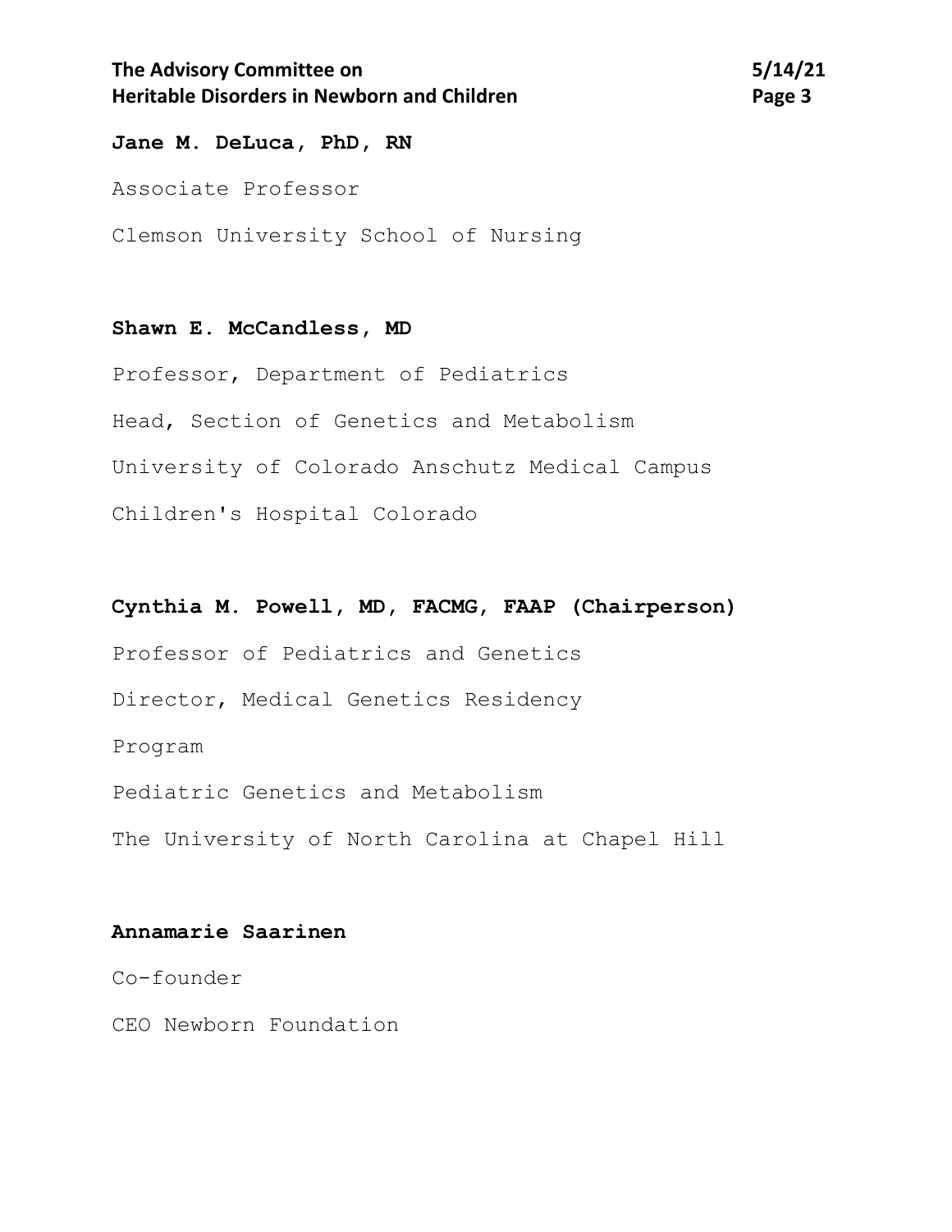**Jane M. DeLuca, PhD, RN**

Associate Professor

Clemson University School of Nursing

**Shawn E. McCandless, MD**

Professor, Department of Pediatrics

Head, Section of Genetics and Metabolism

University of Colorado Anschutz Medical Campus

Children's Hospital Colorado

**Cynthia M. Powell, MD, FACMG, FAAP (Chairperson)**

Professor of Pediatrics and Genetics

Director, Medical Genetics Residency

Program

Pediatric Genetics and Metabolism

The University of North Carolina at Chapel Hill

**Annamarie Saarinen**

Co-founder

CEO Newborn Foundation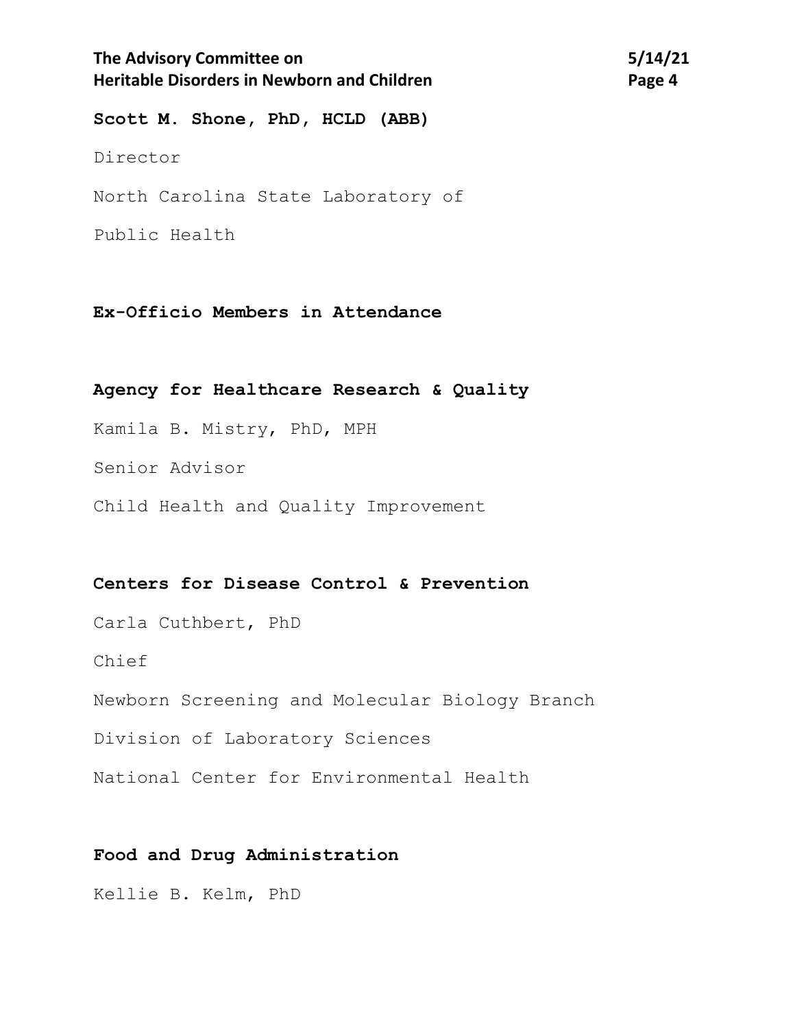**Scott M. Shone, PhD, HCLD (ABB)**

Director

North Carolina State Laboratory of

Public Health

**Ex-Officio Members in Attendance**

**Agency for Healthcare Research & Quality**

Kamila B. Mistry, PhD, MPH

Senior Advisor

Child Health and Quality Improvement

**Centers for Disease Control & Prevention**

Carla Cuthbert, PhD

Chief

Newborn Screening and Molecular Biology Branch

Division of Laboratory Sciences

National Center for Environmental Health

**Food and Drug Administration**

Kellie B. Kelm, PhD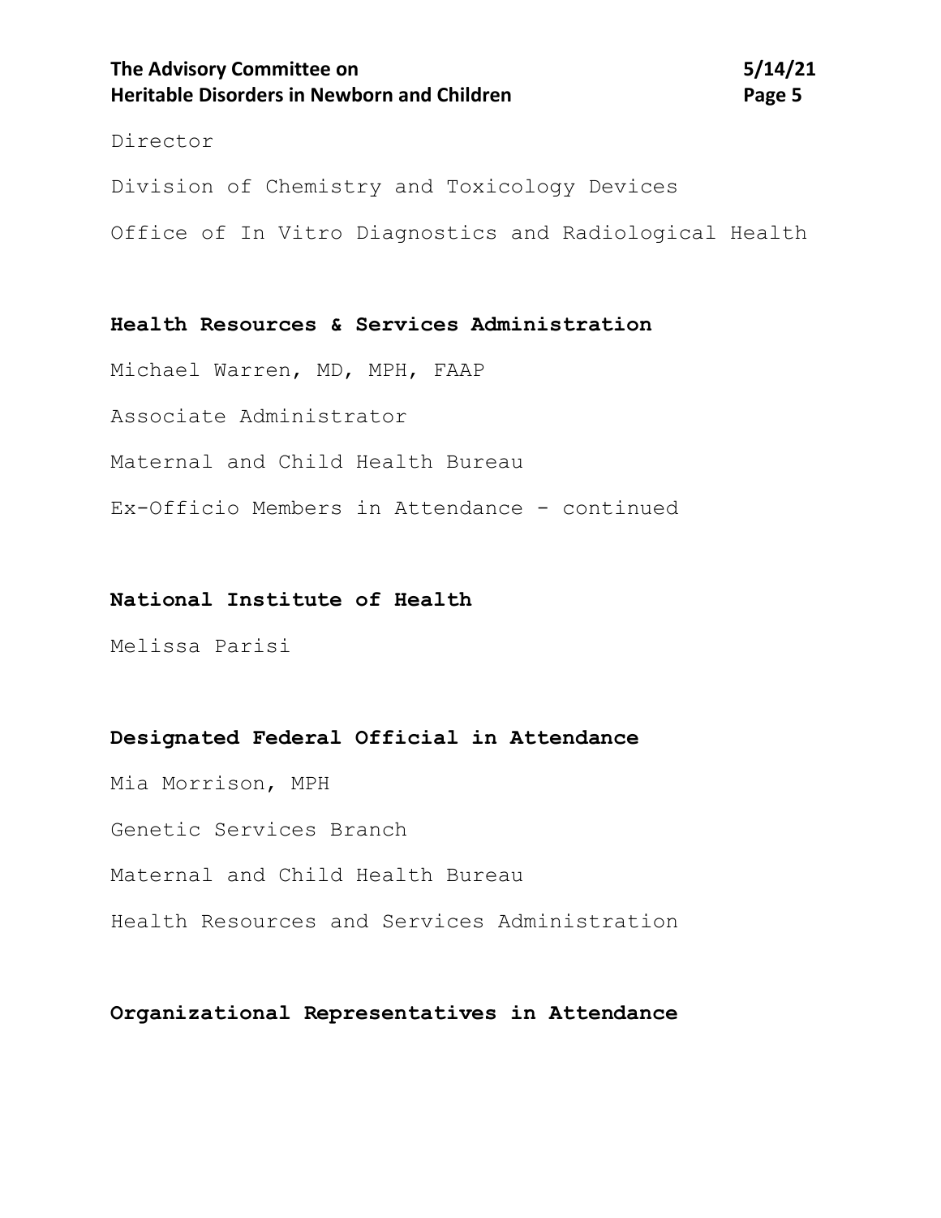Director

Division of Chemistry and Toxicology Devices

Office of In Vitro Diagnostics and Radiological Health

**Health Resources & Services Administration**

Michael Warren, MD, MPH, FAAP

Associate Administrator

Maternal and Child Health Bureau

Ex-Officio Members in Attendance - continued

**National Institute of Health**

Melissa Parisi

**Designated Federal Official in Attendance**

Mia Morrison, MPH

Genetic Services Branch

Maternal and Child Health Bureau

Health Resources and Services Administration

**Organizational Representatives in Attendance**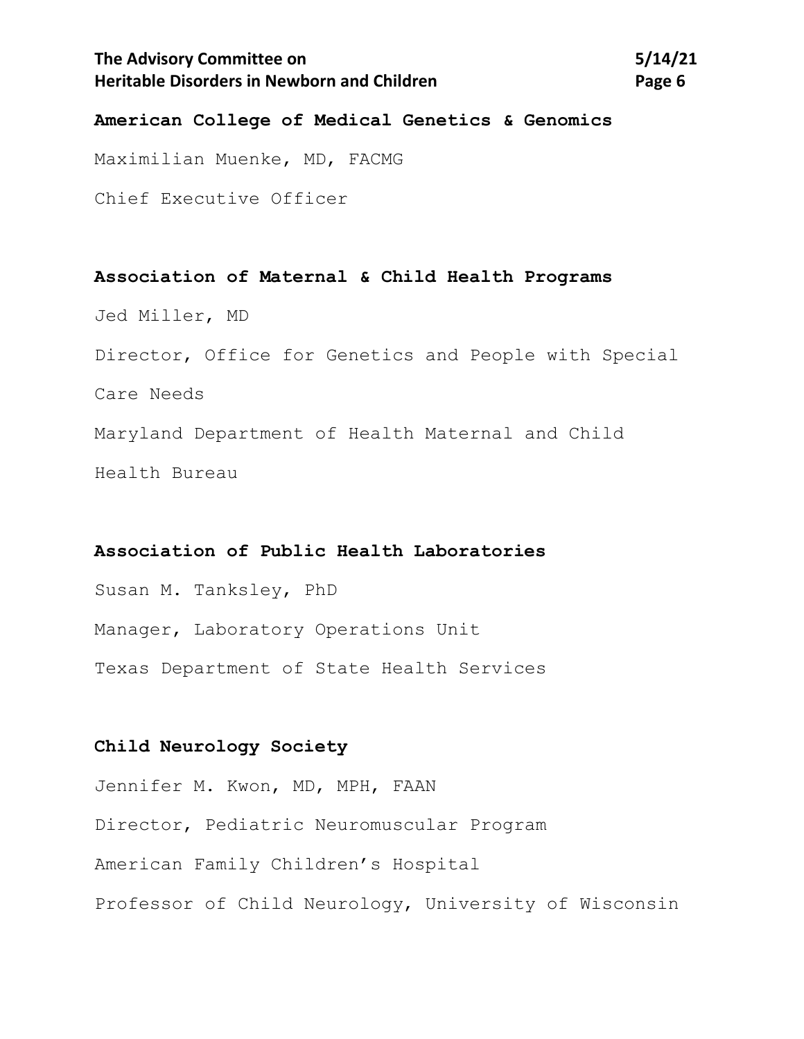**American College of Medical Genetics & Genomics**

Maximilian Muenke, MD, FACMG

Chief Executive Officer

**Association of Maternal & Child Health Programs**

Jed Miller, MD

Director, Office for Genetics and People with Special Care Needs

Maryland Department of Health Maternal and Child Health Bureau

**Association of Public Health Laboratories**

Susan M. Tanksley, PhD

Manager, Laboratory Operations Unit

Texas Department of State Health Services

**Child Neurology Society**

Jennifer M. Kwon, MD, MPH, FAAN

Director, Pediatric Neuromuscular Program

American Family Children's Hospital

Professor of Child Neurology, University of Wisconsin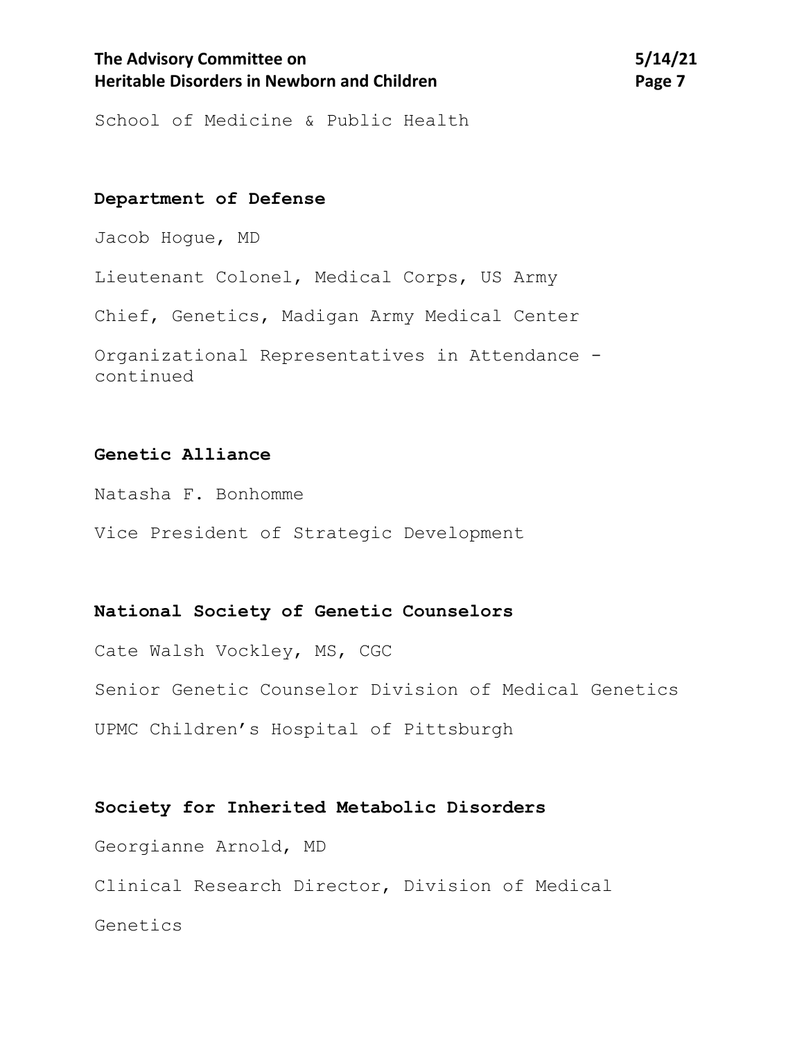School of Medicine & Public Health

**Department of Defense**

Jacob Hogue, MD

Lieutenant Colonel, Medical Corps, US Army

Chief, Genetics, Madigan Army Medical Center

Organizational Representatives in Attendance - continued

**Genetic Alliance**

Natasha F. Bonhomme

Vice President of Strategic Development

**National Society of Genetic Counselors**

Cate Walsh Vockley, MS, CGC

Senior Genetic Counselor Division of Medical Genetics

UPMC Children's Hospital of Pittsburgh

**Society for Inherited Metabolic Disorders**

Georgianne Arnold, MD

Clinical Research Director, Division of Medical Genetics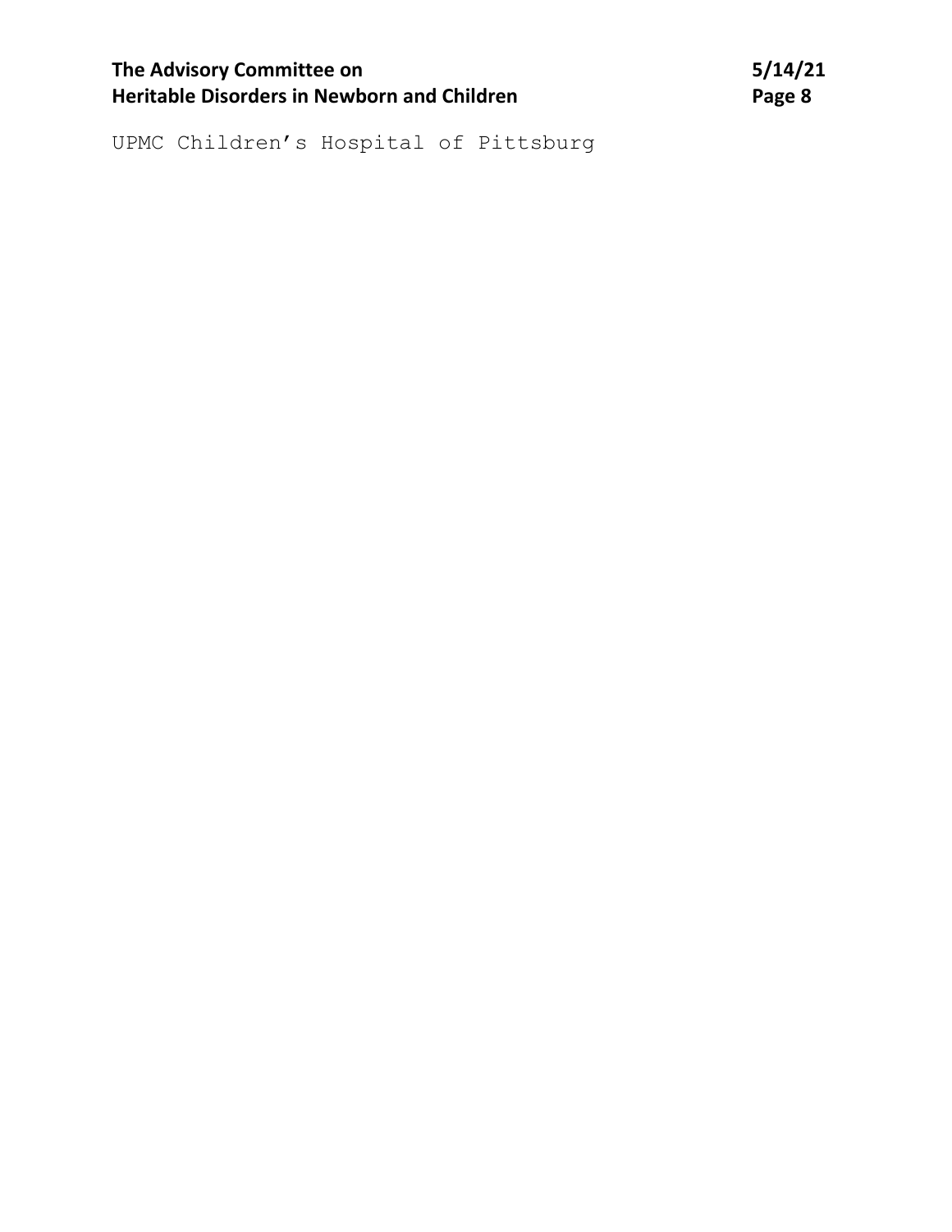UPMC Children’s Hospital of Pittsburg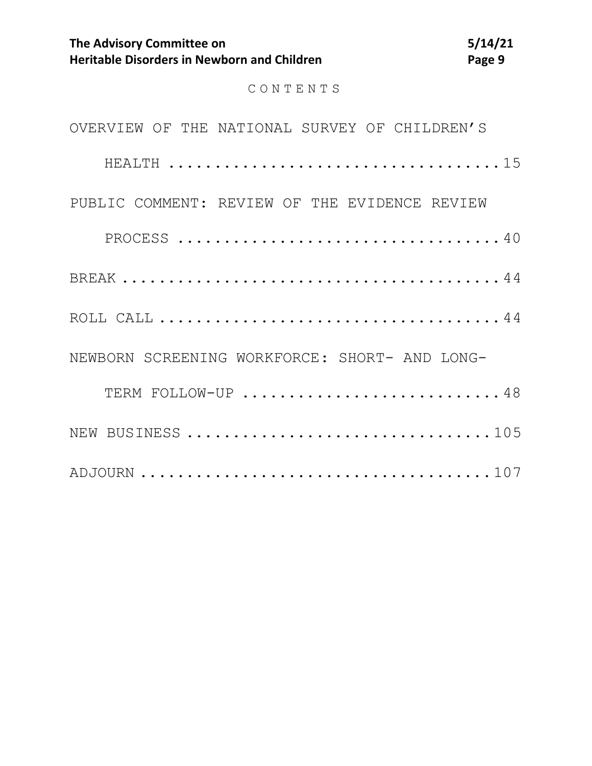C O N T E N T S

OVERVIEW OF THE NATIONAL SURVEY OF CHILDREN'S HEALTH .................................... 15

PUBLIC COMMENT: REVIEW OF THE EVIDENCE REVIEW PROCESS ................................... 40

BREAK ........................................ 44

ROLL CALL .................................... 44

NEWBORN SCREENING WORKFORCE: SHORT- AND LONG-TERM FOLLOW-UP ........................... 48

NEW BUSINESS ................................. 105

ADJOURN ...................................... 107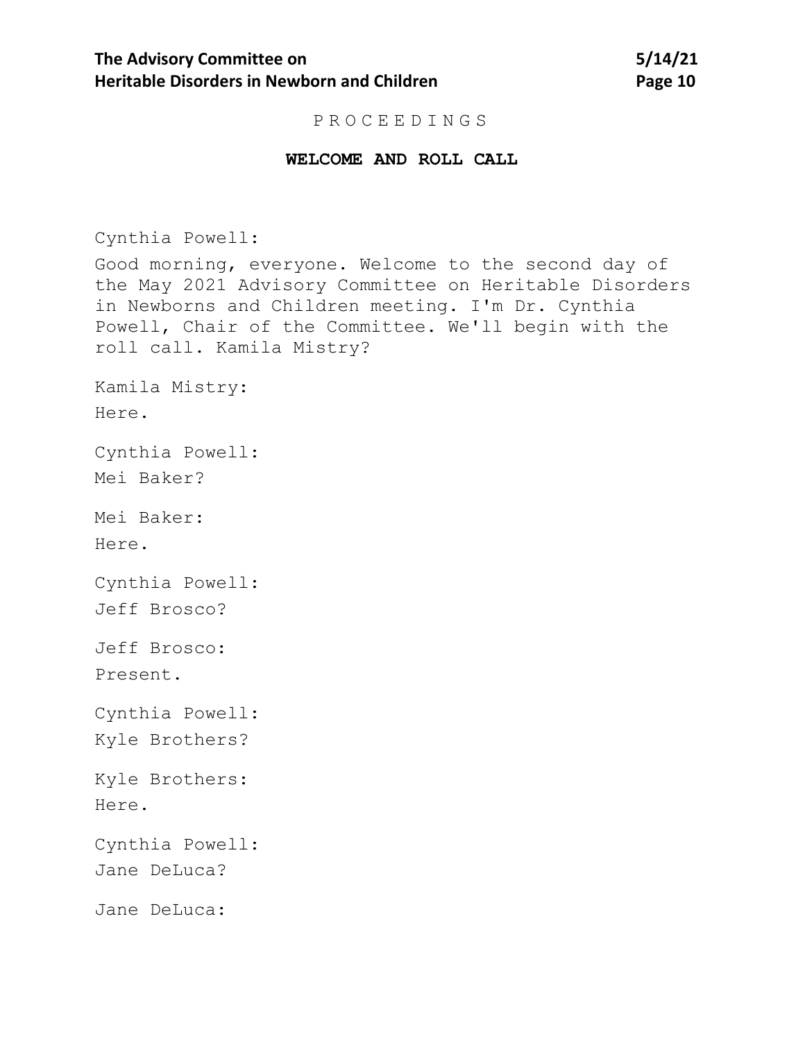P R O C E E D I N G S

**WELCOME AND ROLL CALL**

Cynthia Powell:

Good morning, everyone. Welcome to the second day of the May 2021 Advisory Committee on Heritable Disorders in Newborns and Children meeting. I'm Dr. Cynthia Powell, Chair of the Committee. We'll begin with the roll call. Kamila Mistry?

Kamila Mistry:

Here.

Cynthia Powell:

Mei Baker?

Mei Baker:

Here.

Cynthia Powell:

Jeff Brosco?

Jeff Brosco:

Present.

Cynthia Powell:

Kyle Brothers?

Kyle Brothers:

Here.

Cynthia Powell:

Jane DeLuca?

Jane DeLuca: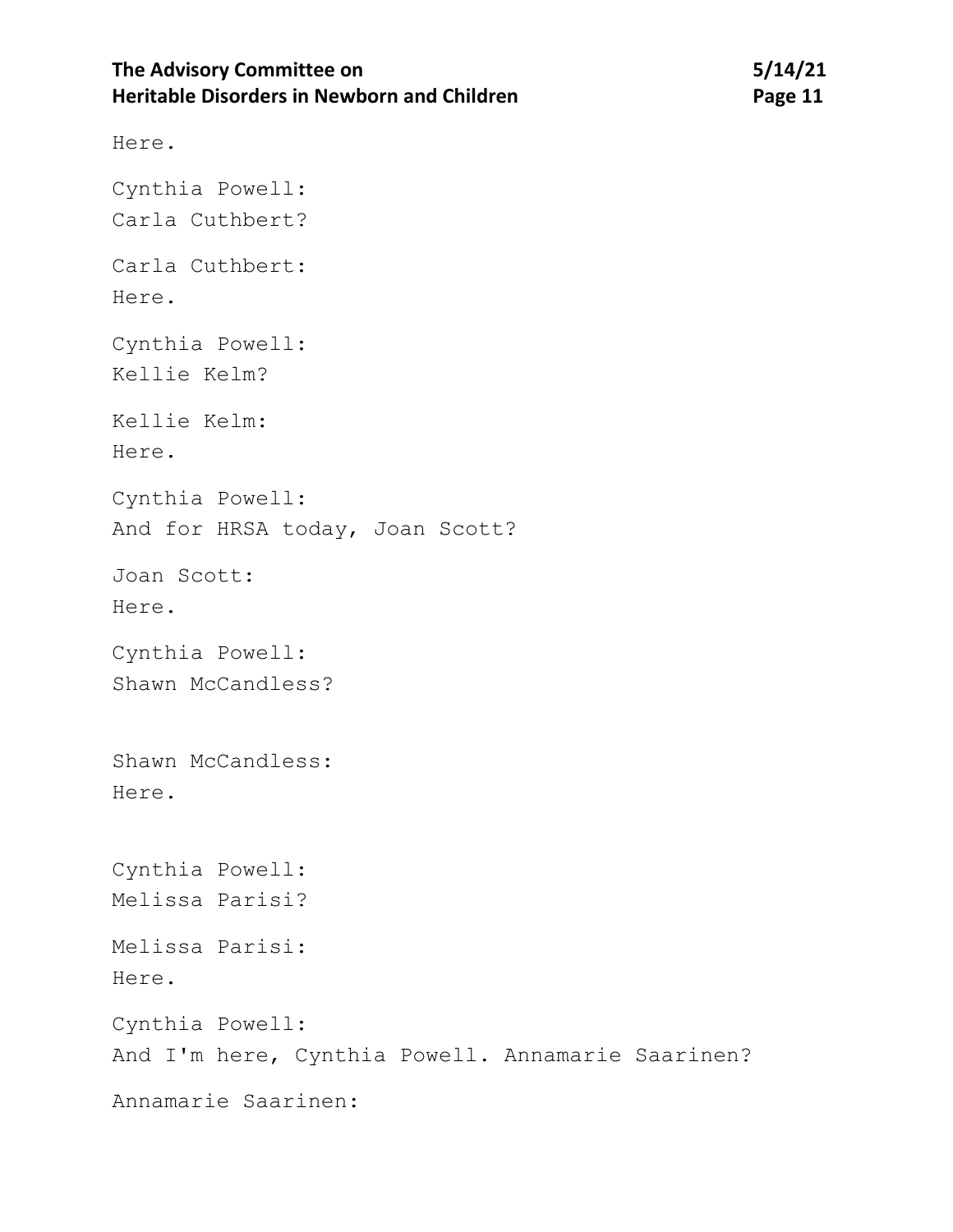Here.

Cynthia Powell:
Carla Cuthbert?

Carla Cuthbert:
Here.

Cynthia Powell:
Kellie Kelm?

Kellie Kelm:
Here.

Cynthia Powell:
And for HRSA today, Joan Scott?

Joan Scott:
Here.

Cynthia Powell:
Shawn McCandless?

Shawn McCandless:
Here.

Cynthia Powell:
Melissa Parisi?

Melissa Parisi:
Here.

Cynthia Powell:
And I'm here, Cynthia Powell. Annamarie Saarinen?

Annamarie Saarinen: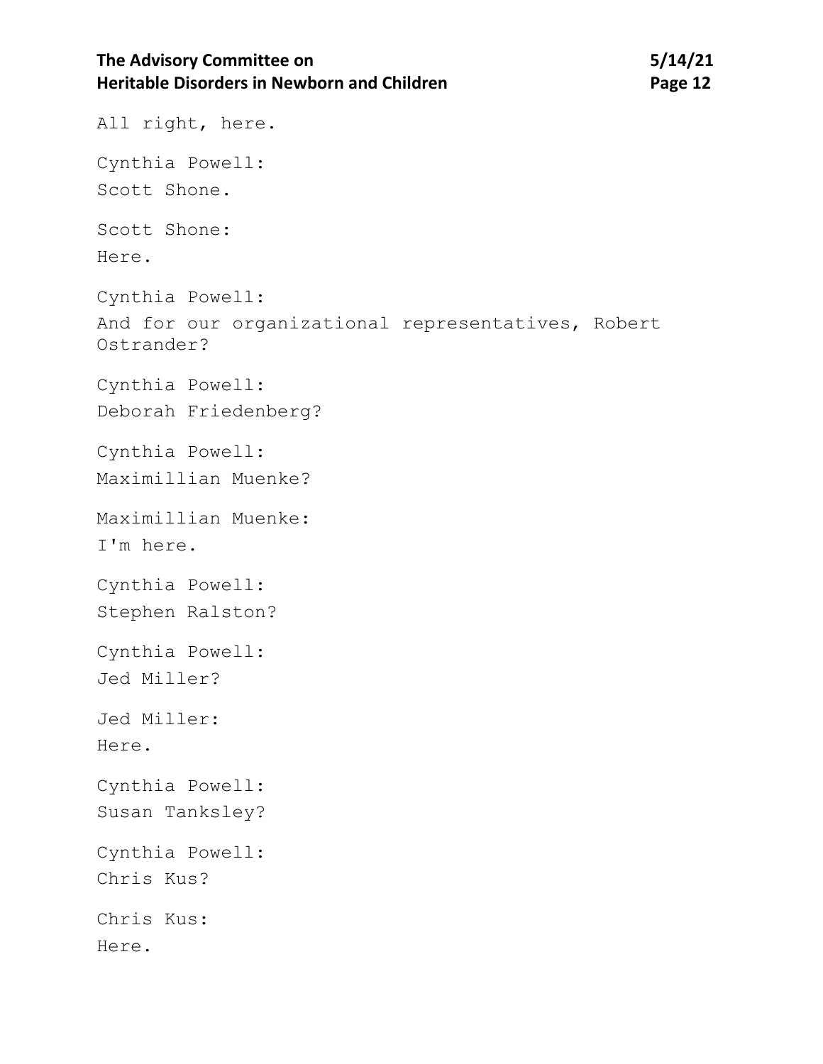All right, here.

Cynthia Powell:
Scott Shone.

Scott Shone:
Here.

Cynthia Powell:
And for our organizational representatives, Robert Ostrander?

Cynthia Powell:
Deborah Friedenberg?

Cynthia Powell:
Maximillian Muenke?

Maximillian Muenke:
I'm here.

Cynthia Powell:
Stephen Ralston?

Cynthia Powell:
Jed Miller?

Jed Miller:
Here.

Cynthia Powell:
Susan Tanksley?

Cynthia Powell:
Chris Kus?

Chris Kus:
Here.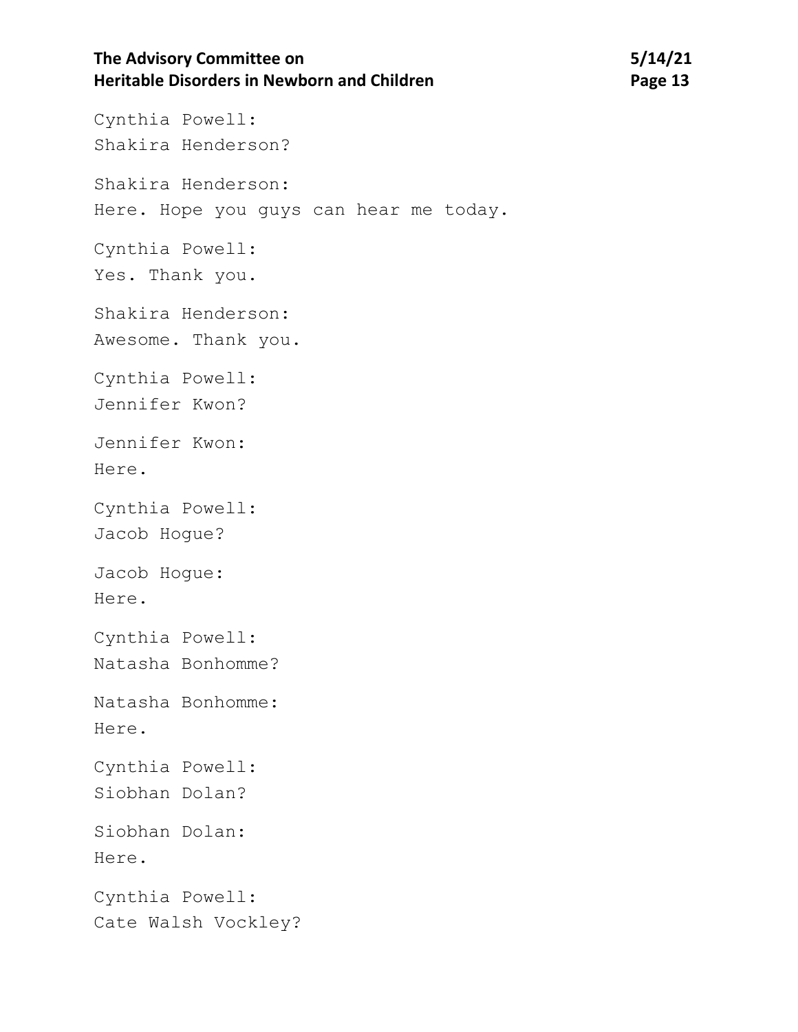Cynthia Powell:
Shakira Henderson?

Shakira Henderson:
Here. Hope you guys can hear me today.

Cynthia Powell:
Yes. Thank you.

Shakira Henderson:
Awesome. Thank you.

Cynthia Powell:
Jennifer Kwon?

Jennifer Kwon:
Here.

Cynthia Powell:
Jacob Hogue?

Jacob Hogue:
Here.

Cynthia Powell:
Natasha Bonhomme?

Natasha Bonhomme:
Here.

Cynthia Powell:
Siobhan Dolan?

Siobhan Dolan:
Here.

Cynthia Powell:
Cate Walsh Vockley?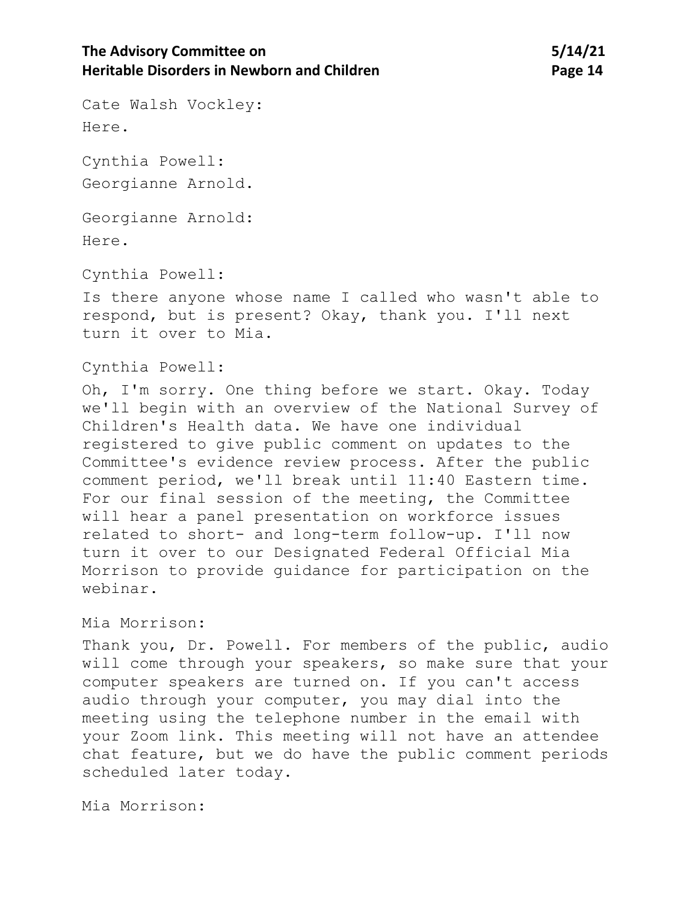Cate Walsh Vockley:

Here.

Cynthia Powell:

Georgianne Arnold.

Georgianne Arnold:

Here.

Cynthia Powell:

Is there anyone whose name I called who wasn't able to respond, but is present? Okay, thank you. I'll next turn it over to Mia.

Cynthia Powell:

Oh, I'm sorry. One thing before we start. Okay. Today we'll begin with an overview of the National Survey of Children's Health data. We have one individual registered to give public comment on updates to the Committee's evidence review process. After the public comment period, we'll break until 11:40 Eastern time. For our final session of the meeting, the Committee will hear a panel presentation on workforce issues related to short- and long-term follow-up. I'll now turn it over to our Designated Federal Official Mia Morrison to provide guidance for participation on the webinar.

Mia Morrison:

Thank you, Dr. Powell. For members of the public, audio will come through your speakers, so make sure that your computer speakers are turned on. If you can't access audio through your computer, you may dial into the meeting using the telephone number in the email with your Zoom link. This meeting will not have an attendee chat feature, but we do have the public comment periods scheduled later today.

Mia Morrison: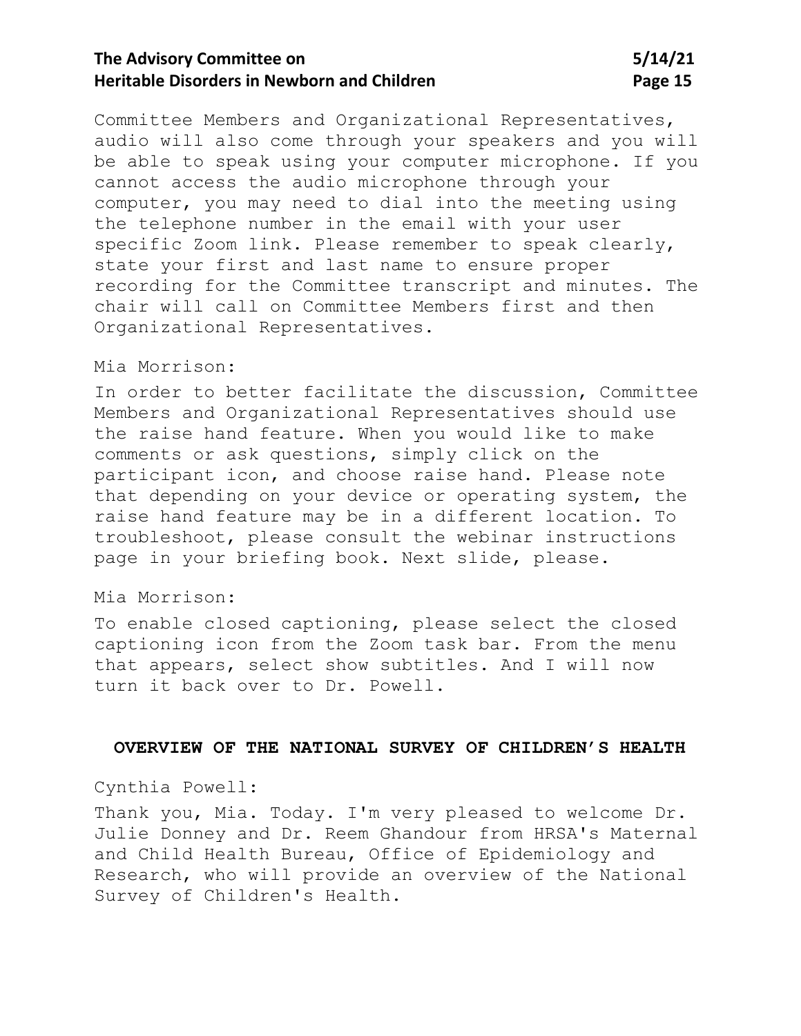Committee Members and Organizational Representatives, audio will also come through your speakers and you will be able to speak using your computer microphone. If you cannot access the audio microphone through your computer, you may need to dial into the meeting using the telephone number in the email with your user specific Zoom link. Please remember to speak clearly, state your first and last name to ensure proper recording for the Committee transcript and minutes. The chair will call on Committee Members first and then Organizational Representatives.

Mia Morrison:

In order to better facilitate the discussion, Committee Members and Organizational Representatives should use the raise hand feature. When you would like to make comments or ask questions, simply click on the participant icon, and choose raise hand. Please note that depending on your device or operating system, the raise hand feature may be in a different location. To troubleshoot, please consult the webinar instructions page in your briefing book. Next slide, please.

Mia Morrison:

To enable closed captioning, please select the closed captioning icon from the Zoom task bar. From the menu that appears, select show subtitles. And I will now turn it back over to Dr. Powell.

## OVERVIEW OF THE NATIONAL SURVEY OF CHILDREN'S HEALTH

Cynthia Powell:

Thank you, Mia. Today. I'm very pleased to welcome Dr. Julie Donney and Dr. Reem Ghandour from HRSA's Maternal and Child Health Bureau, Office of Epidemiology and Research, who will provide an overview of the National Survey of Children's Health.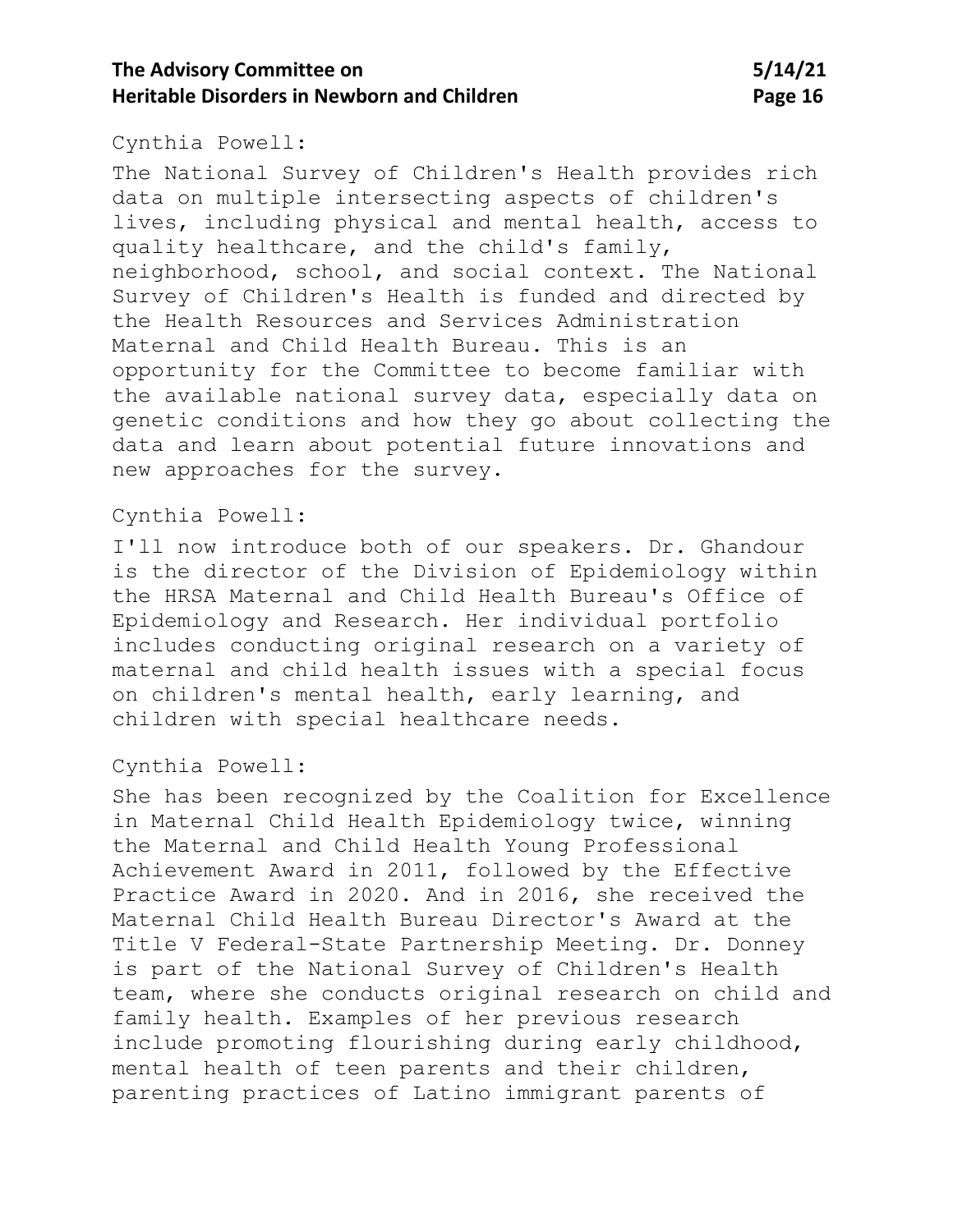Cynthia Powell:

The National Survey of Children's Health provides rich data on multiple intersecting aspects of children's lives, including physical and mental health, access to quality healthcare, and the child's family, neighborhood, school, and social context. The National Survey of Children's Health is funded and directed by the Health Resources and Services Administration Maternal and Child Health Bureau. This is an opportunity for the Committee to become familiar with the available national survey data, especially data on genetic conditions and how they go about collecting the data and learn about potential future innovations and new approaches for the survey.

Cynthia Powell:

I'll now introduce both of our speakers. Dr. Ghandour is the director of the Division of Epidemiology within the HRSA Maternal and Child Health Bureau's Office of Epidemiology and Research. Her individual portfolio includes conducting original research on a variety of maternal and child health issues with a special focus on children's mental health, early learning, and children with special healthcare needs.

Cynthia Powell:

She has been recognized by the Coalition for Excellence in Maternal Child Health Epidemiology twice, winning the Maternal and Child Health Young Professional Achievement Award in 2011, followed by the Effective Practice Award in 2020. And in 2016, she received the Maternal Child Health Bureau Director's Award at the Title V Federal-State Partnership Meeting. Dr. Donney is part of the National Survey of Children's Health team, where she conducts original research on child and family health. Examples of her previous research include promoting flourishing during early childhood, mental health of teen parents and their children, parenting practices of Latino immigrant parents of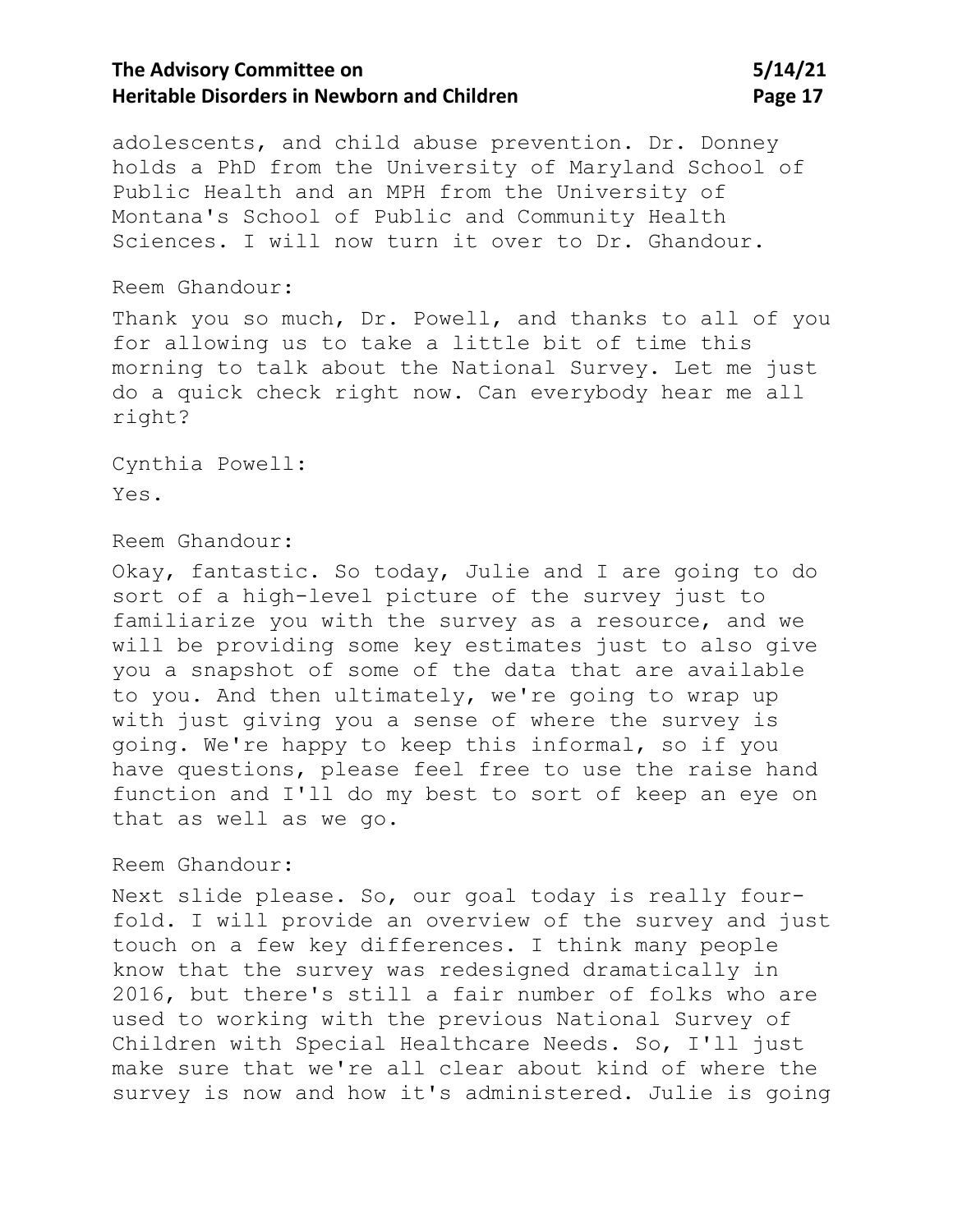adolescents, and child abuse prevention. Dr. Donney holds a PhD from the University of Maryland School of Public Health and an MPH from the University of Montana's School of Public and Community Health Sciences. I will now turn it over to Dr. Ghandour.

Reem Ghandour:

Thank you so much, Dr. Powell, and thanks to all of you for allowing us to take a little bit of time this morning to talk about the National Survey. Let me just do a quick check right now. Can everybody hear me all right?

Cynthia Powell:

Yes.

Reem Ghandour:

Okay, fantastic. So today, Julie and I are going to do sort of a high-level picture of the survey just to familiarize you with the survey as a resource, and we will be providing some key estimates just to also give you a snapshot of some of the data that are available to you. And then ultimately, we're going to wrap up with just giving you a sense of where the survey is going. We're happy to keep this informal, so if you have questions, please feel free to use the raise hand function and I'll do my best to sort of keep an eye on that as well as we go.

Reem Ghandour:

Next slide please. So, our goal today is really four-fold. I will provide an overview of the survey and just touch on a few key differences. I think many people know that the survey was redesigned dramatically in 2016, but there's still a fair number of folks who are used to working with the previous National Survey of Children with Special Healthcare Needs. So, I'll just make sure that we're all clear about kind of where the survey is now and how it's administered. Julie is going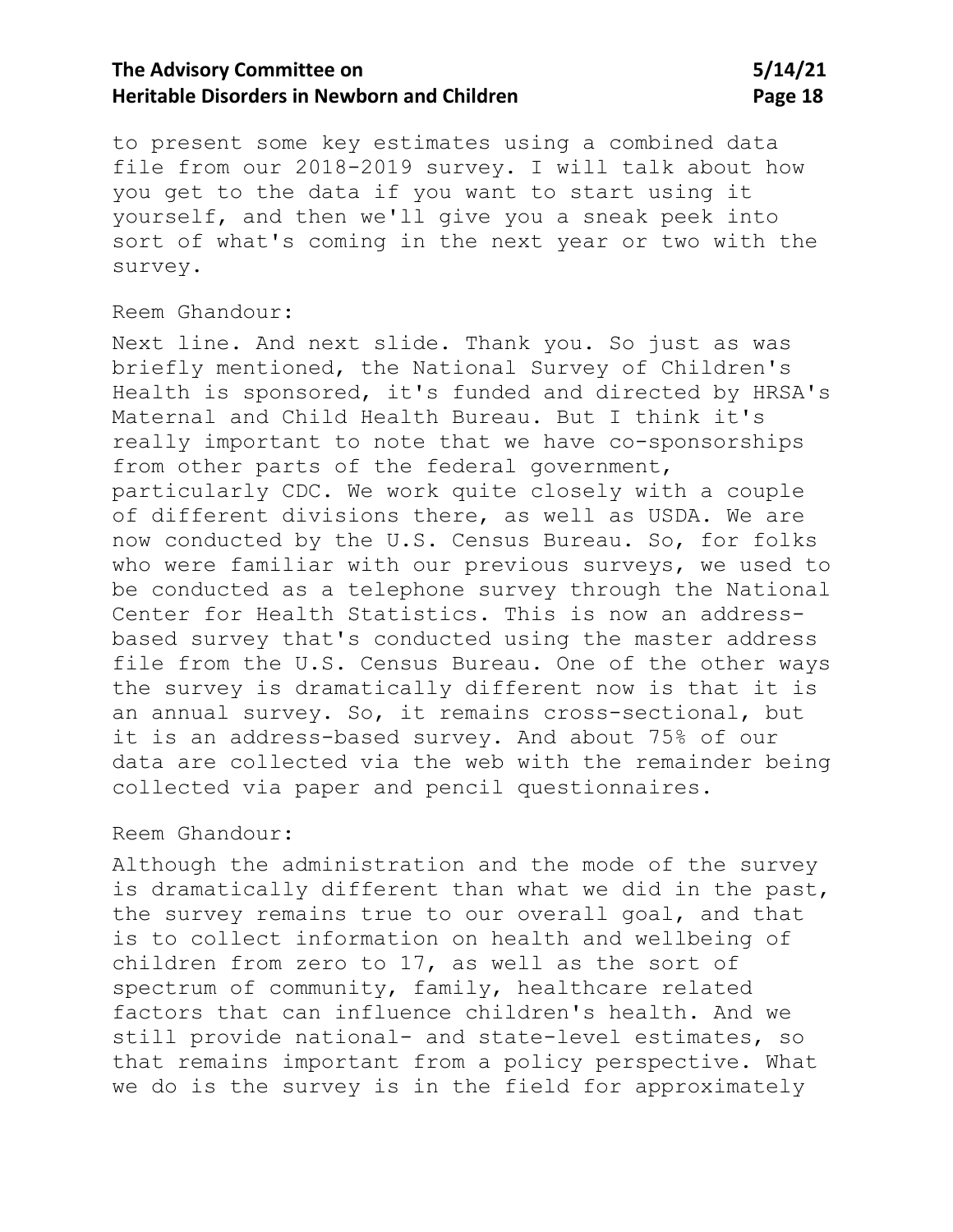to present some key estimates using a combined data file from our 2018-2019 survey. I will talk about how you get to the data if you want to start using it yourself, and then we'll give you a sneak peek into sort of what's coming in the next year or two with the survey.

Reem Ghandour:

Next line. And next slide. Thank you. So just as was briefly mentioned, the National Survey of Children's Health is sponsored, it's funded and directed by HRSA's Maternal and Child Health Bureau. But I think it's really important to note that we have co-sponsorships from other parts of the federal government, particularly CDC. We work quite closely with a couple of different divisions there, as well as USDA. We are now conducted by the U.S. Census Bureau. So, for folks who were familiar with our previous surveys, we used to be conducted as a telephone survey through the National Center for Health Statistics. This is now an address-based survey that's conducted using the master address file from the U.S. Census Bureau. One of the other ways the survey is dramatically different now is that it is an annual survey. So, it remains cross-sectional, but it is an address-based survey. And about 75% of our data are collected via the web with the remainder being collected via paper and pencil questionnaires.

Reem Ghandour:

Although the administration and the mode of the survey is dramatically different than what we did in the past, the survey remains true to our overall goal, and that is to collect information on health and wellbeing of children from zero to 17, as well as the sort of spectrum of community, family, healthcare related factors that can influence children's health. And we still provide national- and state-level estimates, so that remains important from a policy perspective. What we do is the survey is in the field for approximately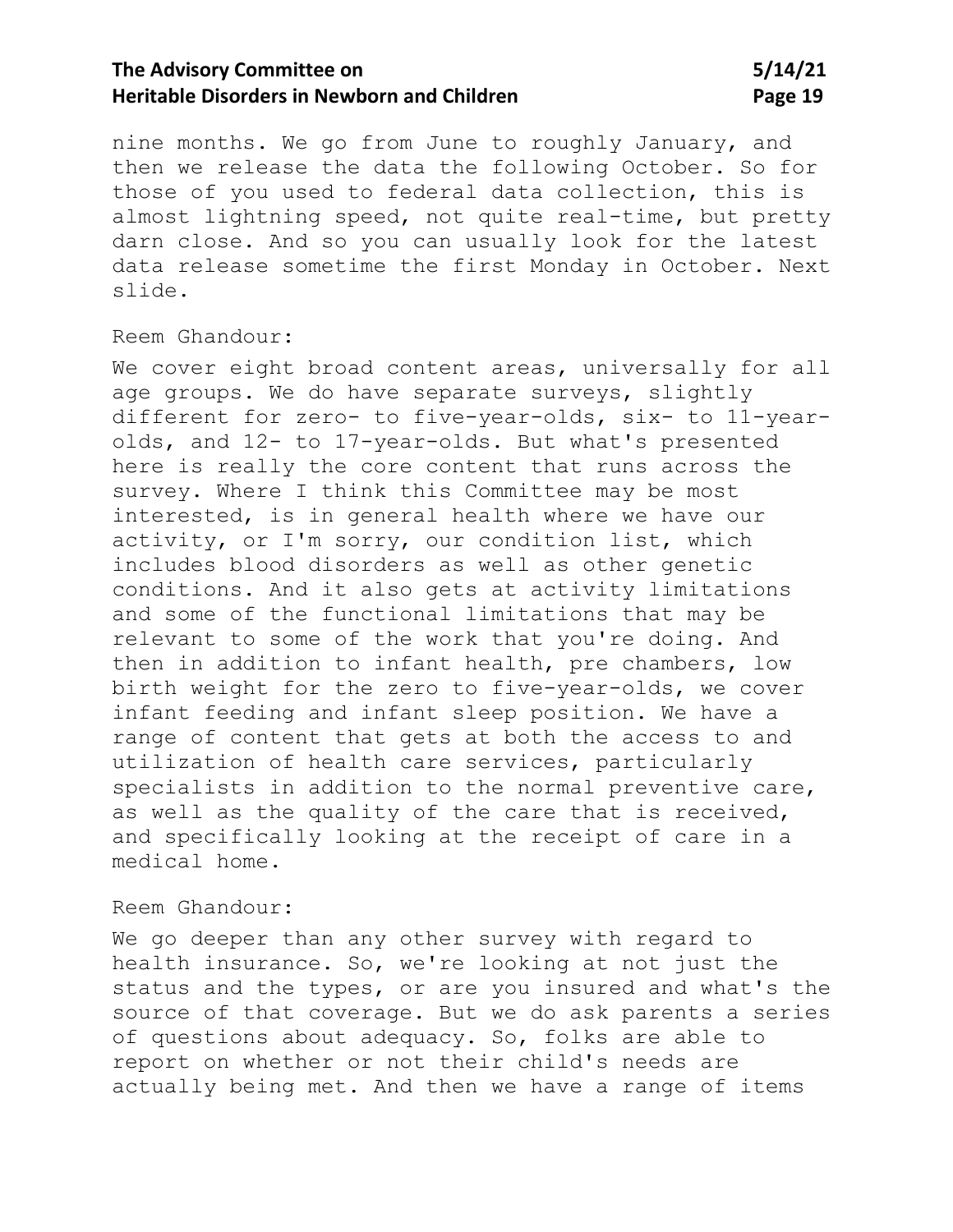nine months. We go from June to roughly January, and then we release the data the following October. So for those of you used to federal data collection, this is almost lightning speed, not quite real-time, but pretty darn close. And so you can usually look for the latest data release sometime the first Monday in October. Next slide.

Reem Ghandour:

We cover eight broad content areas, universally for all age groups. We do have separate surveys, slightly different for zero- to five-year-olds, six- to 11-year-olds, and 12- to 17-year-olds. But what's presented here is really the core content that runs across the survey. Where I think this Committee may be most interested, is in general health where we have our activity, or I'm sorry, our condition list, which includes blood disorders as well as other genetic conditions. And it also gets at activity limitations and some of the functional limitations that may be relevant to some of the work that you're doing. And then in addition to infant health, pre chambers, low birth weight for the zero to five-year-olds, we cover infant feeding and infant sleep position. We have a range of content that gets at both the access to and utilization of health care services, particularly specialists in addition to the normal preventive care, as well as the quality of the care that is received, and specifically looking at the receipt of care in a medical home.

Reem Ghandour:

We go deeper than any other survey with regard to health insurance. So, we're looking at not just the status and the types, or are you insured and what's the source of that coverage. But we do ask parents a series of questions about adequacy. So, folks are able to report on whether or not their child's needs are actually being met. And then we have a range of items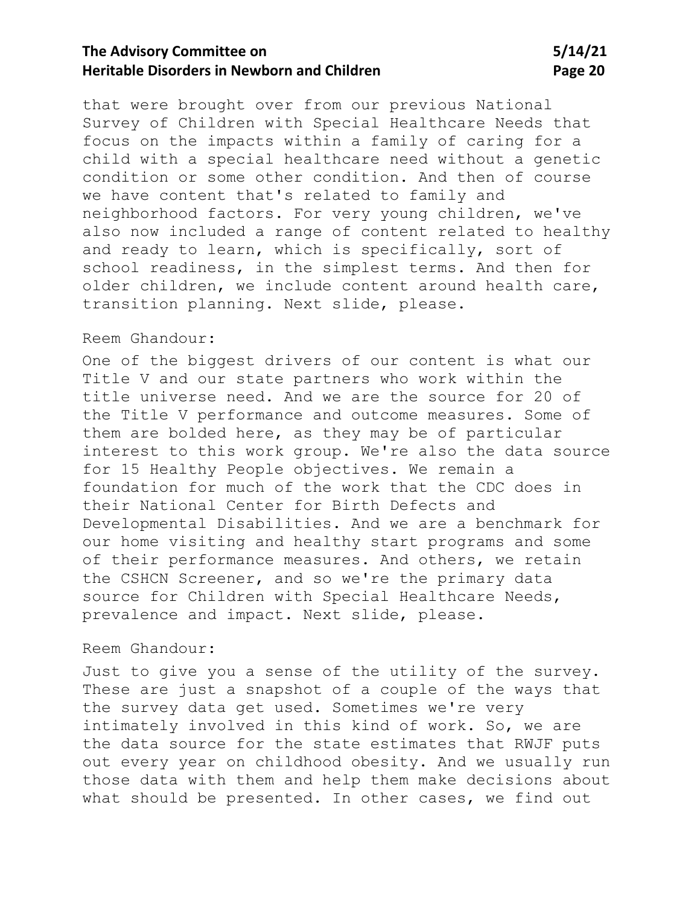that were brought over from our previous National Survey of Children with Special Healthcare Needs that focus on the impacts within a family of caring for a child with a special healthcare need without a genetic condition or some other condition. And then of course we have content that's related to family and neighborhood factors. For very young children, we've also now included a range of content related to healthy and ready to learn, which is specifically, sort of school readiness, in the simplest terms. And then for older children, we include content around health care, transition planning. Next slide, please.

Reem Ghandour:

One of the biggest drivers of our content is what our Title V and our state partners who work within the title universe need. And we are the source for 20 of the Title V performance and outcome measures. Some of them are bolded here, as they may be of particular interest to this work group. We're also the data source for 15 Healthy People objectives. We remain a foundation for much of the work that the CDC does in their National Center for Birth Defects and Developmental Disabilities. And we are a benchmark for our home visiting and healthy start programs and some of their performance measures. And others, we retain the CSHCN Screener, and so we're the primary data source for Children with Special Healthcare Needs, prevalence and impact. Next slide, please.

Reem Ghandour:

Just to give you a sense of the utility of the survey. These are just a snapshot of a couple of the ways that the survey data get used. Sometimes we're very intimately involved in this kind of work. So, we are the data source for the state estimates that RWJF puts out every year on childhood obesity. And we usually run those data with them and help them make decisions about what should be presented. In other cases, we find out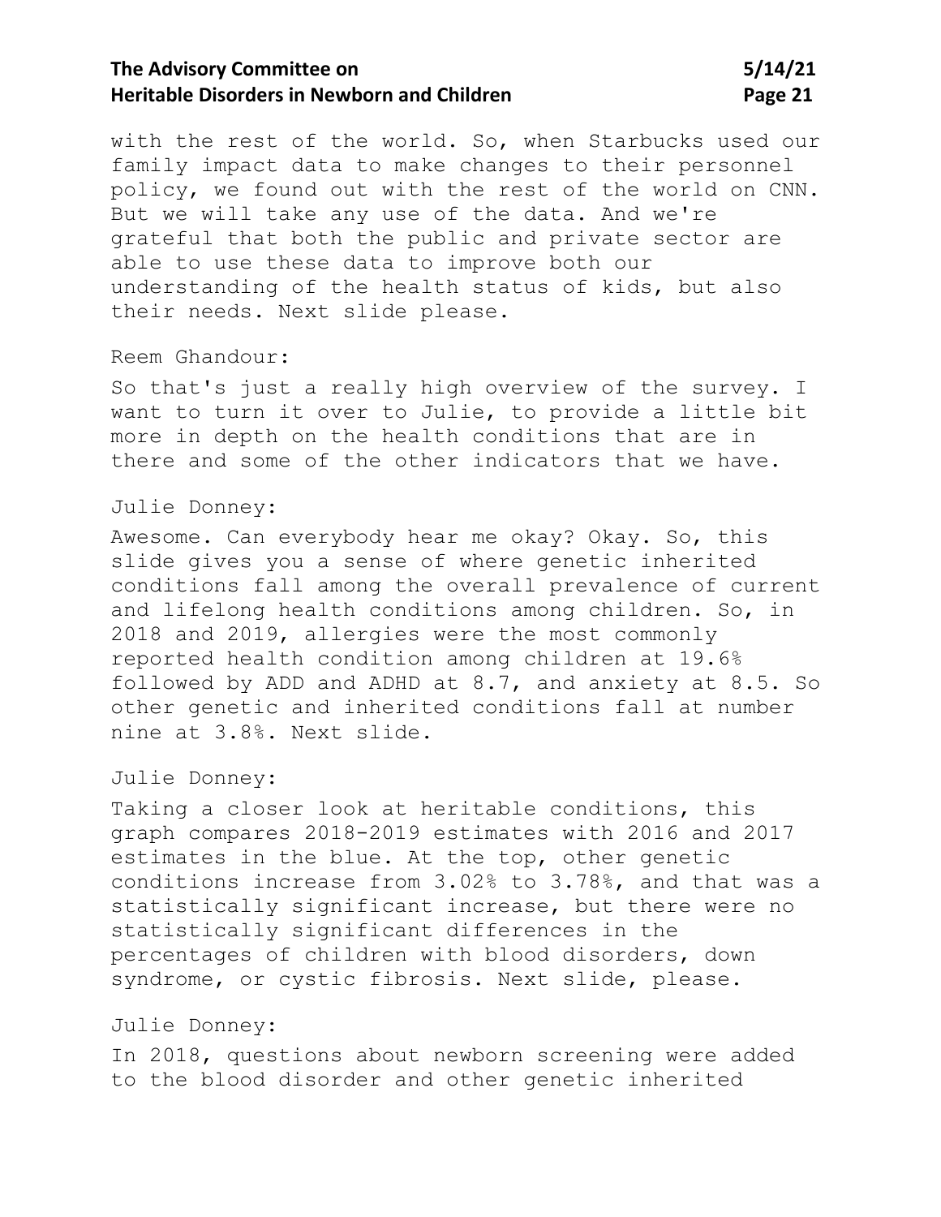with the rest of the world. So, when Starbucks used our family impact data to make changes to their personnel policy, we found out with the rest of the world on CNN. But we will take any use of the data. And we're grateful that both the public and private sector are able to use these data to improve both our understanding of the health status of kids, but also their needs. Next slide please.

Reem Ghandour:

So that's just a really high overview of the survey. I want to turn it over to Julie, to provide a little bit more in depth on the health conditions that are in there and some of the other indicators that we have.

Julie Donney:

Awesome. Can everybody hear me okay? Okay. So, this slide gives you a sense of where genetic inherited conditions fall among the overall prevalence of current and lifelong health conditions among children. So, in 2018 and 2019, allergies were the most commonly reported health condition among children at 19.6% followed by ADD and ADHD at 8.7, and anxiety at 8.5. So other genetic and inherited conditions fall at number nine at 3.8%. Next slide.

Julie Donney:

Taking a closer look at heritable conditions, this graph compares 2018-2019 estimates with 2016 and 2017 estimates in the blue. At the top, other genetic conditions increase from 3.02% to 3.78%, and that was a statistically significant increase, but there were no statistically significant differences in the percentages of children with blood disorders, down syndrome, or cystic fibrosis. Next slide, please.

Julie Donney:

In 2018, questions about newborn screening were added to the blood disorder and other genetic inherited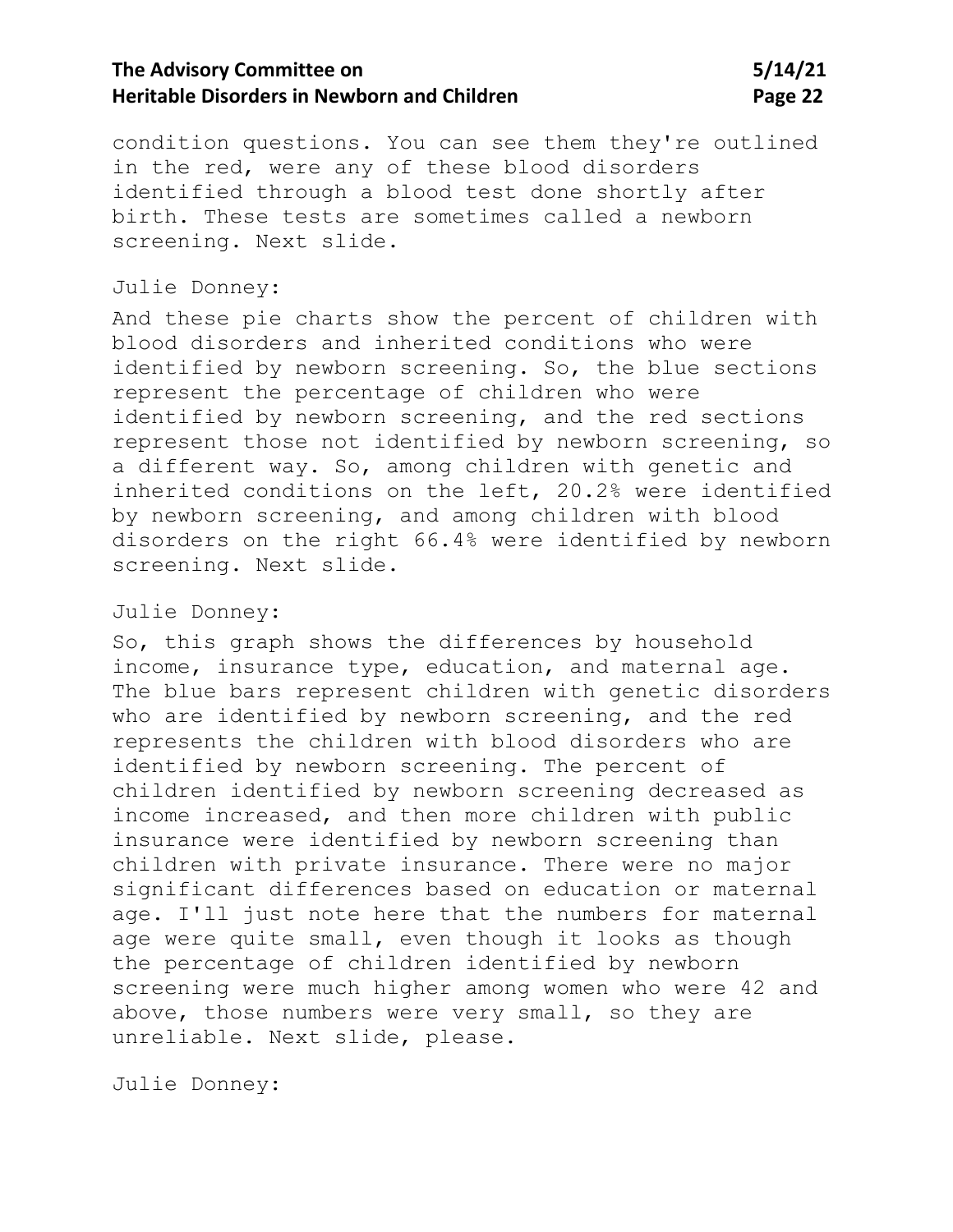condition questions. You can see them they're outlined in the red, were any of these blood disorders identified through a blood test done shortly after birth. These tests are sometimes called a newborn screening. Next slide.

Julie Donney:

And these pie charts show the percent of children with blood disorders and inherited conditions who were identified by newborn screening. So, the blue sections represent the percentage of children who were identified by newborn screening, and the red sections represent those not identified by newborn screening, so a different way. So, among children with genetic and inherited conditions on the left, 20.2% were identified by newborn screening, and among children with blood disorders on the right 66.4% were identified by newborn screening. Next slide.

Julie Donney:

So, this graph shows the differences by household income, insurance type, education, and maternal age. The blue bars represent children with genetic disorders who are identified by newborn screening, and the red represents the children with blood disorders who are identified by newborn screening. The percent of children identified by newborn screening decreased as income increased, and then more children with public insurance were identified by newborn screening than children with private insurance. There were no major significant differences based on education or maternal age. I'll just note here that the numbers for maternal age were quite small, even though it looks as though the percentage of children identified by newborn screening were much higher among women who were 42 and above, those numbers were very small, so they are unreliable. Next slide, please.

Julie Donney: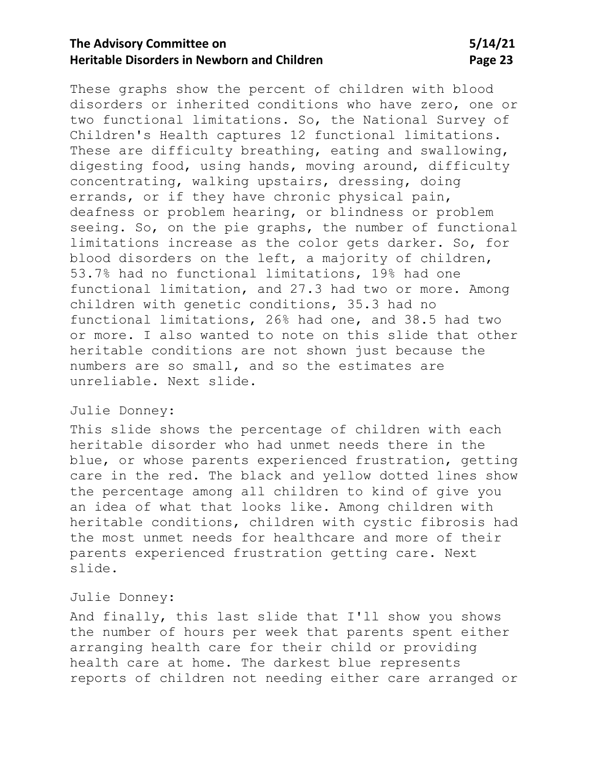These graphs show the percent of children with blood disorders or inherited conditions who have zero, one or two functional limitations. So, the National Survey of Children's Health captures 12 functional limitations. These are difficulty breathing, eating and swallowing, digesting food, using hands, moving around, difficulty concentrating, walking upstairs, dressing, doing errands, or if they have chronic physical pain, deafness or problem hearing, or blindness or problem seeing. So, on the pie graphs, the number of functional limitations increase as the color gets darker. So, for blood disorders on the left, a majority of children, 53.7% had no functional limitations, 19% had one functional limitation, and 27.3 had two or more. Among children with genetic conditions, 35.3 had no functional limitations, 26% had one, and 38.5 had two or more. I also wanted to note on this slide that other heritable conditions are not shown just because the numbers are so small, and so the estimates are unreliable. Next slide.

Julie Donney:

This slide shows the percentage of children with each heritable disorder who had unmet needs there in the blue, or whose parents experienced frustration, getting care in the red. The black and yellow dotted lines show the percentage among all children to kind of give you an idea of what that looks like. Among children with heritable conditions, children with cystic fibrosis had the most unmet needs for healthcare and more of their parents experienced frustration getting care. Next slide.

Julie Donney:

And finally, this last slide that I'll show you shows the number of hours per week that parents spent either arranging health care for their child or providing health care at home. The darkest blue represents reports of children not needing either care arranged or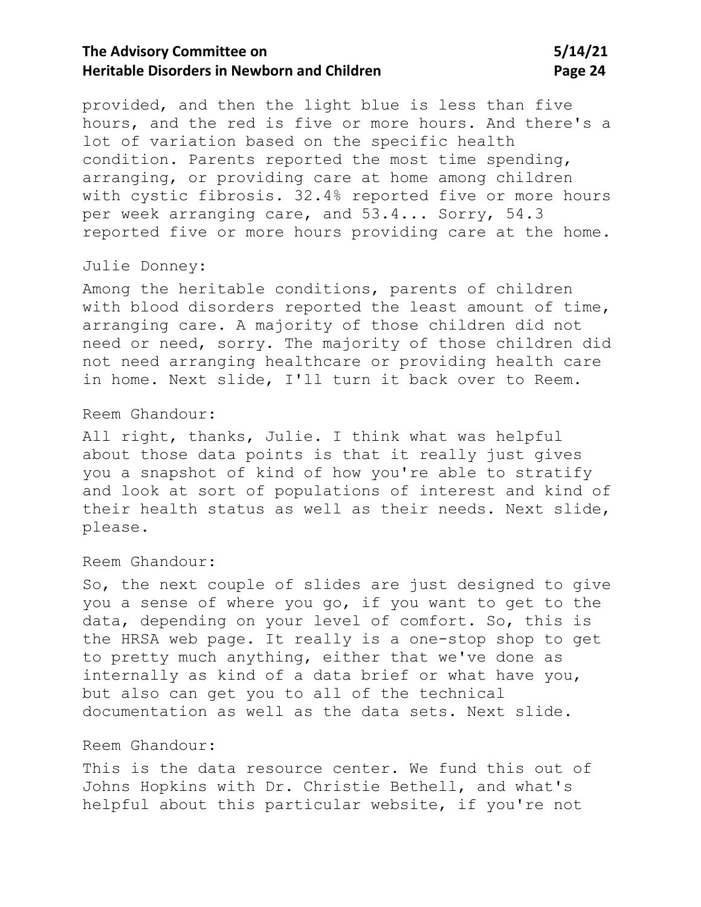provided, and then the light blue is less than five hours, and the red is five or more hours. And there's a lot of variation based on the specific health condition. Parents reported the most time spending, arranging, or providing care at home among children with cystic fibrosis. 32.4% reported five or more hours per week arranging care, and 53.4... Sorry, 54.3 reported five or more hours providing care at the home.

Julie Donney:

Among the heritable conditions, parents of children with blood disorders reported the least amount of time, arranging care. A majority of those children did not need or need, sorry. The majority of those children did not need arranging healthcare or providing health care in home. Next slide, I'll turn it back over to Reem.

Reem Ghandour:

All right, thanks, Julie. I think what was helpful about those data points is that it really just gives you a snapshot of kind of how you're able to stratify and look at sort of populations of interest and kind of their health status as well as their needs. Next slide, please.

Reem Ghandour:

So, the next couple of slides are just designed to give you a sense of where you go, if you want to get to the data, depending on your level of comfort. So, this is the HRSA web page. It really is a one-stop shop to get to pretty much anything, either that we've done as internally as kind of a data brief or what have you, but also can get you to all of the technical documentation as well as the data sets. Next slide.

Reem Ghandour:

This is the data resource center. We fund this out of Johns Hopkins with Dr. Christie Bethell, and what's helpful about this particular website, if you're not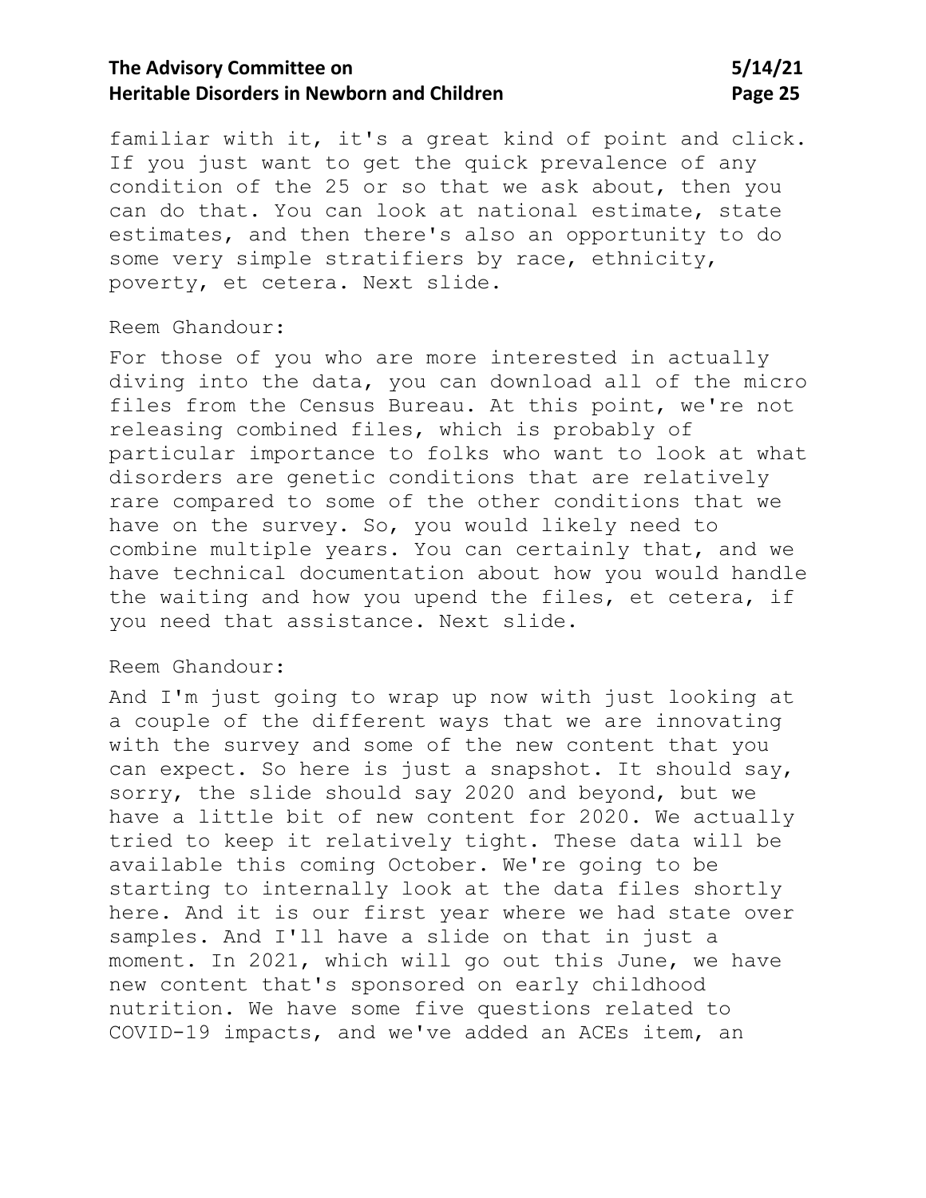familiar with it, it's a great kind of point and click. If you just want to get the quick prevalence of any condition of the 25 or so that we ask about, then you can do that. You can look at national estimate, state estimates, and then there's also an opportunity to do some very simple stratifiers by race, ethnicity, poverty, et cetera. Next slide.

Reem Ghandour:

For those of you who are more interested in actually diving into the data, you can download all of the micro files from the Census Bureau. At this point, we're not releasing combined files, which is probably of particular importance to folks who want to look at what disorders are genetic conditions that are relatively rare compared to some of the other conditions that we have on the survey. So, you would likely need to combine multiple years. You can certainly that, and we have technical documentation about how you would handle the waiting and how you upend the files, et cetera, if you need that assistance. Next slide.

Reem Ghandour:

And I'm just going to wrap up now with just looking at a couple of the different ways that we are innovating with the survey and some of the new content that you can expect. So here is just a snapshot. It should say, sorry, the slide should say 2020 and beyond, but we have a little bit of new content for 2020. We actually tried to keep it relatively tight. These data will be available this coming October. We're going to be starting to internally look at the data files shortly here. And it is our first year where we had state over samples. And I'll have a slide on that in just a moment. In 2021, which will go out this June, we have new content that's sponsored on early childhood nutrition. We have some five questions related to COVID-19 impacts, and we've added an ACEs item, an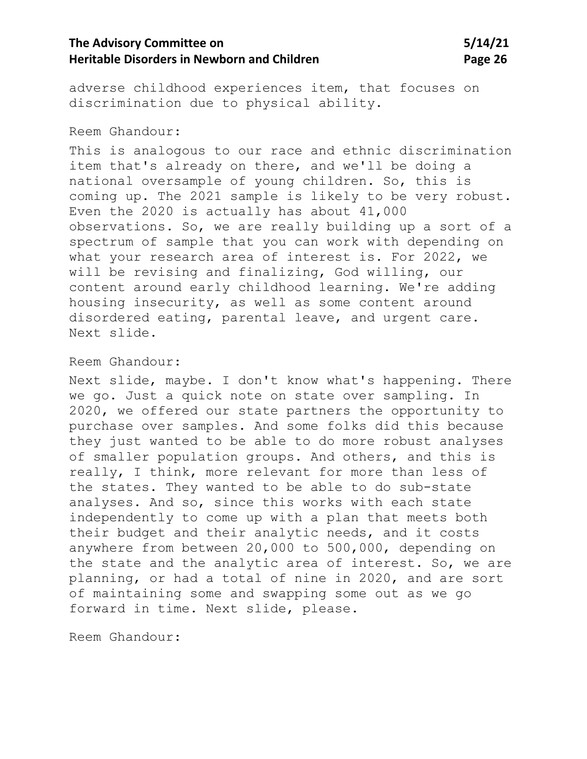adverse childhood experiences item, that focuses on discrimination due to physical ability.

Reem Ghandour:

This is analogous to our race and ethnic discrimination item that's already on there, and we'll be doing a national oversample of young children. So, this is coming up. The 2021 sample is likely to be very robust. Even the 2020 is actually has about 41,000 observations. So, we are really building up a sort of a spectrum of sample that you can work with depending on what your research area of interest is. For 2022, we will be revising and finalizing, God willing, our content around early childhood learning. We're adding housing insecurity, as well as some content around disordered eating, parental leave, and urgent care. Next slide.

Reem Ghandour:

Next slide, maybe. I don't know what's happening. There we go. Just a quick note on state over sampling. In 2020, we offered our state partners the opportunity to purchase over samples. And some folks did this because they just wanted to be able to do more robust analyses of smaller population groups. And others, and this is really, I think, more relevant for more than less of the states. They wanted to be able to do sub-state analyses. And so, since this works with each state independently to come up with a plan that meets both their budget and their analytic needs, and it costs anywhere from between 20,000 to 500,000, depending on the state and the analytic area of interest. So, we are planning, or had a total of nine in 2020, and are sort of maintaining some and swapping some out as we go forward in time. Next slide, please.

Reem Ghandour: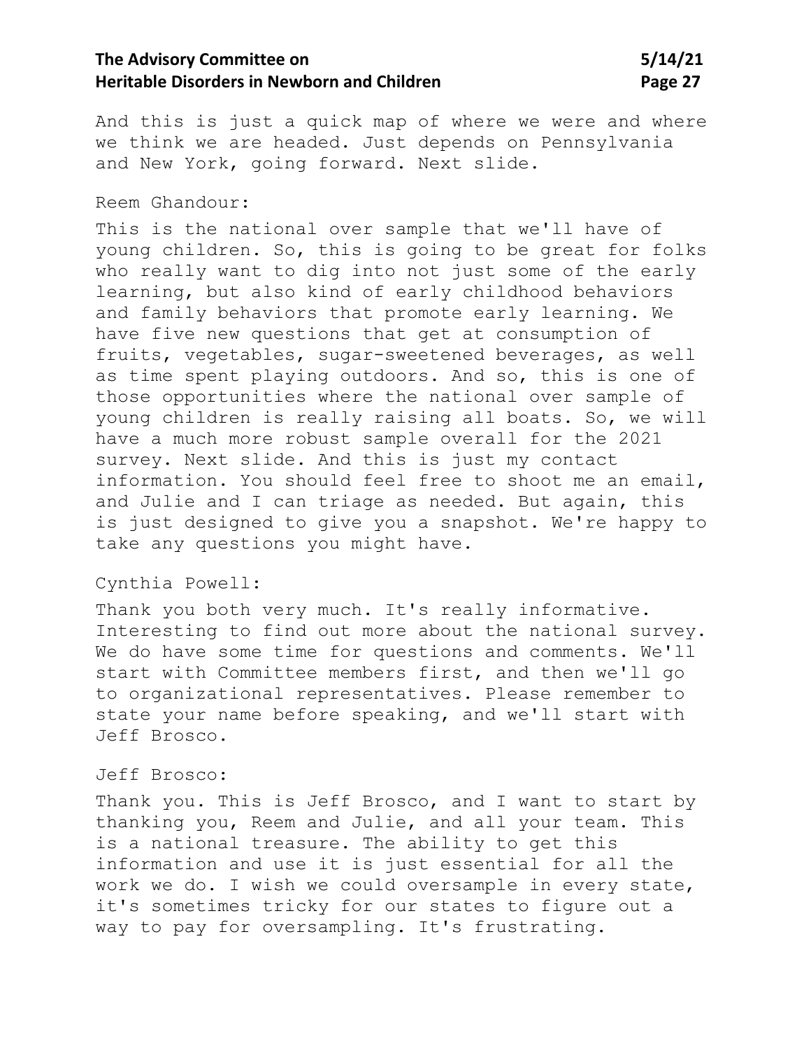And this is just a quick map of where we were and where we think we are headed. Just depends on Pennsylvania and New York, going forward. Next slide.

Reem Ghandour:

This is the national over sample that we'll have of young children. So, this is going to be great for folks who really want to dig into not just some of the early learning, but also kind of early childhood behaviors and family behaviors that promote early learning. We have five new questions that get at consumption of fruits, vegetables, sugar-sweetened beverages, as well as time spent playing outdoors. And so, this is one of those opportunities where the national over sample of young children is really raising all boats. So, we will have a much more robust sample overall for the 2021 survey. Next slide. And this is just my contact information. You should feel free to shoot me an email, and Julie and I can triage as needed. But again, this is just designed to give you a snapshot. We're happy to take any questions you might have.

Cynthia Powell:

Thank you both very much. It's really informative. Interesting to find out more about the national survey. We do have some time for questions and comments. We'll start with Committee members first, and then we'll go to organizational representatives. Please remember to state your name before speaking, and we'll start with Jeff Brosco.

Jeff Brosco:

Thank you. This is Jeff Brosco, and I want to start by thanking you, Reem and Julie, and all your team. This is a national treasure. The ability to get this information and use it is just essential for all the work we do. I wish we could oversample in every state, it's sometimes tricky for our states to figure out a way to pay for oversampling. It's frustrating.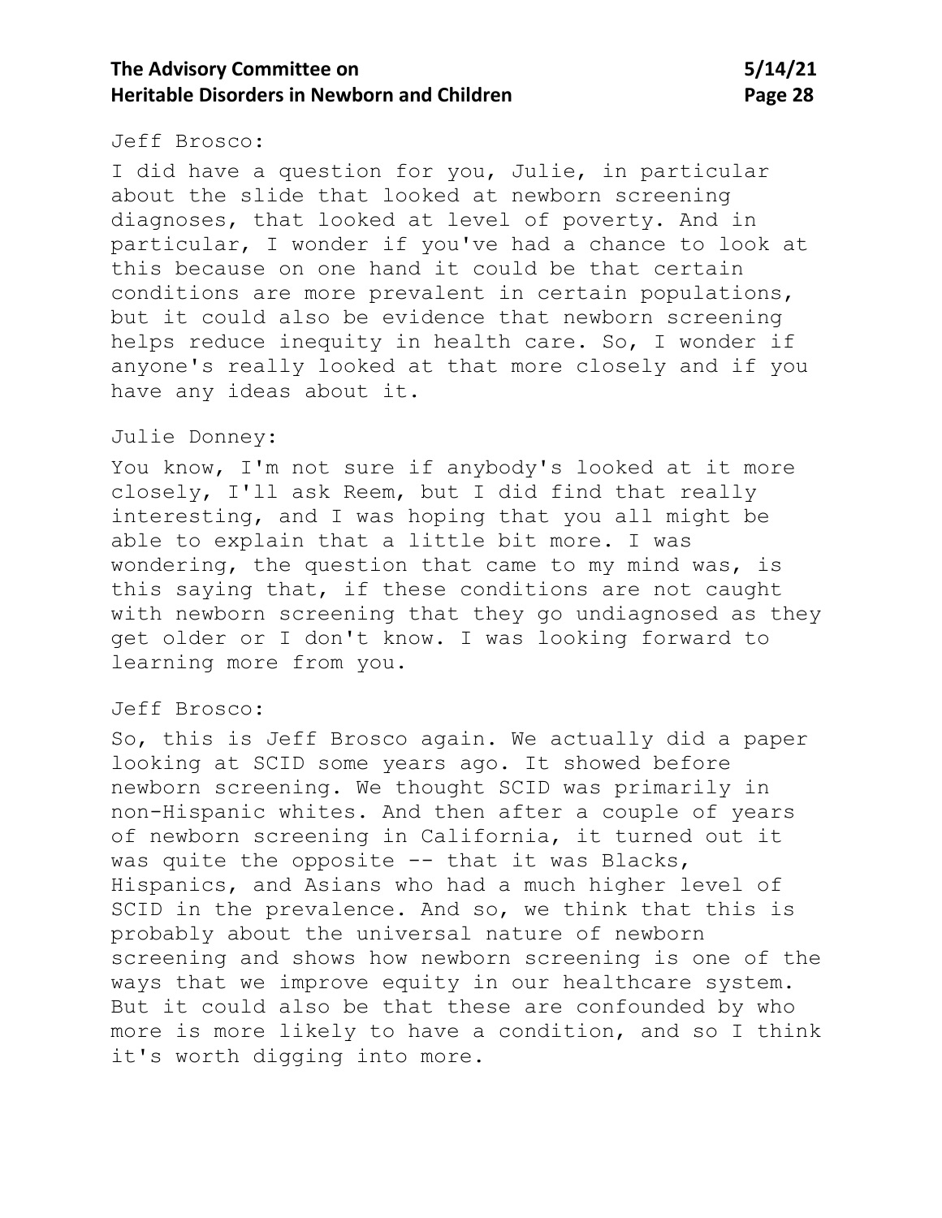Jeff Brosco:

I did have a question for you, Julie, in particular about the slide that looked at newborn screening diagnoses, that looked at level of poverty. And in particular, I wonder if you've had a chance to look at this because on one hand it could be that certain conditions are more prevalent in certain populations, but it could also be evidence that newborn screening helps reduce inequity in health care. So, I wonder if anyone's really looked at that more closely and if you have any ideas about it.

Julie Donney:

You know, I'm not sure if anybody's looked at it more closely, I'll ask Reem, but I did find that really interesting, and I was hoping that you all might be able to explain that a little bit more. I was wondering, the question that came to my mind was, is this saying that, if these conditions are not caught with newborn screening that they go undiagnosed as they get older or I don't know. I was looking forward to learning more from you.

Jeff Brosco:

So, this is Jeff Brosco again. We actually did a paper looking at SCID some years ago. It showed before newborn screening. We thought SCID was primarily in non-Hispanic whites. And then after a couple of years of newborn screening in California, it turned out it was quite the opposite -- that it was Blacks, Hispanics, and Asians who had a much higher level of SCID in the prevalence. And so, we think that this is probably about the universal nature of newborn screening and shows how newborn screening is one of the ways that we improve equity in our healthcare system. But it could also be that these are confounded by who more is more likely to have a condition, and so I think it's worth digging into more.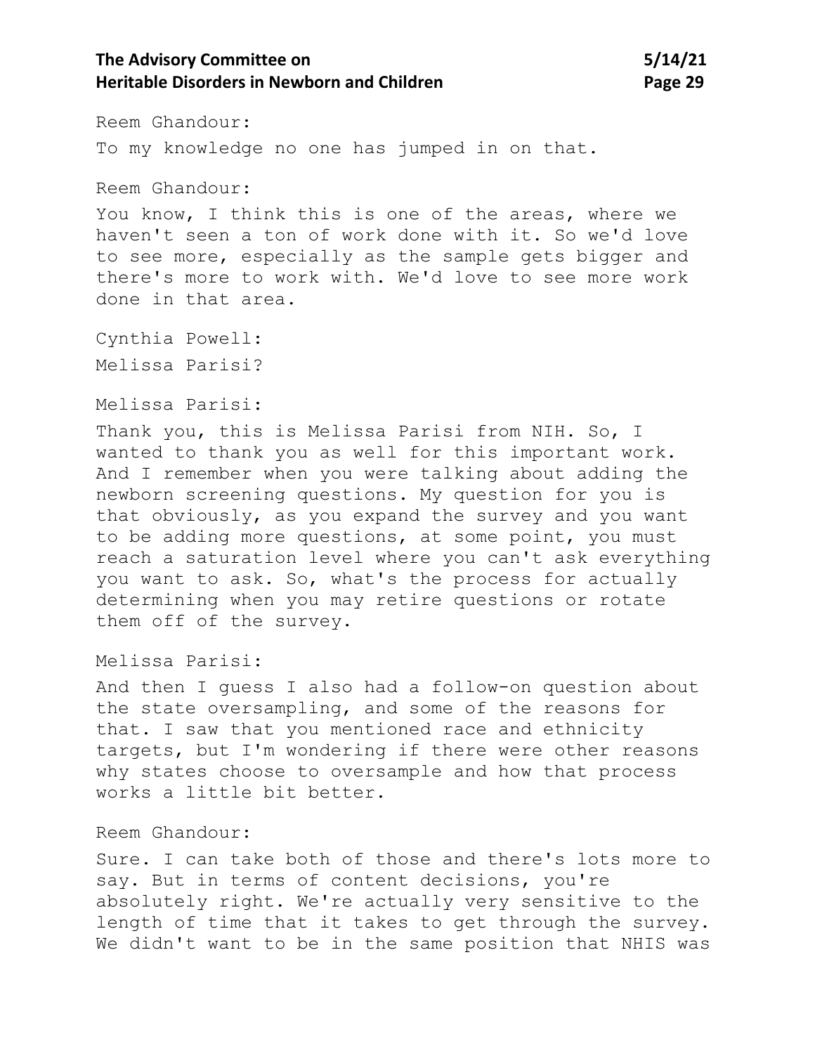Reem Ghandour:

To my knowledge no one has jumped in on that.

Reem Ghandour:

You know, I think this is one of the areas, where we haven't seen a ton of work done with it. So we'd love to see more, especially as the sample gets bigger and there's more to work with. We'd love to see more work done in that area.

Cynthia Powell:

Melissa Parisi?

Melissa Parisi:

Thank you, this is Melissa Parisi from NIH. So, I wanted to thank you as well for this important work. And I remember when you were talking about adding the newborn screening questions. My question for you is that obviously, as you expand the survey and you want to be adding more questions, at some point, you must reach a saturation level where you can't ask everything you want to ask. So, what's the process for actually determining when you may retire questions or rotate them off of the survey.

Melissa Parisi:

And then I guess I also had a follow-on question about the state oversampling, and some of the reasons for that. I saw that you mentioned race and ethnicity targets, but I'm wondering if there were other reasons why states choose to oversample and how that process works a little bit better.

Reem Ghandour:

Sure. I can take both of those and there's lots more to say. But in terms of content decisions, you're absolutely right. We're actually very sensitive to the length of time that it takes to get through the survey. We didn't want to be in the same position that NHIS was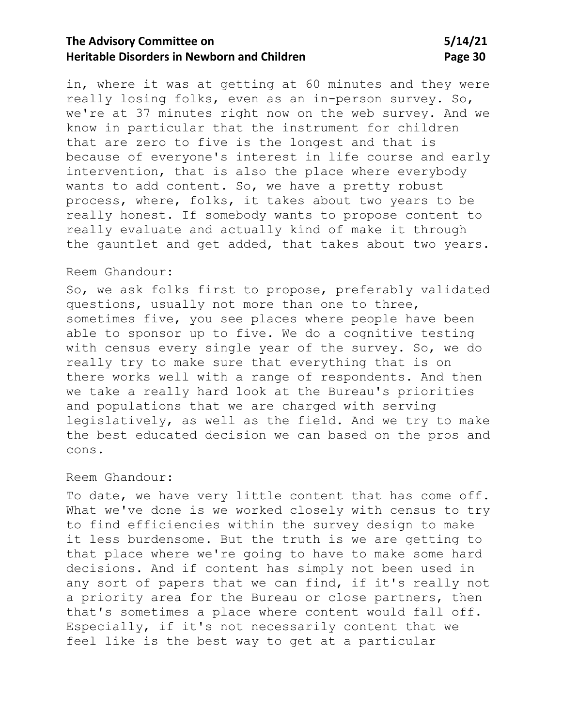in, where it was at getting at 60 minutes and they were really losing folks, even as an in-person survey. So, we're at 37 minutes right now on the web survey. And we know in particular that the instrument for children that are zero to five is the longest and that is because of everyone's interest in life course and early intervention, that is also the place where everybody wants to add content. So, we have a pretty robust process, where, folks, it takes about two years to be really honest. If somebody wants to propose content to really evaluate and actually kind of make it through the gauntlet and get added, that takes about two years.

Reem Ghandour:

So, we ask folks first to propose, preferably validated questions, usually not more than one to three, sometimes five, you see places where people have been able to sponsor up to five. We do a cognitive testing with census every single year of the survey. So, we do really try to make sure that everything that is on there works well with a range of respondents. And then we take a really hard look at the Bureau's priorities and populations that we are charged with serving legislatively, as well as the field. And we try to make the best educated decision we can based on the pros and cons.

Reem Ghandour:

To date, we have very little content that has come off. What we've done is we worked closely with census to try to find efficiencies within the survey design to make it less burdensome. But the truth is we are getting to that place where we're going to have to make some hard decisions. And if content has simply not been used in any sort of papers that we can find, if it's really not a priority area for the Bureau or close partners, then that's sometimes a place where content would fall off. Especially, if it's not necessarily content that we feel like is the best way to get at a particular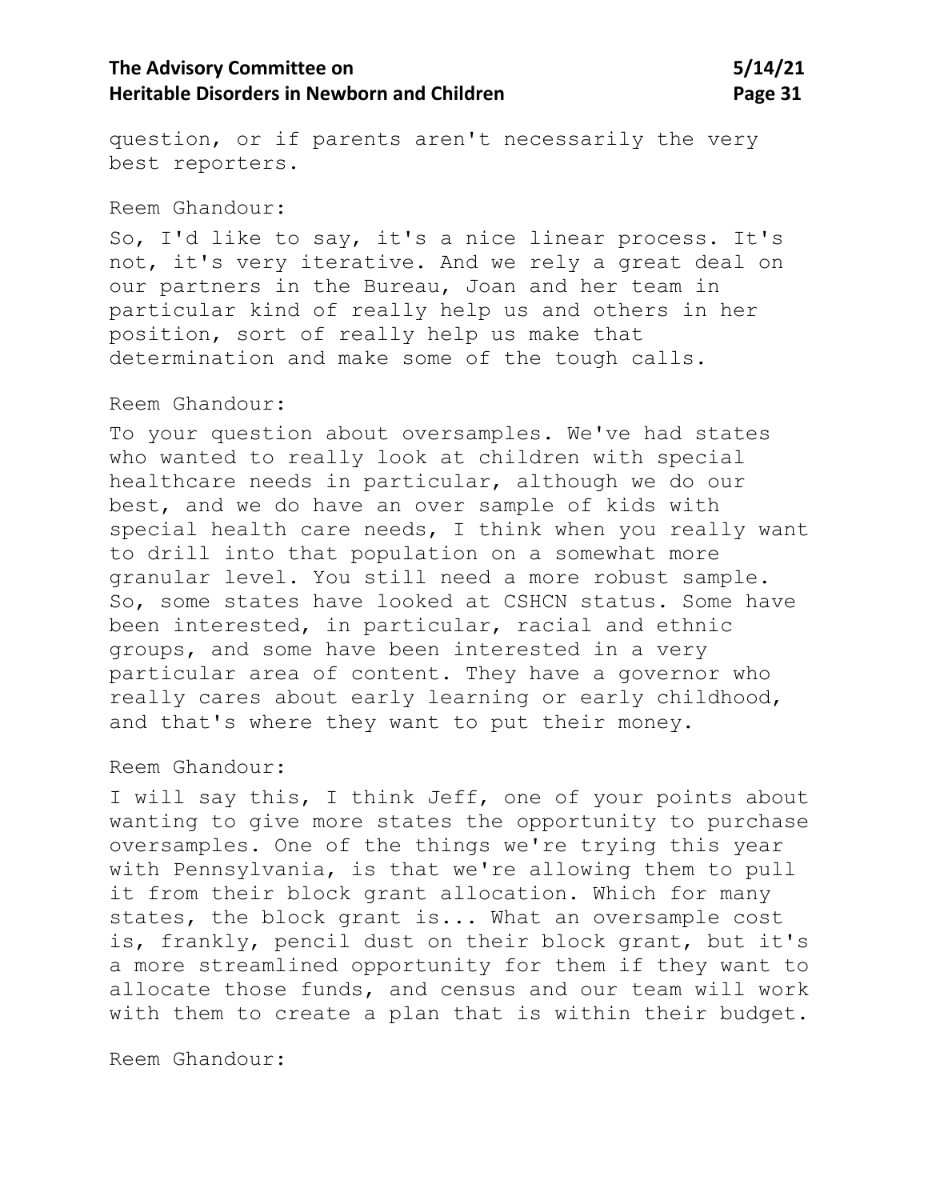question, or if parents aren't necessarily the very best reporters.

Reem Ghandour:

So, I'd like to say, it's a nice linear process. It's not, it's very iterative. And we rely a great deal on our partners in the Bureau, Joan and her team in particular kind of really help us and others in her position, sort of really help us make that determination and make some of the tough calls.

Reem Ghandour:

To your question about oversamples. We've had states who wanted to really look at children with special healthcare needs in particular, although we do our best, and we do have an over sample of kids with special health care needs, I think when you really want to drill into that population on a somewhat more granular level. You still need a more robust sample. So, some states have looked at CSHCN status. Some have been interested, in particular, racial and ethnic groups, and some have been interested in a very particular area of content. They have a governor who really cares about early learning or early childhood, and that's where they want to put their money.

Reem Ghandour:

I will say this, I think Jeff, one of your points about wanting to give more states the opportunity to purchase oversamples. One of the things we're trying this year with Pennsylvania, is that we're allowing them to pull it from their block grant allocation. Which for many states, the block grant is... What an oversample cost is, frankly, pencil dust on their block grant, but it's a more streamlined opportunity for them if they want to allocate those funds, and census and our team will work with them to create a plan that is within their budget.

Reem Ghandour: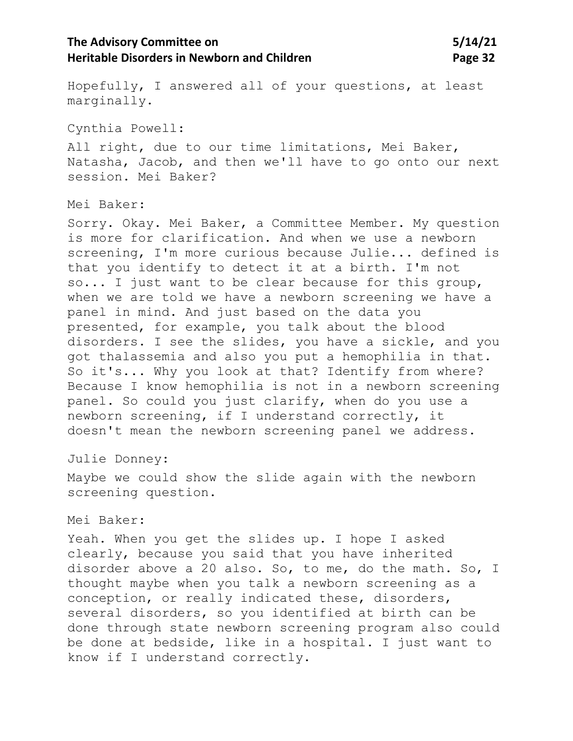Hopefully, I answered all of your questions, at least marginally.

Cynthia Powell:

All right, due to our time limitations, Mei Baker, Natasha, Jacob, and then we'll have to go onto our next session. Mei Baker?

Mei Baker:

Sorry. Okay. Mei Baker, a Committee Member. My question is more for clarification. And when we use a newborn screening, I'm more curious because Julie... defined is that you identify to detect it at a birth. I'm not so... I just want to be clear because for this group, when we are told we have a newborn screening we have a panel in mind. And just based on the data you presented, for example, you talk about the blood disorders. I see the slides, you have a sickle, and you got thalassemia and also you put a hemophilia in that. So it's... Why you look at that? Identify from where? Because I know hemophilia is not in a newborn screening panel. So could you just clarify, when do you use a newborn screening, if I understand correctly, it doesn't mean the newborn screening panel we address.

Julie Donney:

Maybe we could show the slide again with the newborn screening question.

Mei Baker:

Yeah. When you get the slides up. I hope I asked clearly, because you said that you have inherited disorder above a 20 also. So, to me, do the math. So, I thought maybe when you talk a newborn screening as a conception, or really indicated these, disorders, several disorders, so you identified at birth can be done through state newborn screening program also could be done at bedside, like in a hospital. I just want to know if I understand correctly.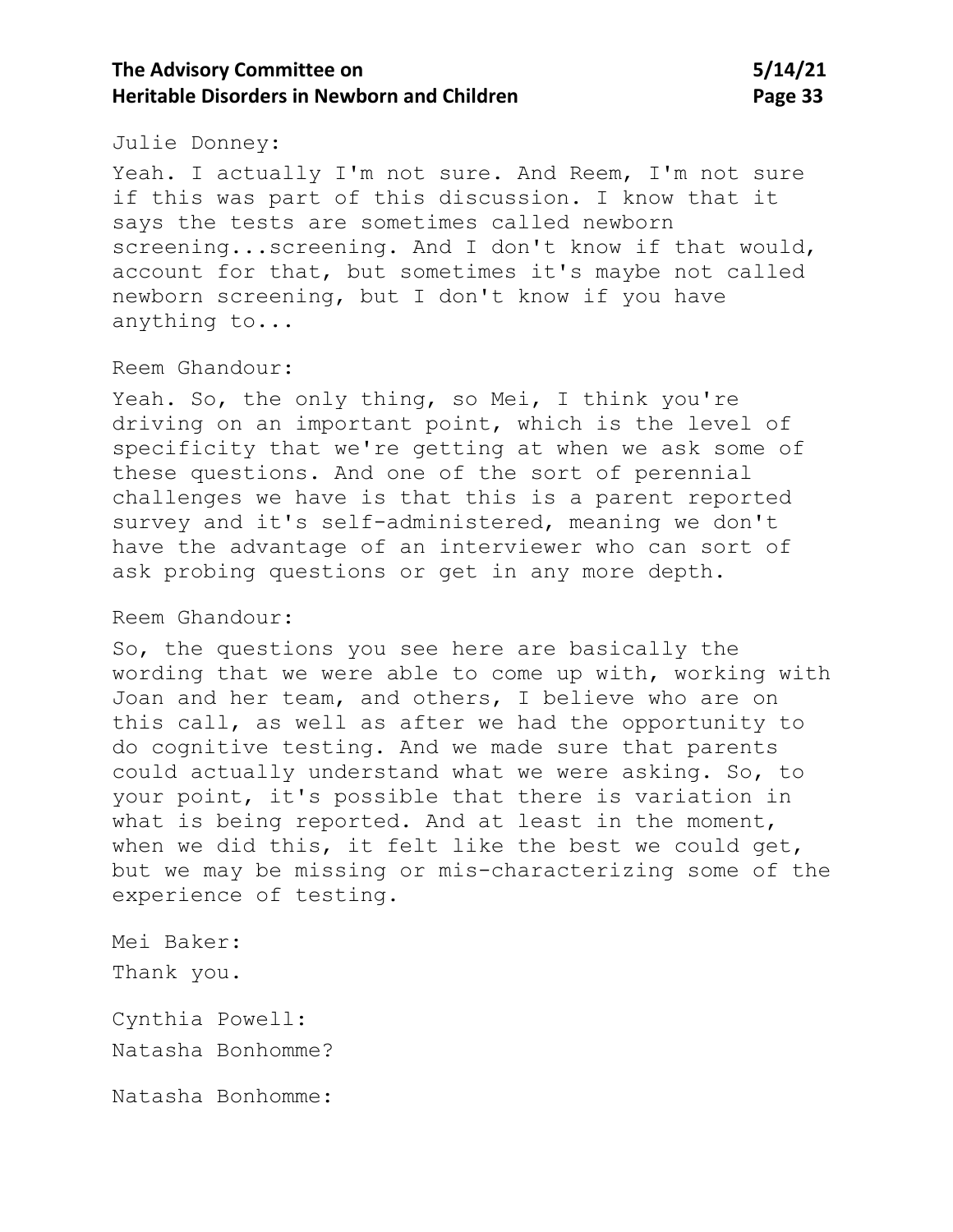Julie Donney:

Yeah. I actually I'm not sure. And Reem, I'm not sure if this was part of this discussion. I know that it says the tests are sometimes called newborn screening...screening. And I don't know if that would, account for that, but sometimes it's maybe not called newborn screening, but I don't know if you have anything to...

Reem Ghandour:

Yeah. So, the only thing, so Mei, I think you're driving on an important point, which is the level of specificity that we're getting at when we ask some of these questions. And one of the sort of perennial challenges we have is that this is a parent reported survey and it's self-administered, meaning we don't have the advantage of an interviewer who can sort of ask probing questions or get in any more depth.

Reem Ghandour:

So, the questions you see here are basically the wording that we were able to come up with, working with Joan and her team, and others, I believe who are on this call, as well as after we had the opportunity to do cognitive testing. And we made sure that parents could actually understand what we were asking. So, to your point, it's possible that there is variation in what is being reported. And at least in the moment, when we did this, it felt like the best we could get, but we may be missing or mis-characterizing some of the experience of testing.

Mei Baker:

Thank you.

Cynthia Powell:

Natasha Bonhomme?

Natasha Bonhomme: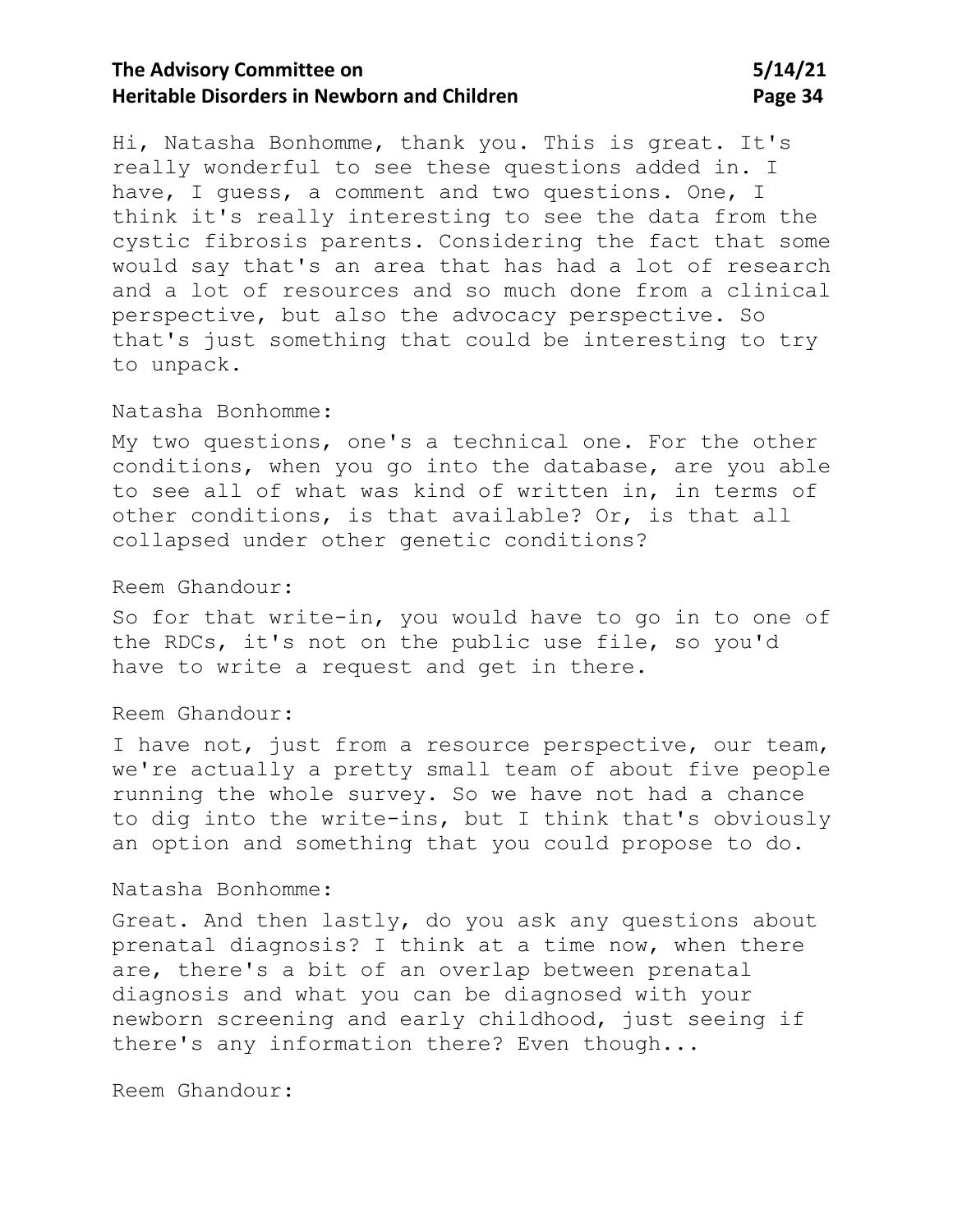Hi, Natasha Bonhomme, thank you. This is great. It's really wonderful to see these questions added in. I have, I guess, a comment and two questions. One, I think it's really interesting to see the data from the cystic fibrosis parents. Considering the fact that some would say that's an area that has had a lot of research and a lot of resources and so much done from a clinical perspective, but also the advocacy perspective. So that's just something that could be interesting to try to unpack.

Natasha Bonhomme:

My two questions, one's a technical one. For the other conditions, when you go into the database, are you able to see all of what was kind of written in, in terms of other conditions, is that available? Or, is that all collapsed under other genetic conditions?

Reem Ghandour:

So for that write-in, you would have to go in to one of the RDCs, it's not on the public use file, so you'd have to write a request and get in there.

Reem Ghandour:

I have not, just from a resource perspective, our team, we're actually a pretty small team of about five people running the whole survey. So we have not had a chance to dig into the write-ins, but I think that's obviously an option and something that you could propose to do.

Natasha Bonhomme:

Great. And then lastly, do you ask any questions about prenatal diagnosis? I think at a time now, when there are, there's a bit of an overlap between prenatal diagnosis and what you can be diagnosed with your newborn screening and early childhood, just seeing if there's any information there? Even though...

Reem Ghandour: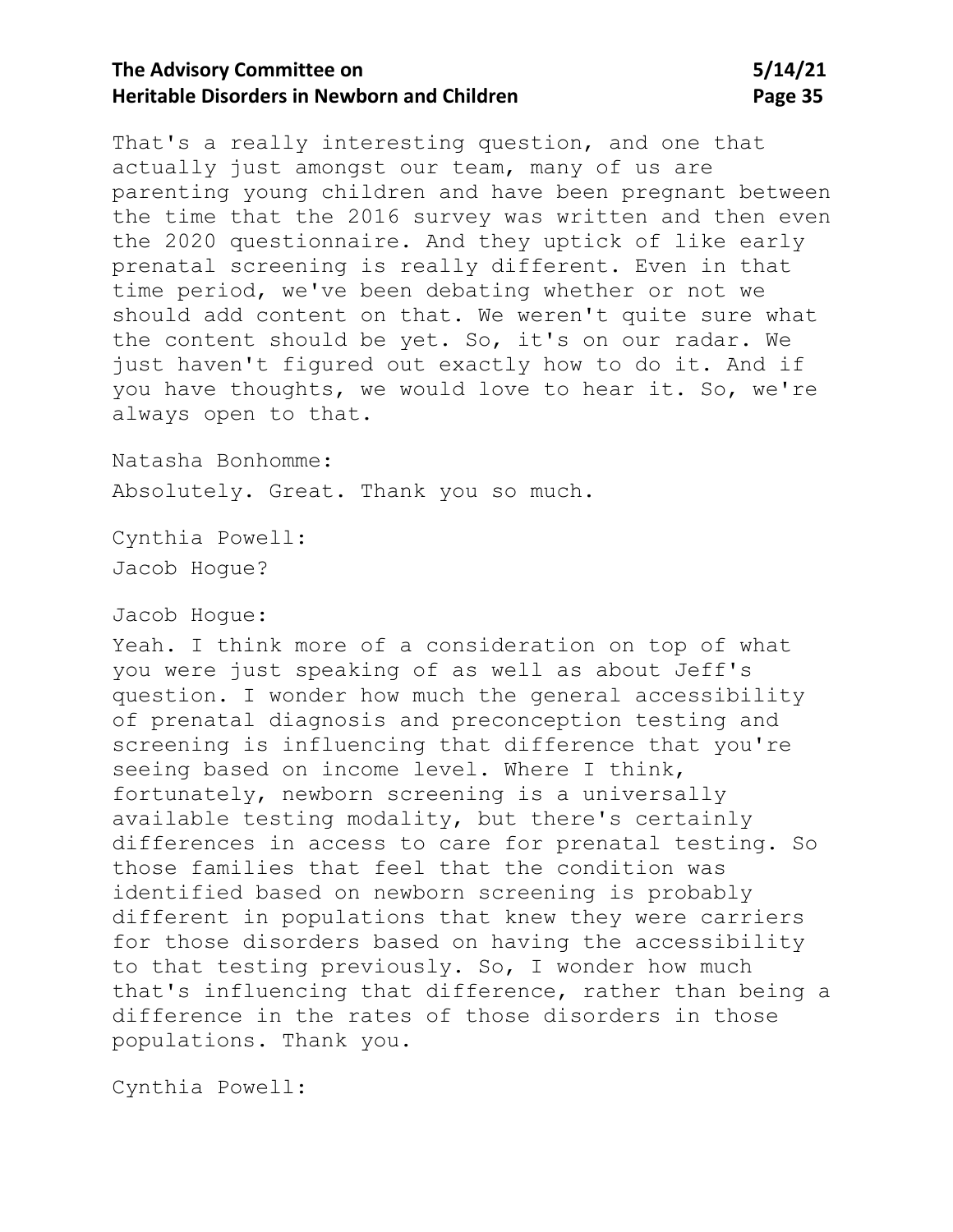That's a really interesting question, and one that actually just amongst our team, many of us are parenting young children and have been pregnant between the time that the 2016 survey was written and then even the 2020 questionnaire. And they uptick of like early prenatal screening is really different. Even in that time period, we've been debating whether or not we should add content on that. We weren't quite sure what the content should be yet. So, it's on our radar. We just haven't figured out exactly how to do it. And if you have thoughts, we would love to hear it. So, we're always open to that.

Natasha Bonhomme:

Absolutely. Great. Thank you so much.

Cynthia Powell:

Jacob Hogue?

Jacob Hogue:

Yeah. I think more of a consideration on top of what you were just speaking of as well as about Jeff's question. I wonder how much the general accessibility of prenatal diagnosis and preconception testing and screening is influencing that difference that you're seeing based on income level. Where I think, fortunately, newborn screening is a universally available testing modality, but there's certainly differences in access to care for prenatal testing. So those families that feel that the condition was identified based on newborn screening is probably different in populations that knew they were carriers for those disorders based on having the accessibility to that testing previously. So, I wonder how much that's influencing that difference, rather than being a difference in the rates of those disorders in those populations. Thank you.

Cynthia Powell: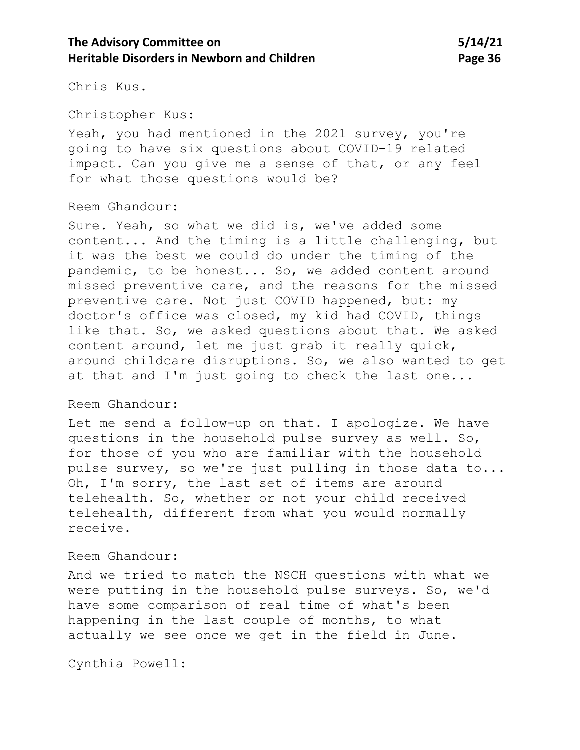Chris Kus.

Christopher Kus:

Yeah, you had mentioned in the 2021 survey, you're going to have six questions about COVID-19 related impact. Can you give me a sense of that, or any feel for what those questions would be?

Reem Ghandour:

Sure. Yeah, so what we did is, we've added some content... And the timing is a little challenging, but it was the best we could do under the timing of the pandemic, to be honest... So, we added content around missed preventive care, and the reasons for the missed preventive care. Not just COVID happened, but: my doctor's office was closed, my kid had COVID, things like that. So, we asked questions about that. We asked content around, let me just grab it really quick, around childcare disruptions. So, we also wanted to get at that and I'm just going to check the last one...

Reem Ghandour:

Let me send a follow-up on that. I apologize. We have questions in the household pulse survey as well. So, for those of you who are familiar with the household pulse survey, so we're just pulling in those data to... Oh, I'm sorry, the last set of items are around telehealth. So, whether or not your child received telehealth, different from what you would normally receive.

Reem Ghandour:

And we tried to match the NSCH questions with what we were putting in the household pulse surveys. So, we'd have some comparison of real time of what's been happening in the last couple of months, to what actually we see once we get in the field in June.

Cynthia Powell: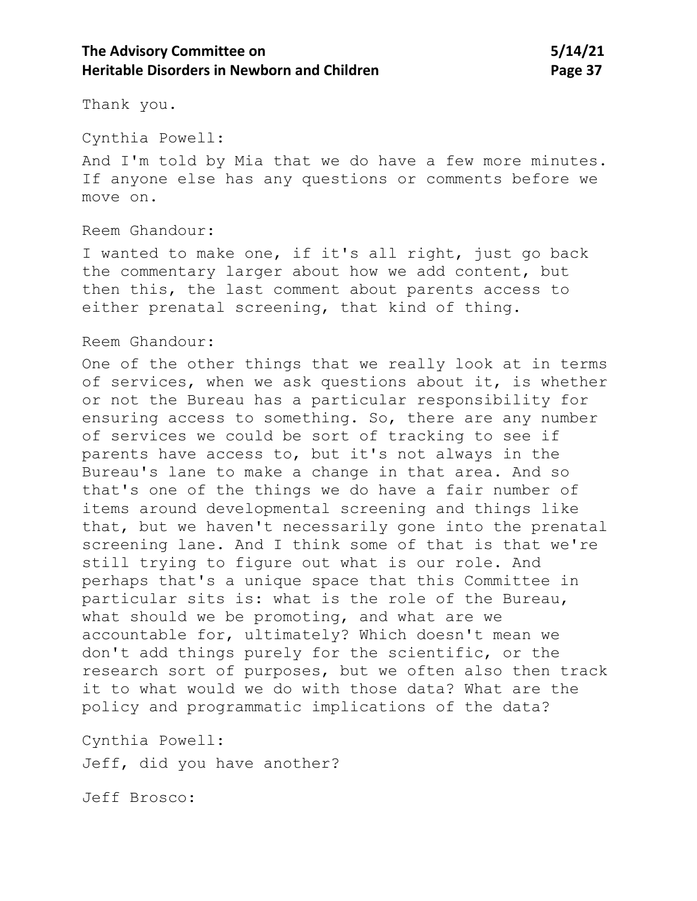Thank you.

Cynthia Powell:

And I'm told by Mia that we do have a few more minutes. If anyone else has any questions or comments before we move on.

Reem Ghandour:

I wanted to make one, if it's all right, just go back the commentary larger about how we add content, but then this, the last comment about parents access to either prenatal screening, that kind of thing.

Reem Ghandour:

One of the other things that we really look at in terms of services, when we ask questions about it, is whether or not the Bureau has a particular responsibility for ensuring access to something. So, there are any number of services we could be sort of tracking to see if parents have access to, but it's not always in the Bureau's lane to make a change in that area. And so that's one of the things we do have a fair number of items around developmental screening and things like that, but we haven't necessarily gone into the prenatal screening lane. And I think some of that is that we're still trying to figure out what is our role. And perhaps that's a unique space that this Committee in particular sits is: what is the role of the Bureau, what should we be promoting, and what are we accountable for, ultimately? Which doesn't mean we don't add things purely for the scientific, or the research sort of purposes, but we often also then track it to what would we do with those data? What are the policy and programmatic implications of the data?

Cynthia Powell:

Jeff, did you have another?

Jeff Brosco: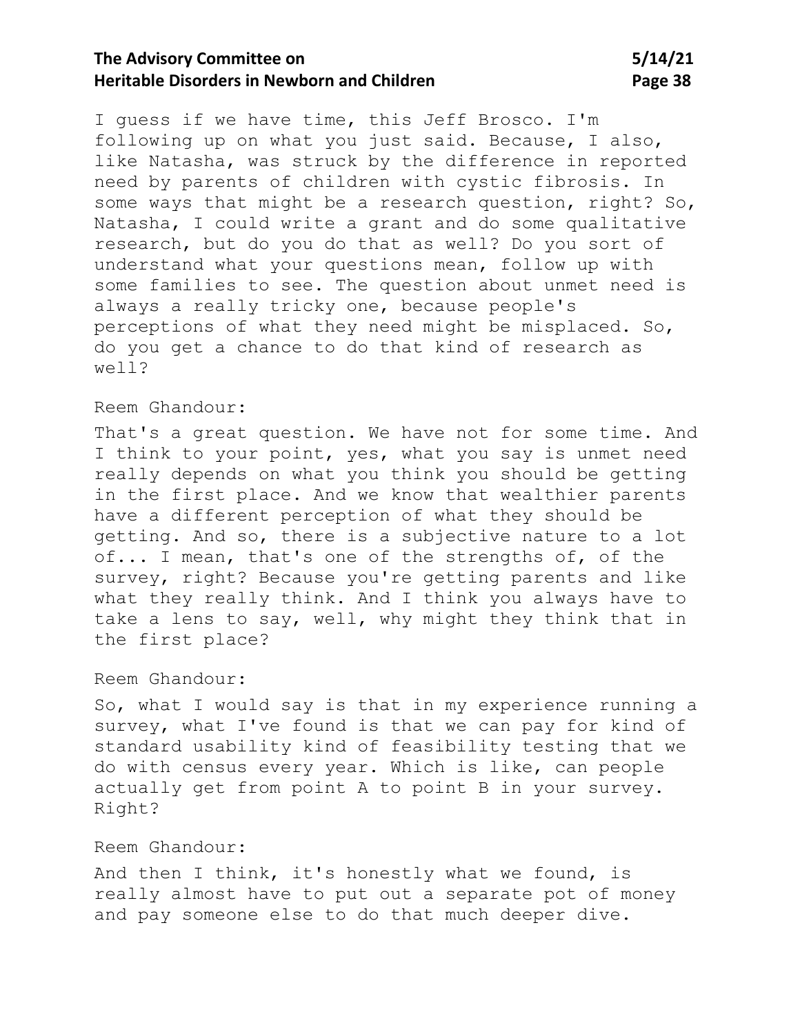I guess if we have time, this Jeff Brosco. I'm following up on what you just said. Because, I also, like Natasha, was struck by the difference in reported need by parents of children with cystic fibrosis. In some ways that might be a research question, right? So, Natasha, I could write a grant and do some qualitative research, but do you do that as well? Do you sort of understand what your questions mean, follow up with some families to see. The question about unmet need is always a really tricky one, because people's perceptions of what they need might be misplaced. So, do you get a chance to do that kind of research as well?

Reem Ghandour:

That's a great question. We have not for some time. And I think to your point, yes, what you say is unmet need really depends on what you think you should be getting in the first place. And we know that wealthier parents have a different perception of what they should be getting. And so, there is a subjective nature to a lot of... I mean, that's one of the strengths of, of the survey, right? Because you're getting parents and like what they really think. And I think you always have to take a lens to say, well, why might they think that in the first place?

Reem Ghandour:

So, what I would say is that in my experience running a survey, what I've found is that we can pay for kind of standard usability kind of feasibility testing that we do with census every year. Which is like, can people actually get from point A to point B in your survey. Right?

Reem Ghandour:

And then I think, it's honestly what we found, is really almost have to put out a separate pot of money and pay someone else to do that much deeper dive.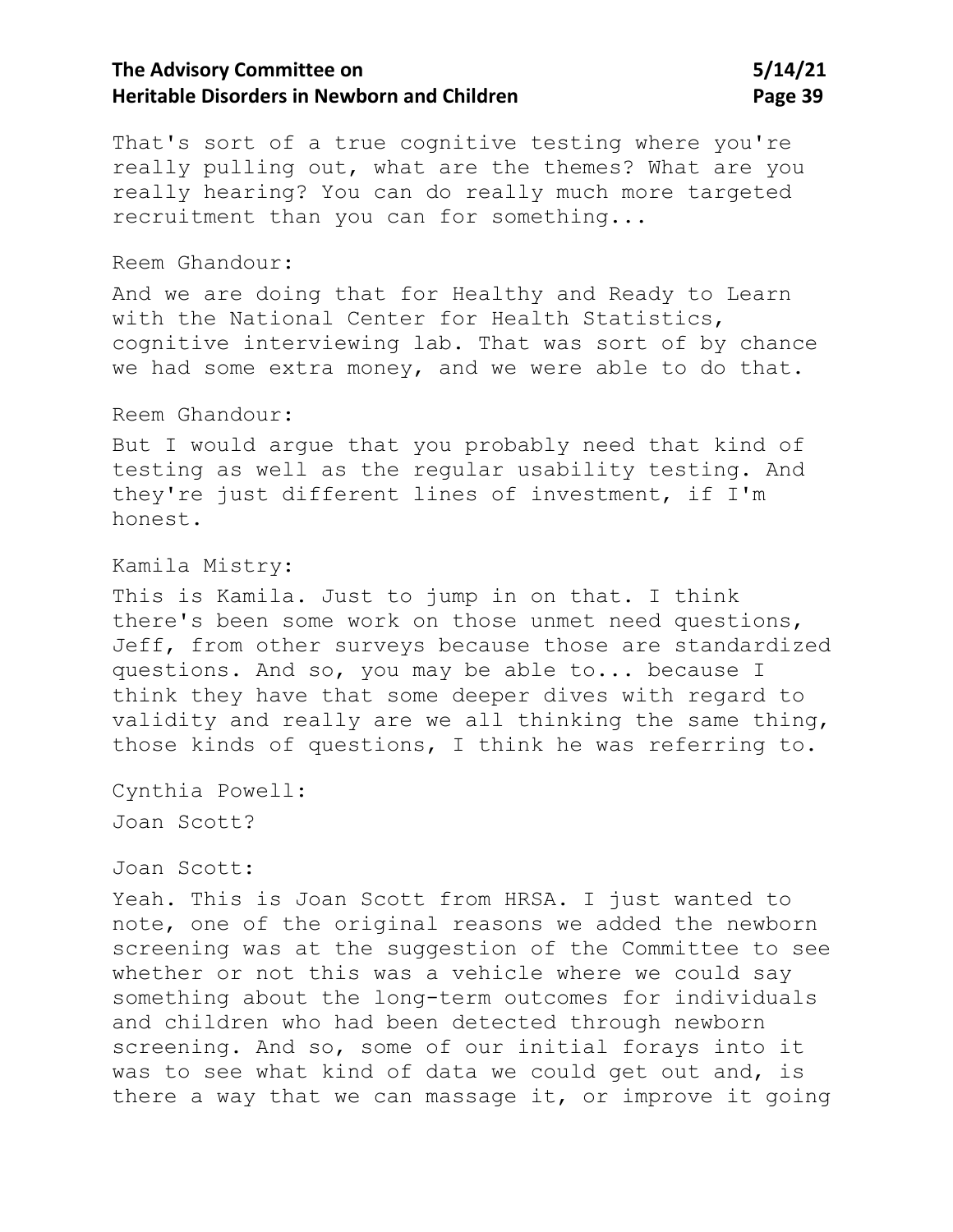That's sort of a true cognitive testing where you're really pulling out, what are the themes? What are you really hearing? You can do really much more targeted recruitment than you can for something...

Reem Ghandour:

And we are doing that for Healthy and Ready to Learn with the National Center for Health Statistics, cognitive interviewing lab. That was sort of by chance we had some extra money, and we were able to do that.

Reem Ghandour:

But I would argue that you probably need that kind of testing as well as the regular usability testing. And they're just different lines of investment, if I'm honest.

Kamila Mistry:

This is Kamila. Just to jump in on that. I think there's been some work on those unmet need questions, Jeff, from other surveys because those are standardized questions. And so, you may be able to... because I think they have that some deeper dives with regard to validity and really are we all thinking the same thing, those kinds of questions, I think he was referring to.

Cynthia Powell:

Joan Scott?

Joan Scott:

Yeah. This is Joan Scott from HRSA. I just wanted to note, one of the original reasons we added the newborn screening was at the suggestion of the Committee to see whether or not this was a vehicle where we could say something about the long-term outcomes for individuals and children who had been detected through newborn screening. And so, some of our initial forays into it was to see what kind of data we could get out and, is there a way that we can massage it, or improve it going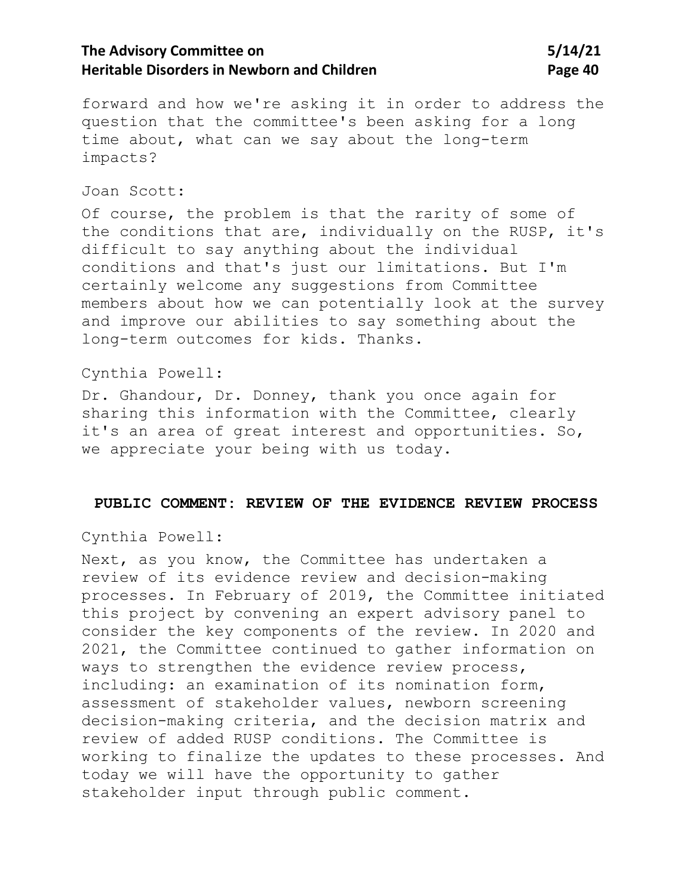forward and how we're asking it in order to address the question that the committee's been asking for a long time about, what can we say about the long-term impacts?

Joan Scott:

Of course, the problem is that the rarity of some of the conditions that are, individually on the RUSP, it's difficult to say anything about the individual conditions and that's just our limitations. But I'm certainly welcome any suggestions from Committee members about how we can potentially look at the survey and improve our abilities to say something about the long-term outcomes for kids. Thanks.

Cynthia Powell:

Dr. Ghandour, Dr. Donney, thank you once again for sharing this information with the Committee, clearly it's an area of great interest and opportunities. So, we appreciate your being with us today.

## PUBLIC COMMENT: REVIEW OF THE EVIDENCE REVIEW PROCESS

Cynthia Powell:

Next, as you know, the Committee has undertaken a review of its evidence review and decision-making processes. In February of 2019, the Committee initiated this project by convening an expert advisory panel to consider the key components of the review. In 2020 and 2021, the Committee continued to gather information on ways to strengthen the evidence review process, including: an examination of its nomination form, assessment of stakeholder values, newborn screening decision-making criteria, and the decision matrix and review of added RUSP conditions. The Committee is working to finalize the updates to these processes. And today we will have the opportunity to gather stakeholder input through public comment.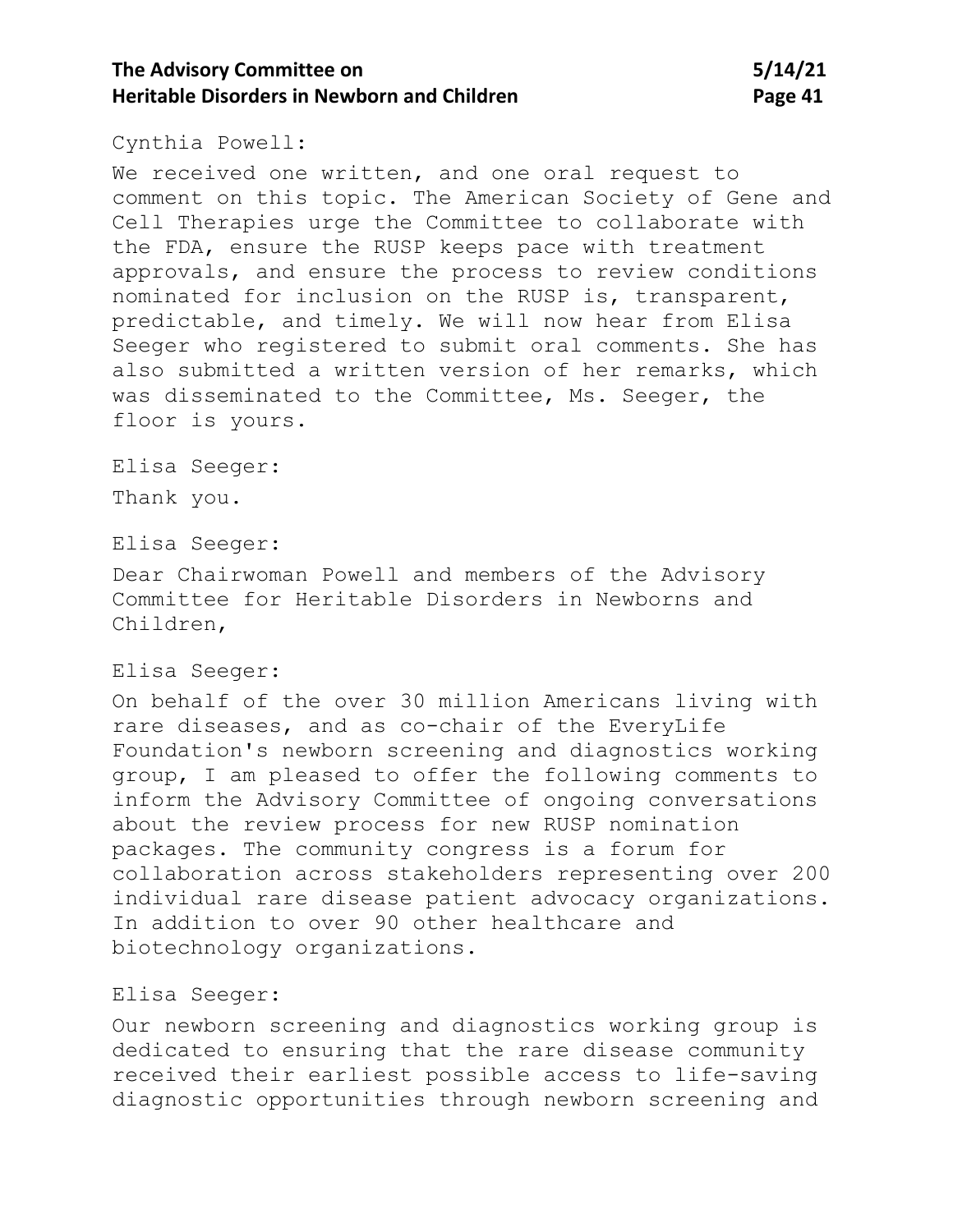Cynthia Powell:

We received one written, and one oral request to comment on this topic. The American Society of Gene and Cell Therapies urge the Committee to collaborate with the FDA, ensure the RUSP keeps pace with treatment approvals, and ensure the process to review conditions nominated for inclusion on the RUSP is, transparent, predictable, and timely. We will now hear from Elisa Seeger who registered to submit oral comments. She has also submitted a written version of her remarks, which was disseminated to the Committee, Ms. Seeger, the floor is yours.

Elisa Seeger:

Thank you.

Elisa Seeger:

Dear Chairwoman Powell and members of the Advisory Committee for Heritable Disorders in Newborns and Children,

Elisa Seeger:

On behalf of the over 30 million Americans living with rare diseases, and as co-chair of the EveryLife Foundation's newborn screening and diagnostics working group, I am pleased to offer the following comments to inform the Advisory Committee of ongoing conversations about the review process for new RUSP nomination packages. The community congress is a forum for collaboration across stakeholders representing over 200 individual rare disease patient advocacy organizations. In addition to over 90 other healthcare and biotechnology organizations.

Elisa Seeger:

Our newborn screening and diagnostics working group is dedicated to ensuring that the rare disease community received their earliest possible access to life-saving diagnostic opportunities through newborn screening and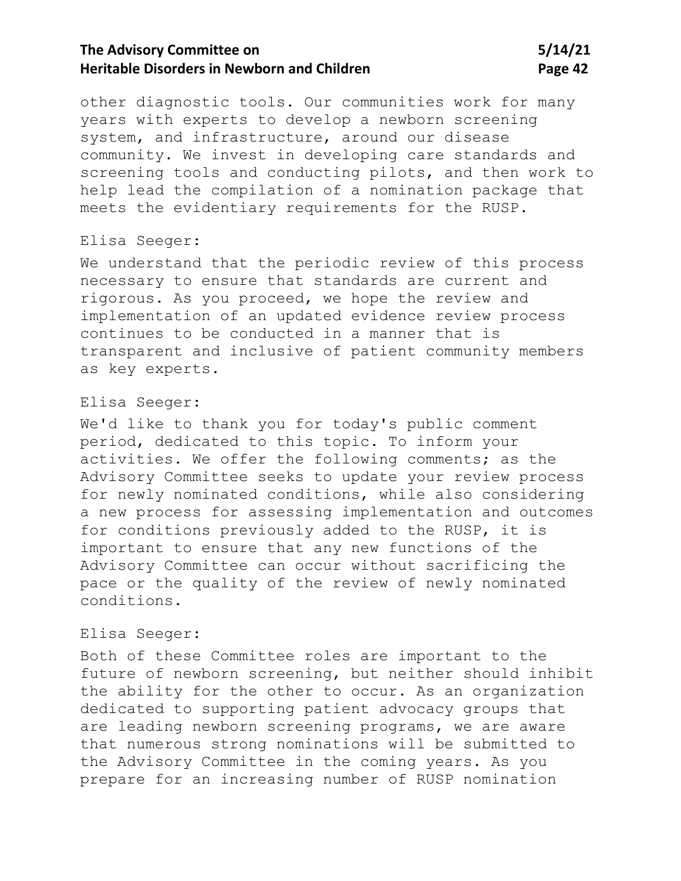other diagnostic tools. Our communities work for many years with experts to develop a newborn screening system, and infrastructure, around our disease community. We invest in developing care standards and screening tools and conducting pilots, and then work to help lead the compilation of a nomination package that meets the evidentiary requirements for the RUSP.

Elisa Seeger:

We understand that the periodic review of this process necessary to ensure that standards are current and rigorous. As you proceed, we hope the review and implementation of an updated evidence review process continues to be conducted in a manner that is transparent and inclusive of patient community members as key experts.

Elisa Seeger:

We'd like to thank you for today's public comment period, dedicated to this topic. To inform your activities. We offer the following comments; as the Advisory Committee seeks to update your review process for newly nominated conditions, while also considering a new process for assessing implementation and outcomes for conditions previously added to the RUSP, it is important to ensure that any new functions of the Advisory Committee can occur without sacrificing the pace or the quality of the review of newly nominated conditions.

Elisa Seeger:

Both of these Committee roles are important to the future of newborn screening, but neither should inhibit the ability for the other to occur. As an organization dedicated to supporting patient advocacy groups that are leading newborn screening programs, we are aware that numerous strong nominations will be submitted to the Advisory Committee in the coming years. As you prepare for an increasing number of RUSP nomination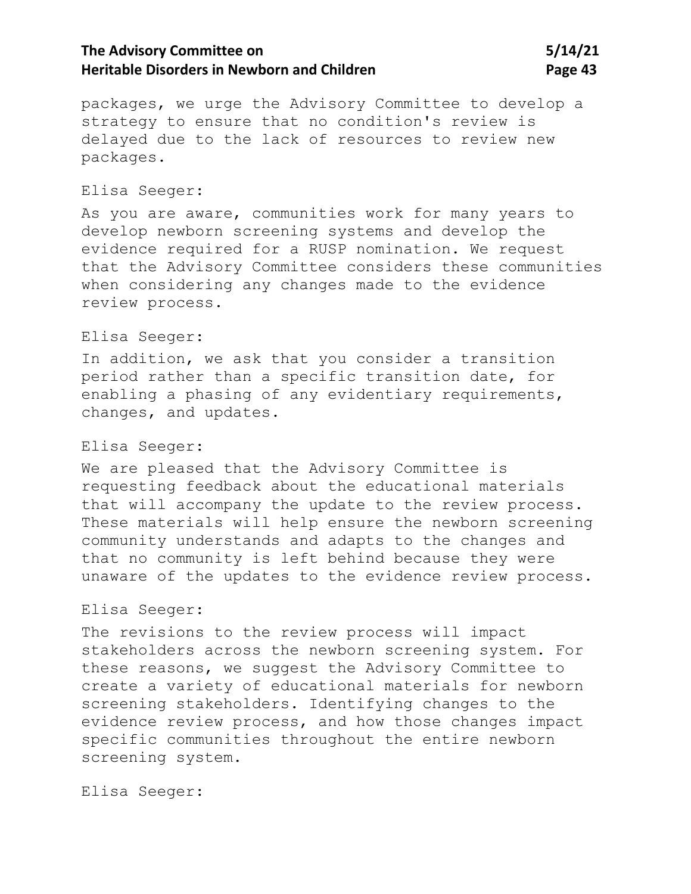packages, we urge the Advisory Committee to develop a strategy to ensure that no condition's review is delayed due to the lack of resources to review new packages.

Elisa Seeger:

As you are aware, communities work for many years to develop newborn screening systems and develop the evidence required for a RUSP nomination. We request that the Advisory Committee considers these communities when considering any changes made to the evidence review process.

Elisa Seeger:

In addition, we ask that you consider a transition period rather than a specific transition date, for enabling a phasing of any evidentiary requirements, changes, and updates.

Elisa Seeger:

We are pleased that the Advisory Committee is requesting feedback about the educational materials that will accompany the update to the review process. These materials will help ensure the newborn screening community understands and adapts to the changes and that no community is left behind because they were unaware of the updates to the evidence review process.

Elisa Seeger:

The revisions to the review process will impact stakeholders across the newborn screening system. For these reasons, we suggest the Advisory Committee to create a variety of educational materials for newborn screening stakeholders. Identifying changes to the evidence review process, and how those changes impact specific communities throughout the entire newborn screening system.

Elisa Seeger: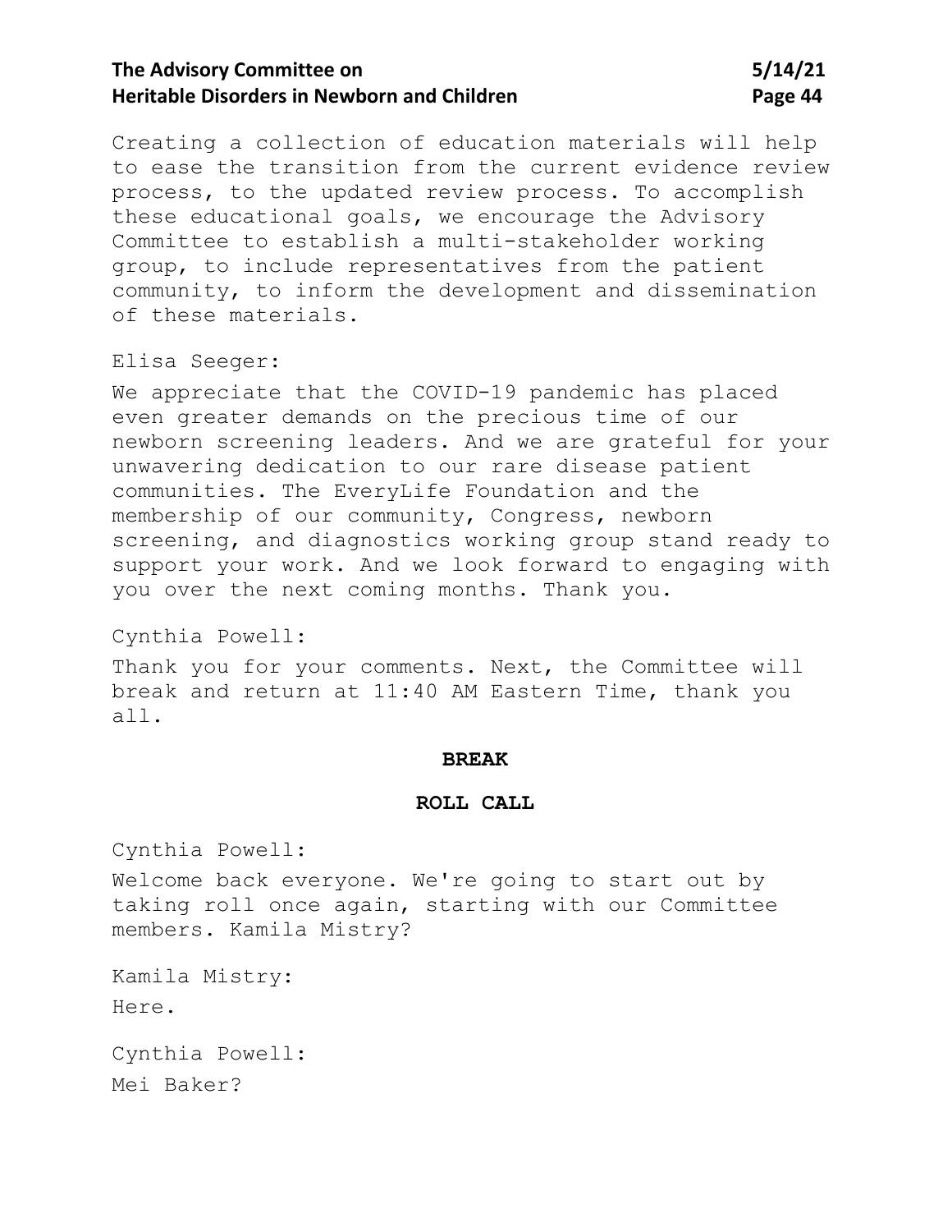Creating a collection of education materials will help to ease the transition from the current evidence review process, to the updated review process. To accomplish these educational goals, we encourage the Advisory Committee to establish a multi-stakeholder working group, to include representatives from the patient community, to inform the development and dissemination of these materials.

Elisa Seeger:

We appreciate that the COVID-19 pandemic has placed even greater demands on the precious time of our newborn screening leaders. And we are grateful for your unwavering dedication to our rare disease patient communities. The EveryLife Foundation and the membership of our community, Congress, newborn screening, and diagnostics working group stand ready to support your work. And we look forward to engaging with you over the next coming months. Thank you.

Cynthia Powell:

Thank you for your comments. Next, the Committee will break and return at 11:40 AM Eastern Time, thank you all.

**BREAK**

**ROLL CALL**

Cynthia Powell:

Welcome back everyone. We're going to start out by taking roll once again, starting with our Committee members. Kamila Mistry?

Kamila Mistry:

Here.

Cynthia Powell:

Mei Baker?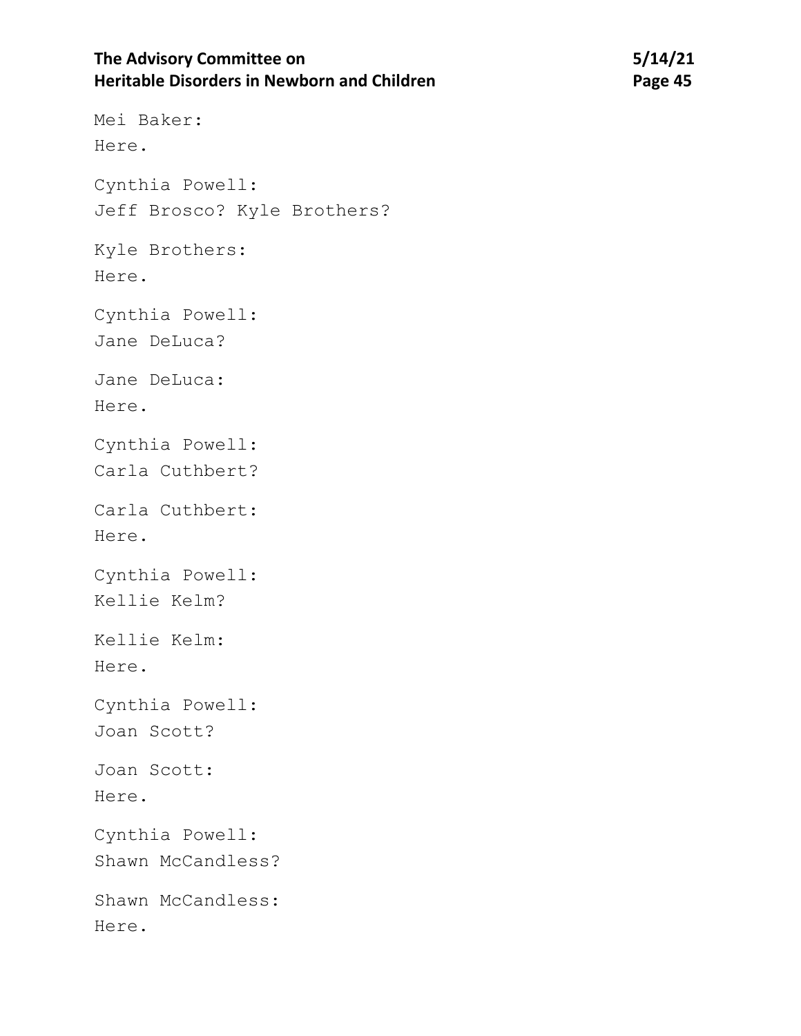Mei Baker:
Here.

Cynthia Powell:
Jeff Brosco? Kyle Brothers?

Kyle Brothers:
Here.

Cynthia Powell:
Jane DeLuca?

Jane DeLuca:
Here.

Cynthia Powell:
Carla Cuthbert?

Carla Cuthbert:
Here.

Cynthia Powell:
Kellie Kelm?

Kellie Kelm:
Here.

Cynthia Powell:
Joan Scott?

Joan Scott:
Here.

Cynthia Powell:
Shawn McCandless?

Shawn McCandless:
Here.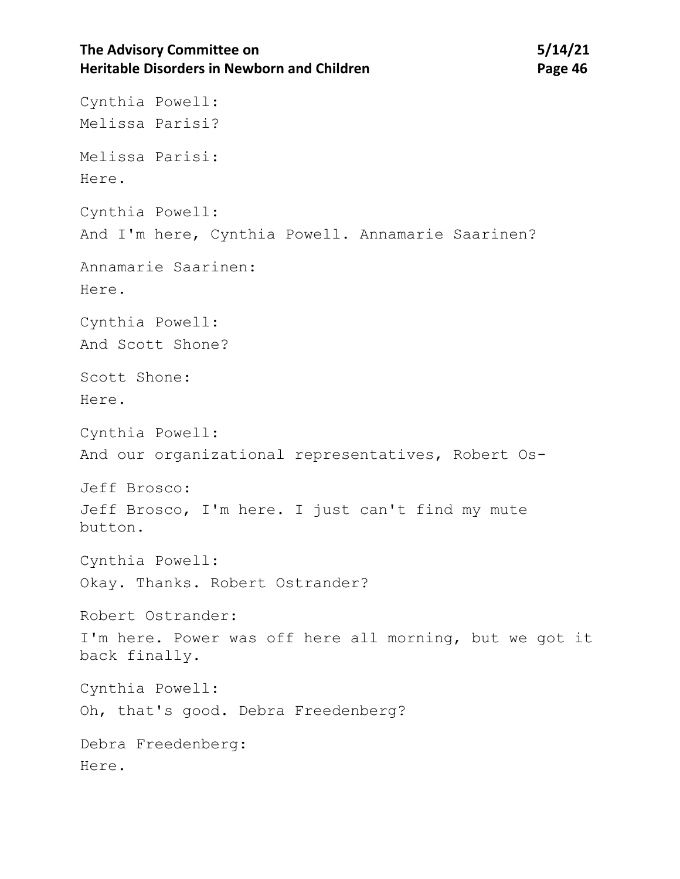Cynthia Powell:
Melissa Parisi?

Melissa Parisi:
Here.

Cynthia Powell:
And I'm here, Cynthia Powell. Annamarie Saarinen?

Annamarie Saarinen:
Here.

Cynthia Powell:
And Scott Shone?

Scott Shone:
Here.

Cynthia Powell:
And our organizational representatives, Robert Os-

Jeff Brosco:
Jeff Brosco, I'm here. I just can't find my mute button.

Cynthia Powell:
Okay. Thanks. Robert Ostrander?

Robert Ostrander:
I'm here. Power was off here all morning, but we got it back finally.

Cynthia Powell:
Oh, that's good. Debra Freedenberg?

Debra Freedenberg:
Here.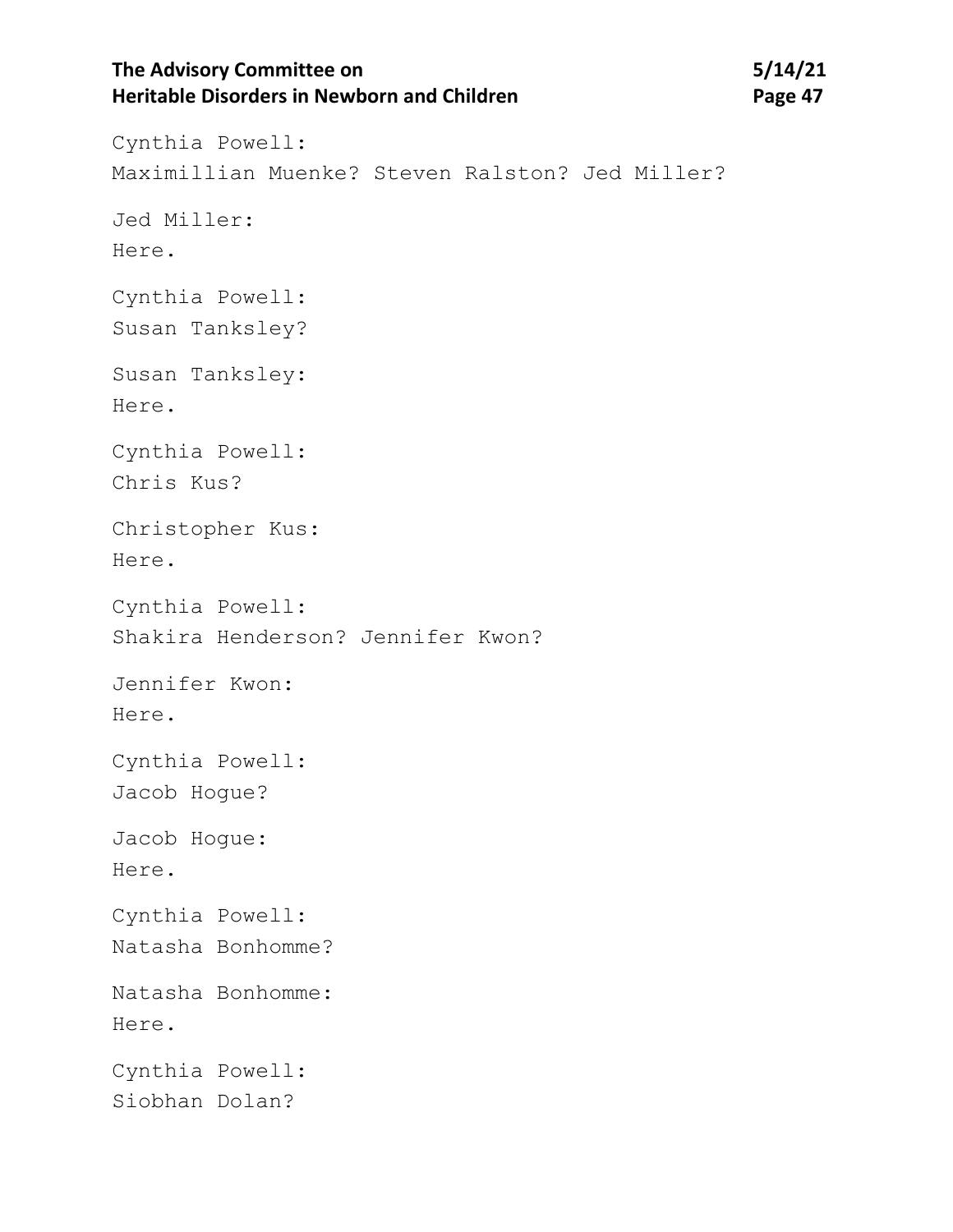Cynthia Powell:
Maximillian Muenke? Steven Ralston? Jed Miller?

Jed Miller:
Here.

Cynthia Powell:
Susan Tanksley?

Susan Tanksley:
Here.

Cynthia Powell:
Chris Kus?

Christopher Kus:
Here.

Cynthia Powell:
Shakira Henderson? Jennifer Kwon?

Jennifer Kwon:
Here.

Cynthia Powell:
Jacob Hogue?

Jacob Hogue:
Here.

Cynthia Powell:
Natasha Bonhomme?

Natasha Bonhomme:
Here.

Cynthia Powell:
Siobhan Dolan?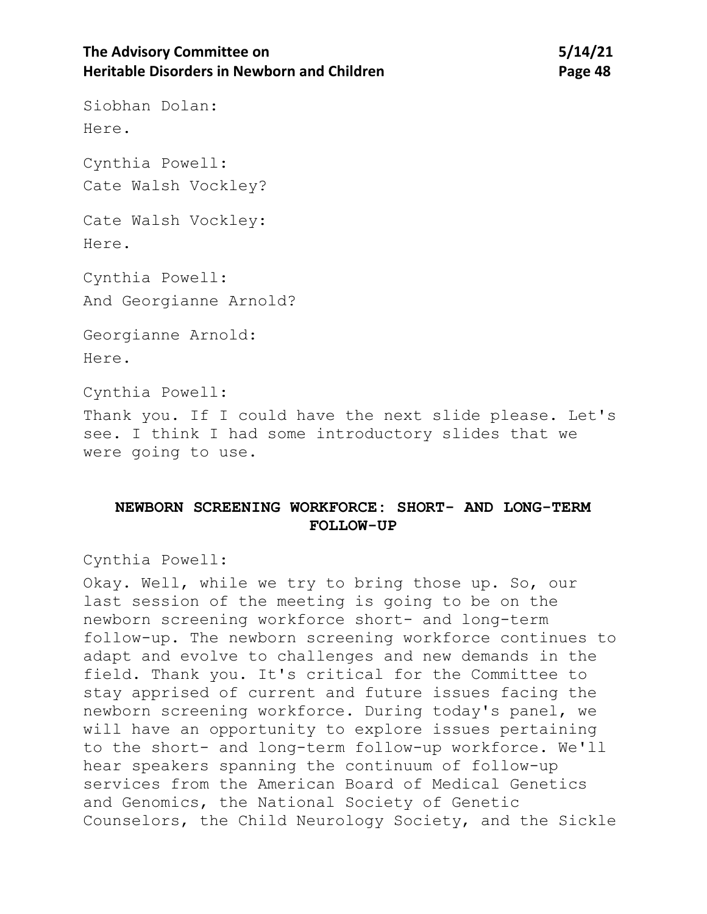Siobhan Dolan:

Here.

Cynthia Powell:

Cate Walsh Vockley?

Cate Walsh Vockley:

Here.

Cynthia Powell:

And Georgianne Arnold?

Georgianne Arnold:

Here.

Cynthia Powell:

Thank you. If I could have the next slide please. Let's see. I think I had some introductory slides that we were going to use.

## NEWBORN SCREENING WORKFORCE: SHORT- AND LONG-TERM FOLLOW-UP

Cynthia Powell:

Okay. Well, while we try to bring those up. So, our last session of the meeting is going to be on the newborn screening workforce short- and long-term follow-up. The newborn screening workforce continues to adapt and evolve to challenges and new demands in the field. Thank you. It's critical for the Committee to stay apprised of current and future issues facing the newborn screening workforce. During today's panel, we will have an opportunity to explore issues pertaining to the short- and long-term follow-up workforce. We'll hear speakers spanning the continuum of follow-up services from the American Board of Medical Genetics and Genomics, the National Society of Genetic Counselors, the Child Neurology Society, and the Sickle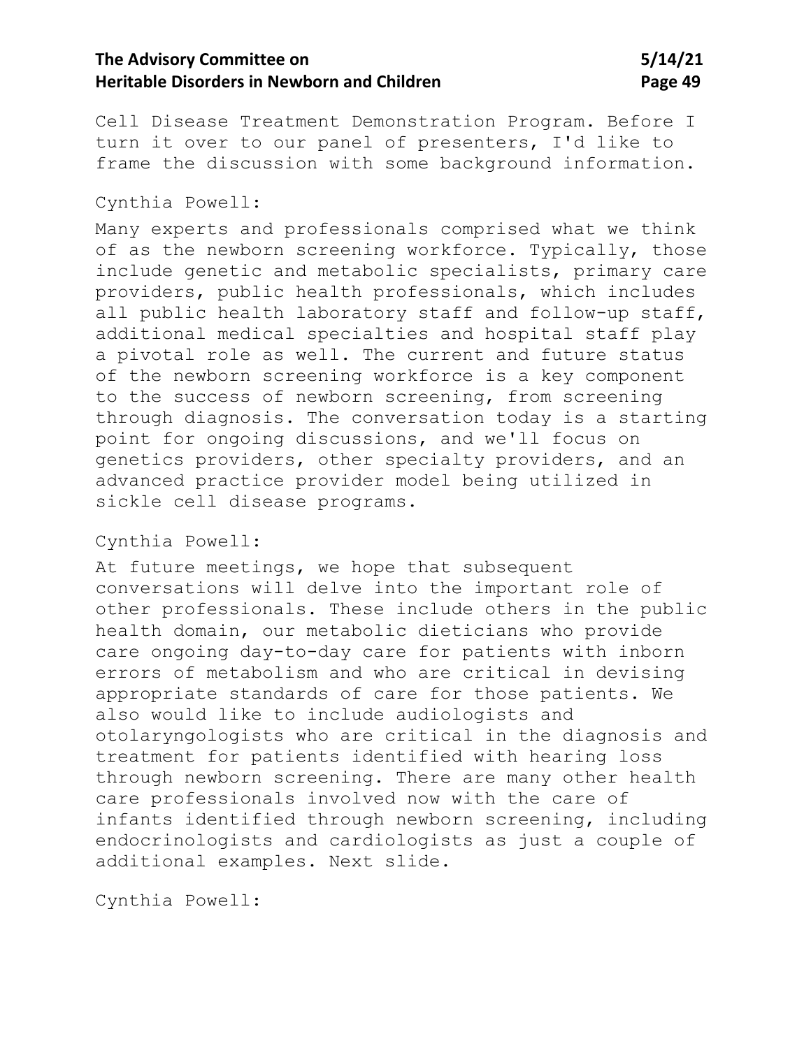Cell Disease Treatment Demonstration Program. Before I turn it over to our panel of presenters, I'd like to frame the discussion with some background information.

Cynthia Powell:

Many experts and professionals comprised what we think of as the newborn screening workforce. Typically, those include genetic and metabolic specialists, primary care providers, public health professionals, which includes all public health laboratory staff and follow-up staff, additional medical specialties and hospital staff play a pivotal role as well. The current and future status of the newborn screening workforce is a key component to the success of newborn screening, from screening through diagnosis. The conversation today is a starting point for ongoing discussions, and we'll focus on genetics providers, other specialty providers, and an advanced practice provider model being utilized in sickle cell disease programs.

Cynthia Powell:

At future meetings, we hope that subsequent conversations will delve into the important role of other professionals. These include others in the public health domain, our metabolic dieticians who provide care ongoing day-to-day care for patients with inborn errors of metabolism and who are critical in devising appropriate standards of care for those patients. We also would like to include audiologists and otolaryngologists who are critical in the diagnosis and treatment for patients identified with hearing loss through newborn screening. There are many other health care professionals involved now with the care of infants identified through newborn screening, including endocrinologists and cardiologists as just a couple of additional examples. Next slide.

Cynthia Powell: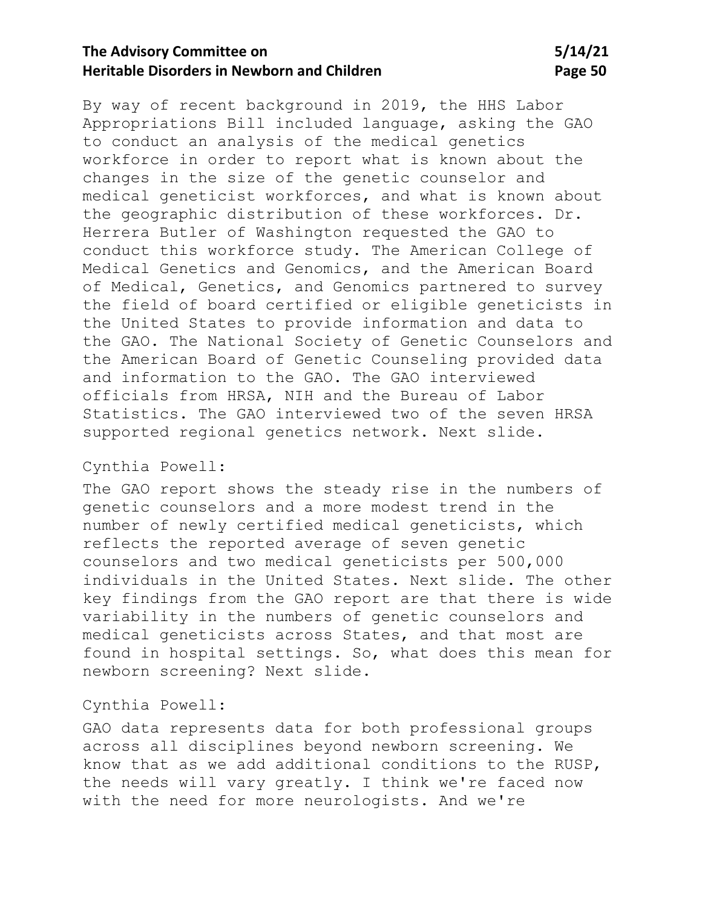By way of recent background in 2019, the HHS Labor Appropriations Bill included language, asking the GAO to conduct an analysis of the medical genetics workforce in order to report what is known about the changes in the size of the genetic counselor and medical geneticist workforces, and what is known about the geographic distribution of these workforces. Dr. Herrera Butler of Washington requested the GAO to conduct this workforce study. The American College of Medical Genetics and Genomics, and the American Board of Medical, Genetics, and Genomics partnered to survey the field of board certified or eligible geneticists in the United States to provide information and data to the GAO. The National Society of Genetic Counselors and the American Board of Genetic Counseling provided data and information to the GAO. The GAO interviewed officials from HRSA, NIH and the Bureau of Labor Statistics. The GAO interviewed two of the seven HRSA supported regional genetics network. Next slide.

Cynthia Powell:

The GAO report shows the steady rise in the numbers of genetic counselors and a more modest trend in the number of newly certified medical geneticists, which reflects the reported average of seven genetic counselors and two medical geneticists per 500,000 individuals in the United States. Next slide. The other key findings from the GAO report are that there is wide variability in the numbers of genetic counselors and medical geneticists across States, and that most are found in hospital settings. So, what does this mean for newborn screening? Next slide.

Cynthia Powell:

GAO data represents data for both professional groups across all disciplines beyond newborn screening. We know that as we add additional conditions to the RUSP, the needs will vary greatly. I think we're faced now with the need for more neurologists. And we're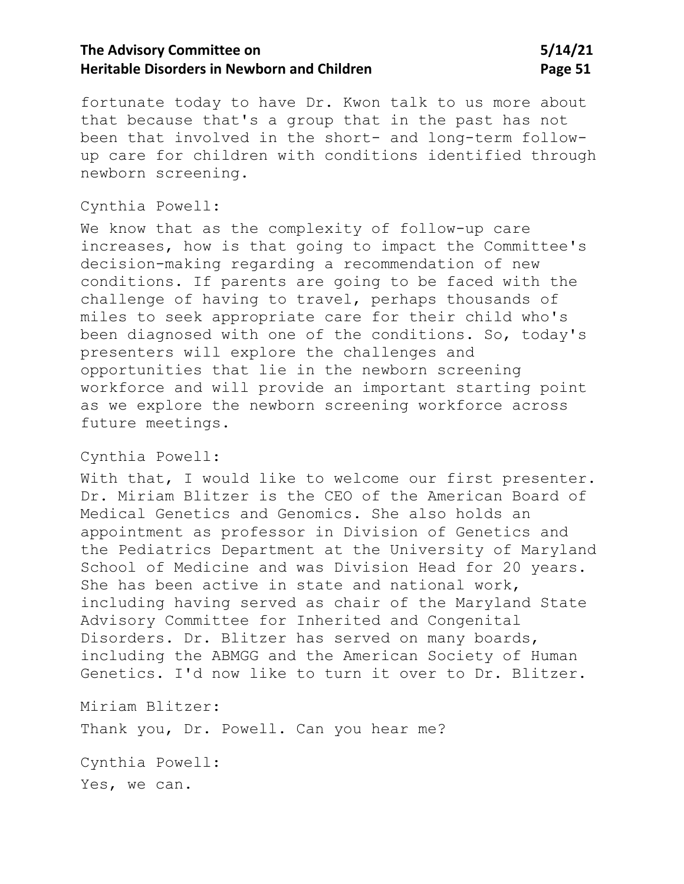fortunate today to have Dr. Kwon talk to us more about that because that's a group that in the past has not been that involved in the short- and long-term follow-up care for children with conditions identified through newborn screening.

Cynthia Powell:

We know that as the complexity of follow-up care increases, how is that going to impact the Committee's decision-making regarding a recommendation of new conditions. If parents are going to be faced with the challenge of having to travel, perhaps thousands of miles to seek appropriate care for their child who's been diagnosed with one of the conditions. So, today's presenters will explore the challenges and opportunities that lie in the newborn screening workforce and will provide an important starting point as we explore the newborn screening workforce across future meetings.

Cynthia Powell:

With that, I would like to welcome our first presenter. Dr. Miriam Blitzer is the CEO of the American Board of Medical Genetics and Genomics. She also holds an appointment as professor in Division of Genetics and the Pediatrics Department at the University of Maryland School of Medicine and was Division Head for 20 years. She has been active in state and national work, including having served as chair of the Maryland State Advisory Committee for Inherited and Congenital Disorders. Dr. Blitzer has served on many boards, including the ABMGG and the American Society of Human Genetics. I'd now like to turn it over to Dr. Blitzer.

Miriam Blitzer:

Thank you, Dr. Powell. Can you hear me?

Cynthia Powell:

Yes, we can.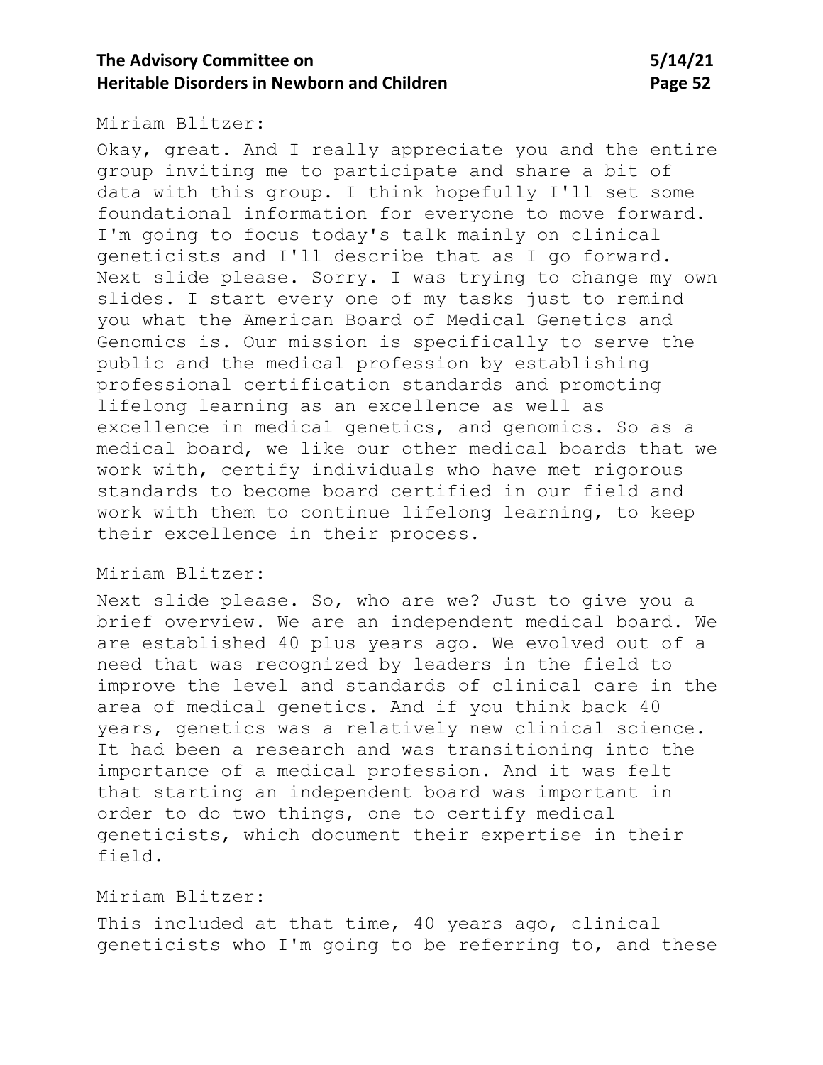Miriam Blitzer:

Okay, great. And I really appreciate you and the entire group inviting me to participate and share a bit of data with this group. I think hopefully I'll set some foundational information for everyone to move forward. I'm going to focus today's talk mainly on clinical geneticists and I'll describe that as I go forward. Next slide please. Sorry. I was trying to change my own slides. I start every one of my tasks just to remind you what the American Board of Medical Genetics and Genomics is. Our mission is specifically to serve the public and the medical profession by establishing professional certification standards and promoting lifelong learning as an excellence as well as excellence in medical genetics, and genomics. So as a medical board, we like our other medical boards that we work with, certify individuals who have met rigorous standards to become board certified in our field and work with them to continue lifelong learning, to keep their excellence in their process.

Miriam Blitzer:

Next slide please. So, who are we? Just to give you a brief overview. We are an independent medical board. We are established 40 plus years ago. We evolved out of a need that was recognized by leaders in the field to improve the level and standards of clinical care in the area of medical genetics. And if you think back 40 years, genetics was a relatively new clinical science. It had been a research and was transitioning into the importance of a medical profession. And it was felt that starting an independent board was important in order to do two things, one to certify medical geneticists, which document their expertise in their field.

Miriam Blitzer:

This included at that time, 40 years ago, clinical geneticists who I'm going to be referring to, and these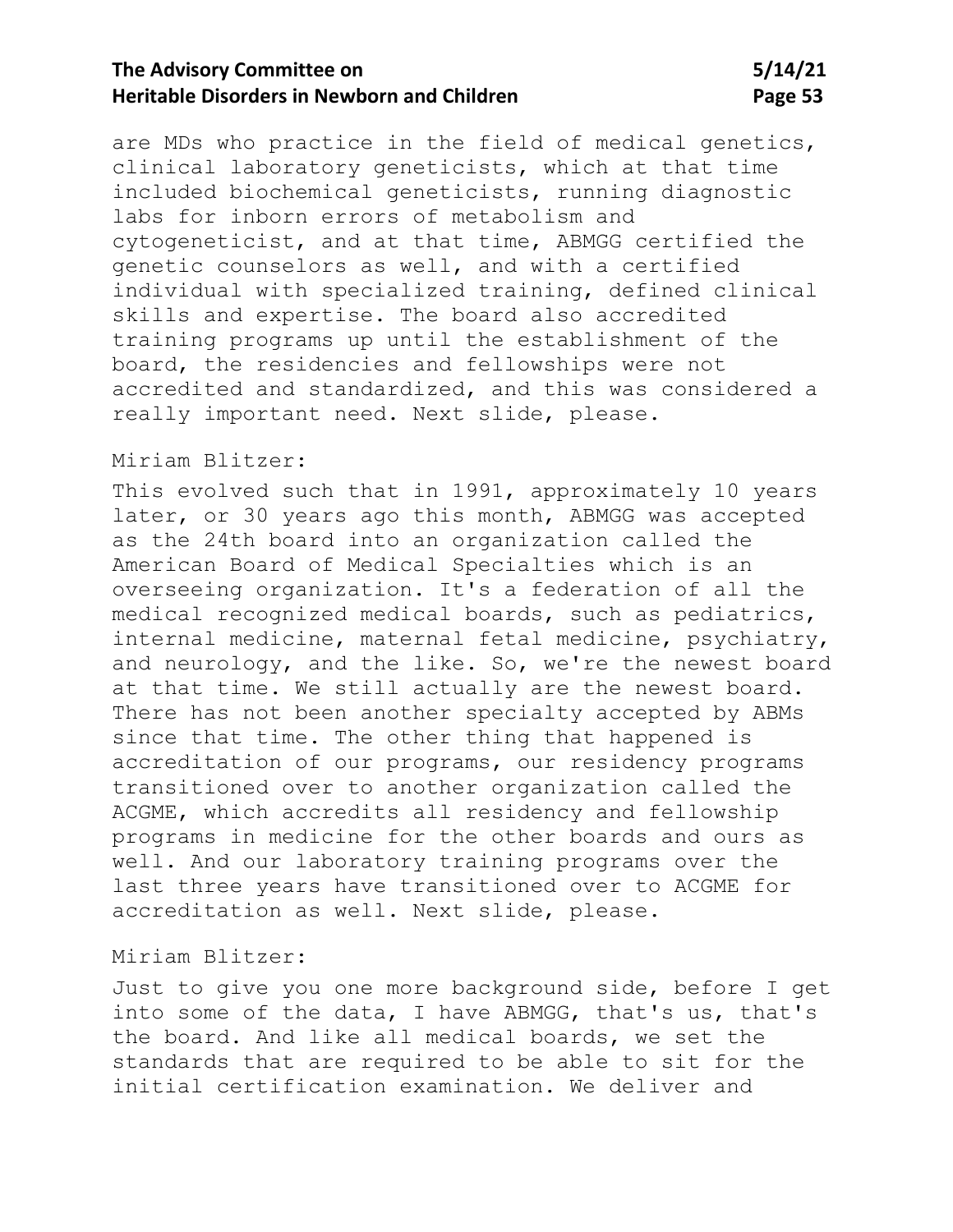are MDs who practice in the field of medical genetics, clinical laboratory geneticists, which at that time included biochemical geneticists, running diagnostic labs for inborn errors of metabolism and cytogeneticist, and at that time, ABMGG certified the genetic counselors as well, and with a certified individual with specialized training, defined clinical skills and expertise. The board also accredited training programs up until the establishment of the board, the residencies and fellowships were not accredited and standardized, and this was considered a really important need. Next slide, please.

Miriam Blitzer:

This evolved such that in 1991, approximately 10 years later, or 30 years ago this month, ABMGG was accepted as the 24th board into an organization called the American Board of Medical Specialties which is an overseeing organization. It's a federation of all the medical recognized medical boards, such as pediatrics, internal medicine, maternal fetal medicine, psychiatry, and neurology, and the like. So, we're the newest board at that time. We still actually are the newest board. There has not been another specialty accepted by ABMs since that time. The other thing that happened is accreditation of our programs, our residency programs transitioned over to another organization called the ACGME, which accredits all residency and fellowship programs in medicine for the other boards and ours as well. And our laboratory training programs over the last three years have transitioned over to ACGME for accreditation as well. Next slide, please.

Miriam Blitzer:

Just to give you one more background side, before I get into some of the data, I have ABMGG, that's us, that's the board. And like all medical boards, we set the standards that are required to be able to sit for the initial certification examination. We deliver and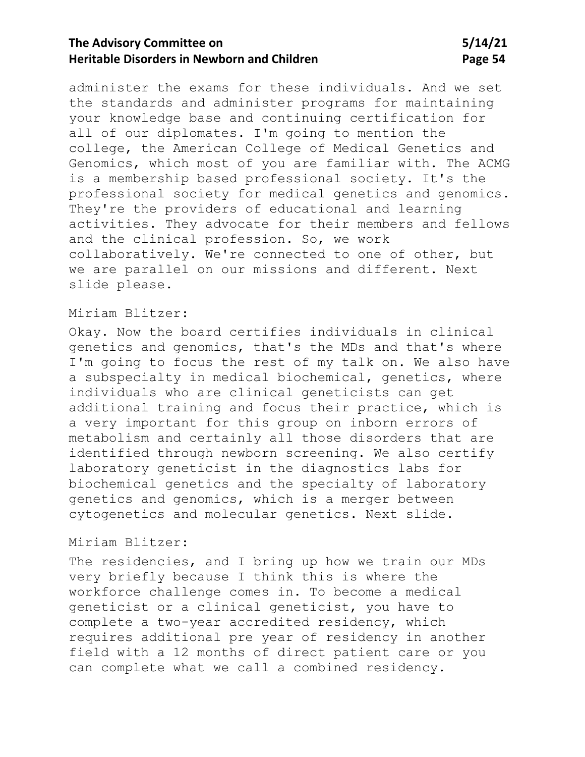administer the exams for these individuals. And we set the standards and administer programs for maintaining your knowledge base and continuing certification for all of our diplomates. I'm going to mention the college, the American College of Medical Genetics and Genomics, which most of you are familiar with. The ACMG is a membership based professional society. It's the professional society for medical genetics and genomics. They're the providers of educational and learning activities. They advocate for their members and fellows and the clinical profession. So, we work collaboratively. We're connected to one of other, but we are parallel on our missions and different. Next slide please.

Miriam Blitzer:

Okay. Now the board certifies individuals in clinical genetics and genomics, that's the MDs and that's where I'm going to focus the rest of my talk on. We also have a subspecialty in medical biochemical, genetics, where individuals who are clinical geneticists can get additional training and focus their practice, which is a very important for this group on inborn errors of metabolism and certainly all those disorders that are identified through newborn screening. We also certify laboratory geneticist in the diagnostics labs for biochemical genetics and the specialty of laboratory genetics and genomics, which is a merger between cytogenetics and molecular genetics. Next slide.

Miriam Blitzer:

The residencies, and I bring up how we train our MDs very briefly because I think this is where the workforce challenge comes in. To become a medical geneticist or a clinical geneticist, you have to complete a two-year accredited residency, which requires additional pre year of residency in another field with a 12 months of direct patient care or you can complete what we call a combined residency.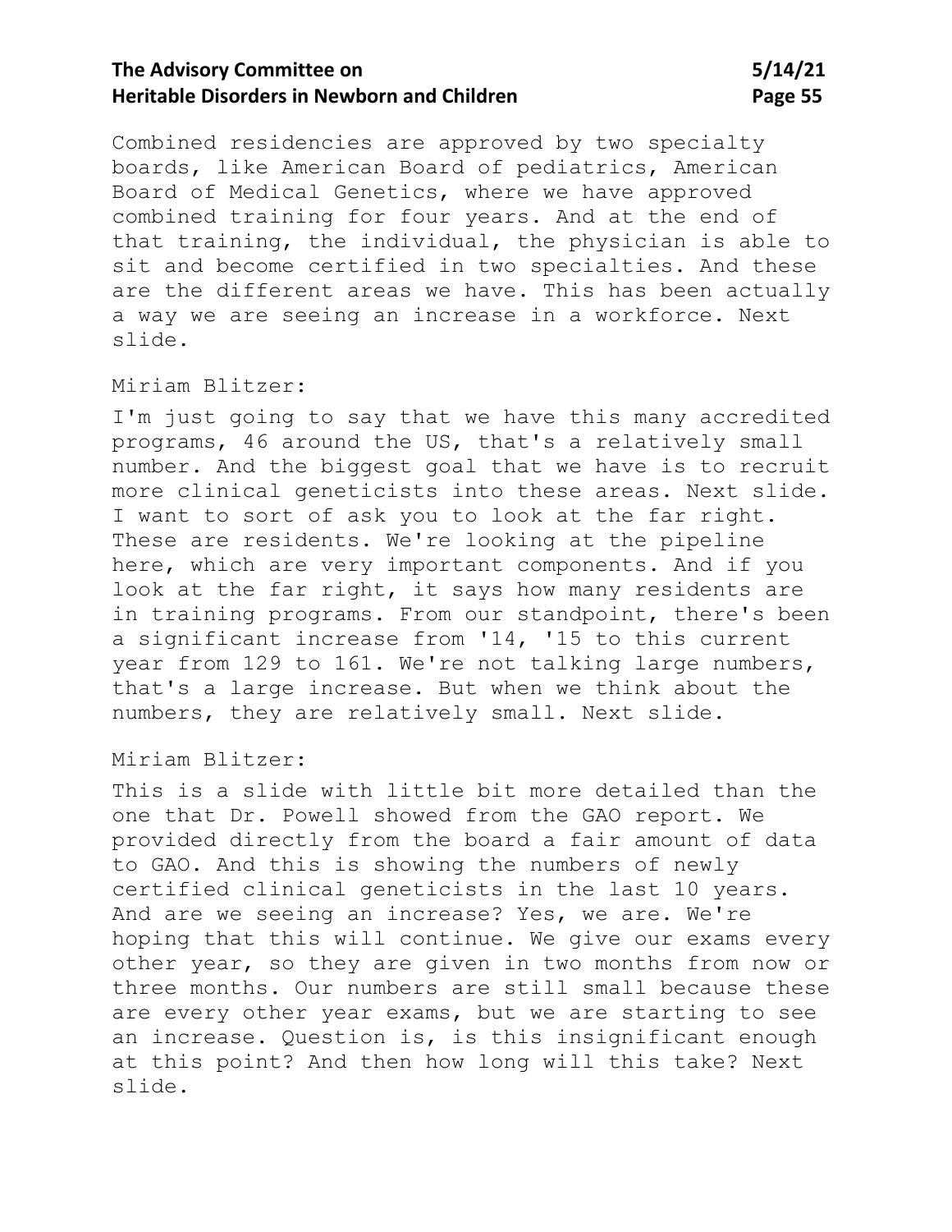Combined residencies are approved by two specialty boards, like American Board of pediatrics, American Board of Medical Genetics, where we have approved combined training for four years. And at the end of that training, the individual, the physician is able to sit and become certified in two specialties. And these are the different areas we have. This has been actually a way we are seeing an increase in a workforce. Next slide.

Miriam Blitzer:

I'm just going to say that we have this many accredited programs, 46 around the US, that's a relatively small number. And the biggest goal that we have is to recruit more clinical geneticists into these areas. Next slide. I want to sort of ask you to look at the far right. These are residents. We're looking at the pipeline here, which are very important components. And if you look at the far right, it says how many residents are in training programs. From our standpoint, there's been a significant increase from '14, '15 to this current year from 129 to 161. We're not talking large numbers, that's a large increase. But when we think about the numbers, they are relatively small. Next slide.

Miriam Blitzer:

This is a slide with little bit more detailed than the one that Dr. Powell showed from the GAO report. We provided directly from the board a fair amount of data to GAO. And this is showing the numbers of newly certified clinical geneticists in the last 10 years. And are we seeing an increase? Yes, we are. We're hoping that this will continue. We give our exams every other year, so they are given in two months from now or three months. Our numbers are still small because these are every other year exams, but we are starting to see an increase. Question is, is this insignificant enough at this point? And then how long will this take? Next slide.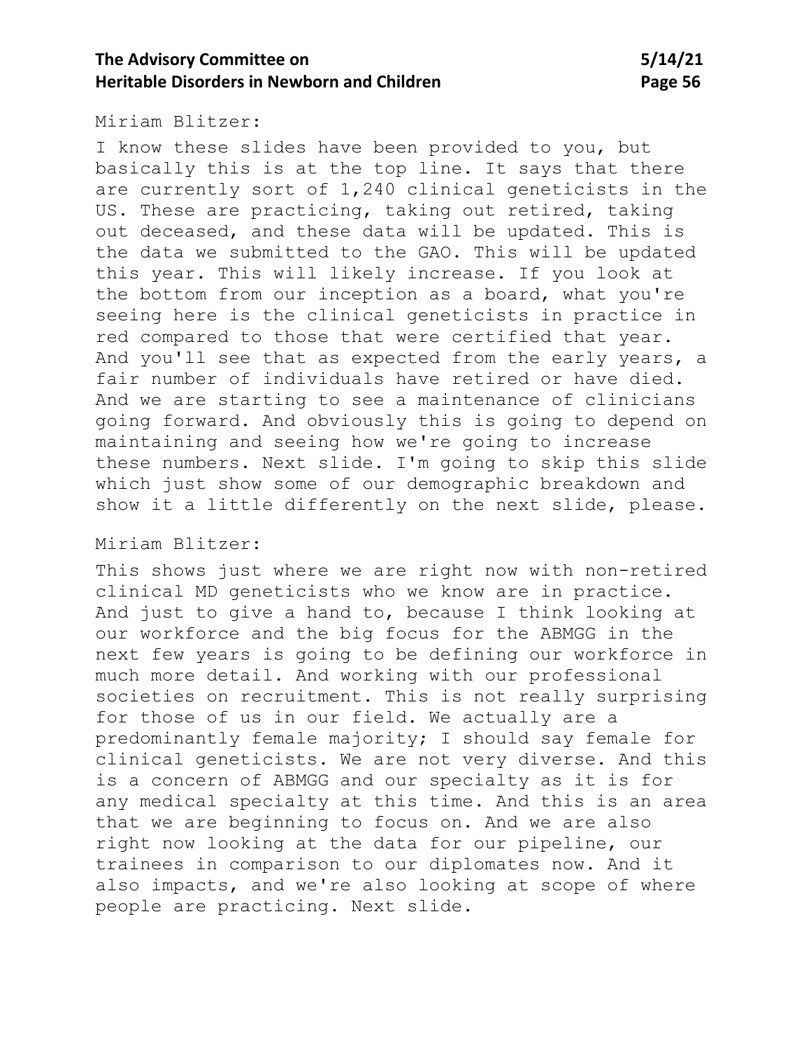Miriam Blitzer:

I know these slides have been provided to you, but basically this is at the top line. It says that there are currently sort of 1,240 clinical geneticists in the US. These are practicing, taking out retired, taking out deceased, and these data will be updated. This is the data we submitted to the GAO. This will be updated this year. This will likely increase. If you look at the bottom from our inception as a board, what you're seeing here is the clinical geneticists in practice in red compared to those that were certified that year. And you'll see that as expected from the early years, a fair number of individuals have retired or have died. And we are starting to see a maintenance of clinicians going forward. And obviously this is going to depend on maintaining and seeing how we're going to increase these numbers. Next slide. I'm going to skip this slide which just show some of our demographic breakdown and show it a little differently on the next slide, please.

Miriam Blitzer:

This shows just where we are right now with non-retired clinical MD geneticists who we know are in practice. And just to give a hand to, because I think looking at our workforce and the big focus for the ABMGG in the next few years is going to be defining our workforce in much more detail. And working with our professional societies on recruitment. This is not really surprising for those of us in our field. We actually are a predominantly female majority; I should say female for clinical geneticists. We are not very diverse. And this is a concern of ABMGG and our specialty as it is for any medical specialty at this time. And this is an area that we are beginning to focus on. And we are also right now looking at the data for our pipeline, our trainees in comparison to our diplomates now. And it also impacts, and we're also looking at scope of where people are practicing. Next slide.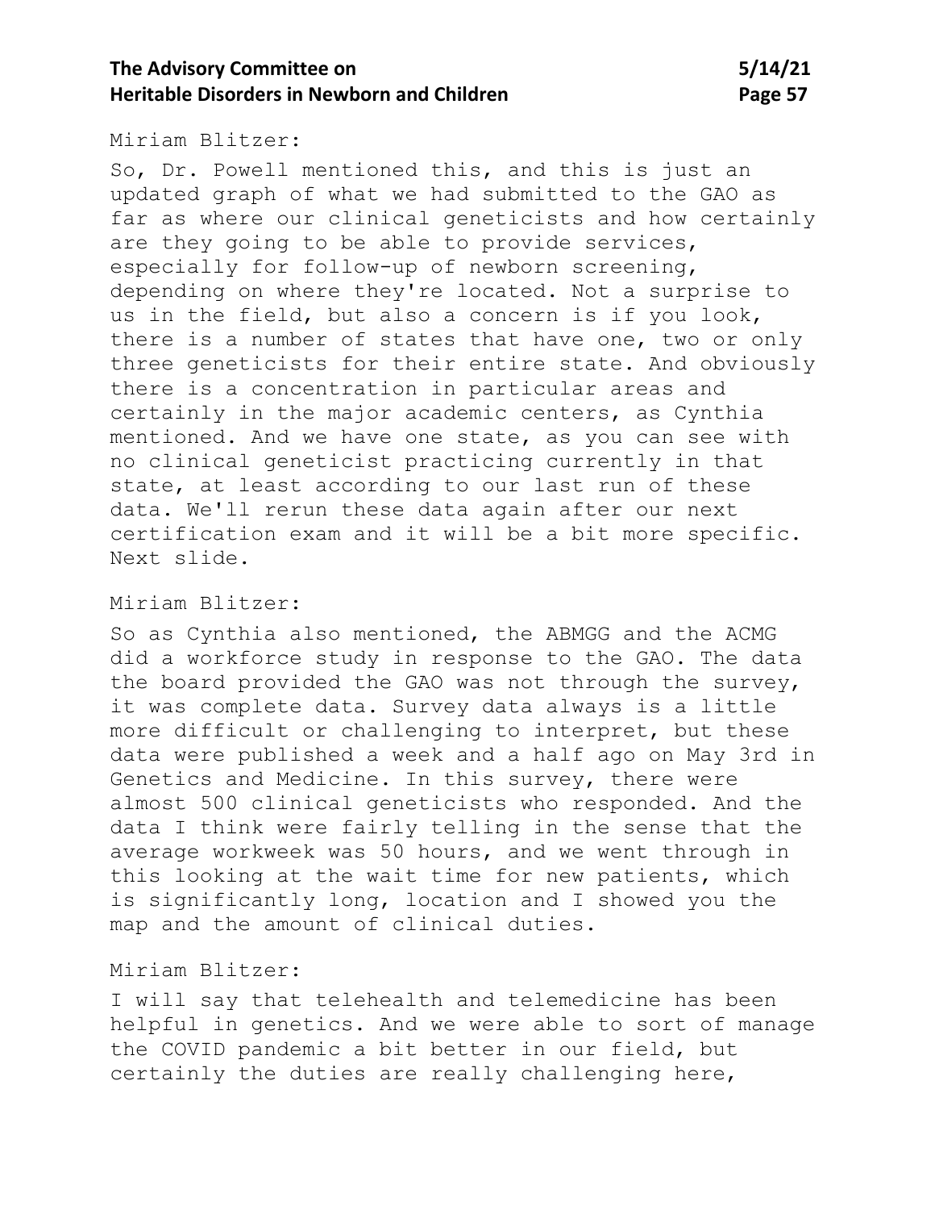Miriam Blitzer:

So, Dr. Powell mentioned this, and this is just an updated graph of what we had submitted to the GAO as far as where our clinical geneticists and how certainly are they going to be able to provide services, especially for follow-up of newborn screening, depending on where they're located. Not a surprise to us in the field, but also a concern is if you look, there is a number of states that have one, two or only three geneticists for their entire state. And obviously there is a concentration in particular areas and certainly in the major academic centers, as Cynthia mentioned. And we have one state, as you can see with no clinical geneticist practicing currently in that state, at least according to our last run of these data. We'll rerun these data again after our next certification exam and it will be a bit more specific. Next slide.

Miriam Blitzer:

So as Cynthia also mentioned, the ABMGG and the ACMG did a workforce study in response to the GAO. The data the board provided the GAO was not through the survey, it was complete data. Survey data always is a little more difficult or challenging to interpret, but these data were published a week and a half ago on May 3rd in Genetics and Medicine. In this survey, there were almost 500 clinical geneticists who responded. And the data I think were fairly telling in the sense that the average workweek was 50 hours, and we went through in this looking at the wait time for new patients, which is significantly long, location and I showed you the map and the amount of clinical duties.

Miriam Blitzer:

I will say that telehealth and telemedicine has been helpful in genetics. And we were able to sort of manage the COVID pandemic a bit better in our field, but certainly the duties are really challenging here,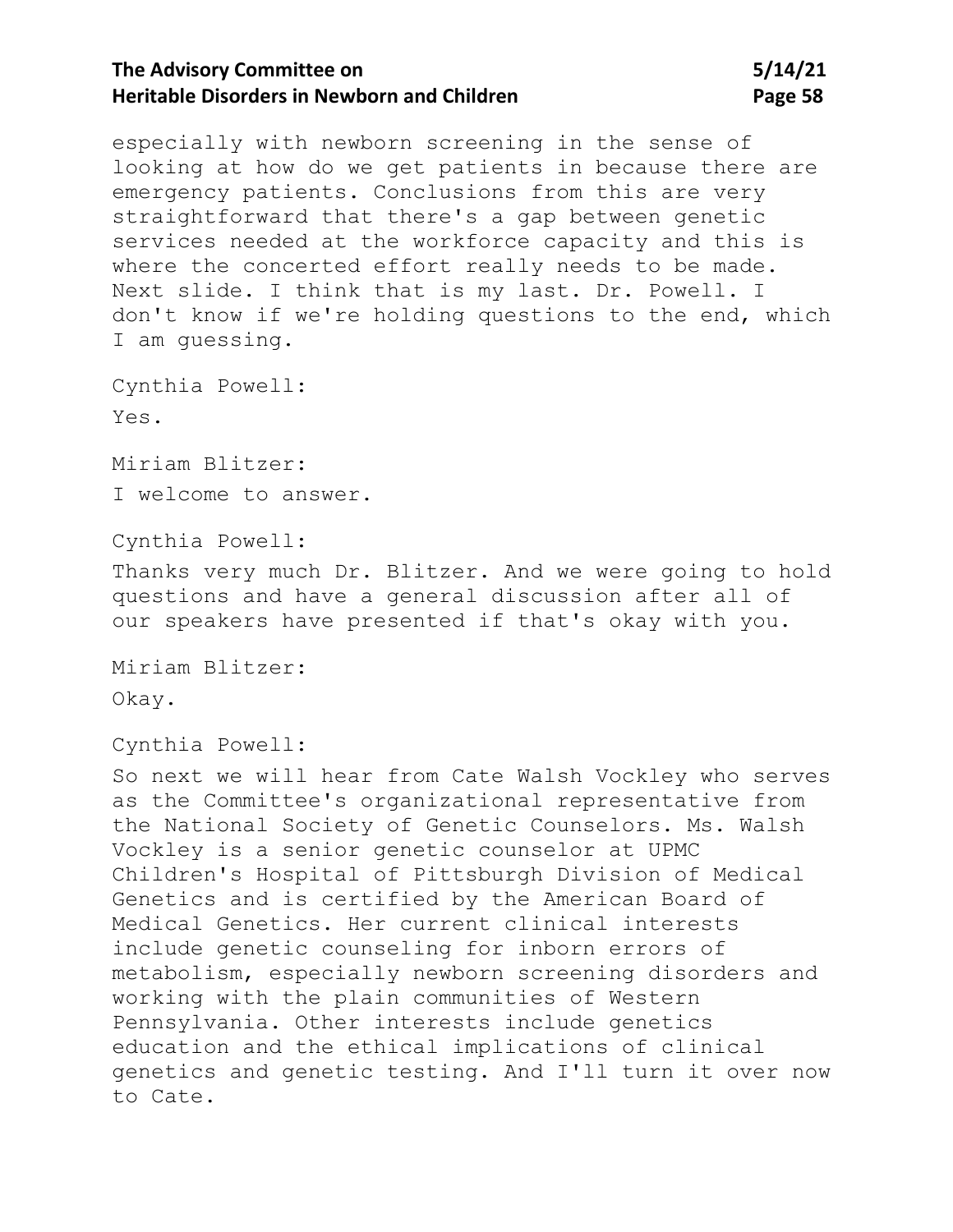especially with newborn screening in the sense of looking at how do we get patients in because there are emergency patients. Conclusions from this are very straightforward that there's a gap between genetic services needed at the workforce capacity and this is where the concerted effort really needs to be made. Next slide. I think that is my last. Dr. Powell. I don't know if we're holding questions to the end, which I am guessing.

Cynthia Powell:

Yes.

Miriam Blitzer:

I welcome to answer.

Cynthia Powell:

Thanks very much Dr. Blitzer. And we were going to hold questions and have a general discussion after all of our speakers have presented if that's okay with you.

Miriam Blitzer:

Okay.

Cynthia Powell:

So next we will hear from Cate Walsh Vockley who serves as the Committee's organizational representative from the National Society of Genetic Counselors. Ms. Walsh Vockley is a senior genetic counselor at UPMC Children's Hospital of Pittsburgh Division of Medical Genetics and is certified by the American Board of Medical Genetics. Her current clinical interests include genetic counseling for inborn errors of metabolism, especially newborn screening disorders and working with the plain communities of Western Pennsylvania. Other interests include genetics education and the ethical implications of clinical genetics and genetic testing. And I'll turn it over now to Cate.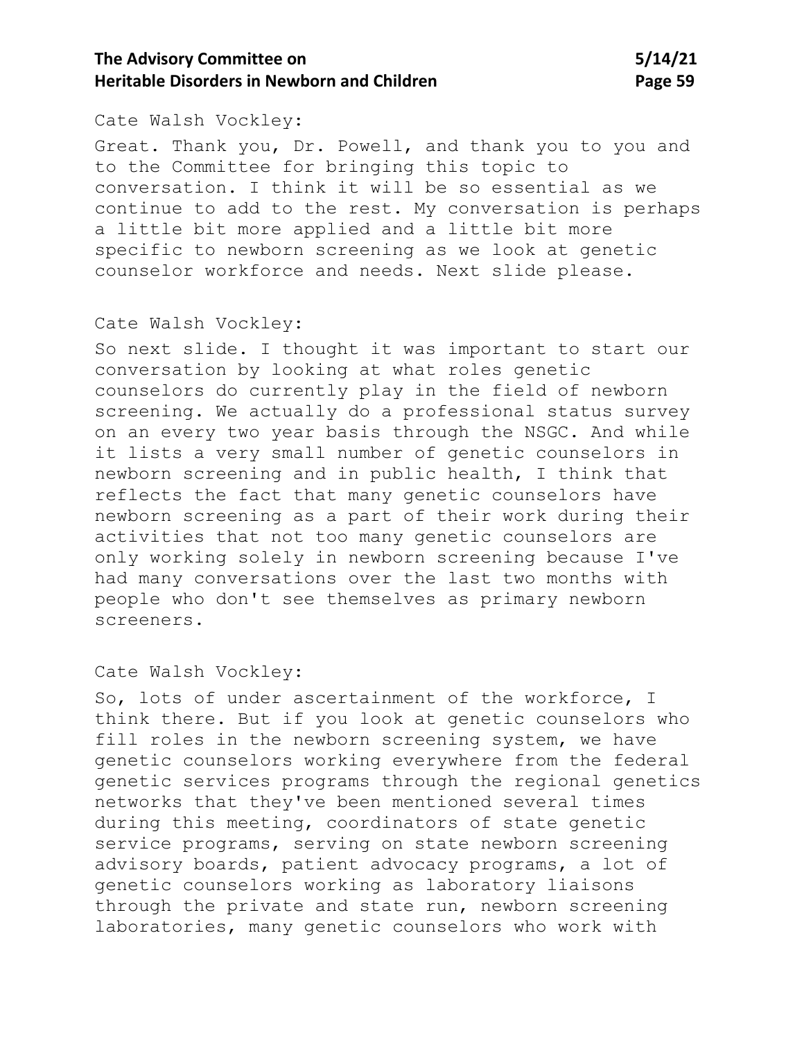Cate Walsh Vockley:

Great. Thank you, Dr. Powell, and thank you to you and to the Committee for bringing this topic to conversation. I think it will be so essential as we continue to add to the rest. My conversation is perhaps a little bit more applied and a little bit more specific to newborn screening as we look at genetic counselor workforce and needs. Next slide please.

Cate Walsh Vockley:

So next slide. I thought it was important to start our conversation by looking at what roles genetic counselors do currently play in the field of newborn screening. We actually do a professional status survey on an every two year basis through the NSGC. And while it lists a very small number of genetic counselors in newborn screening and in public health, I think that reflects the fact that many genetic counselors have newborn screening as a part of their work during their activities that not too many genetic counselors are only working solely in newborn screening because I've had many conversations over the last two months with people who don't see themselves as primary newborn screeners.

Cate Walsh Vockley:

So, lots of under ascertainment of the workforce, I think there. But if you look at genetic counselors who fill roles in the newborn screening system, we have genetic counselors working everywhere from the federal genetic services programs through the regional genetics networks that they've been mentioned several times during this meeting, coordinators of state genetic service programs, serving on state newborn screening advisory boards, patient advocacy programs, a lot of genetic counselors working as laboratory liaisons through the private and state run, newborn screening laboratories, many genetic counselors who work with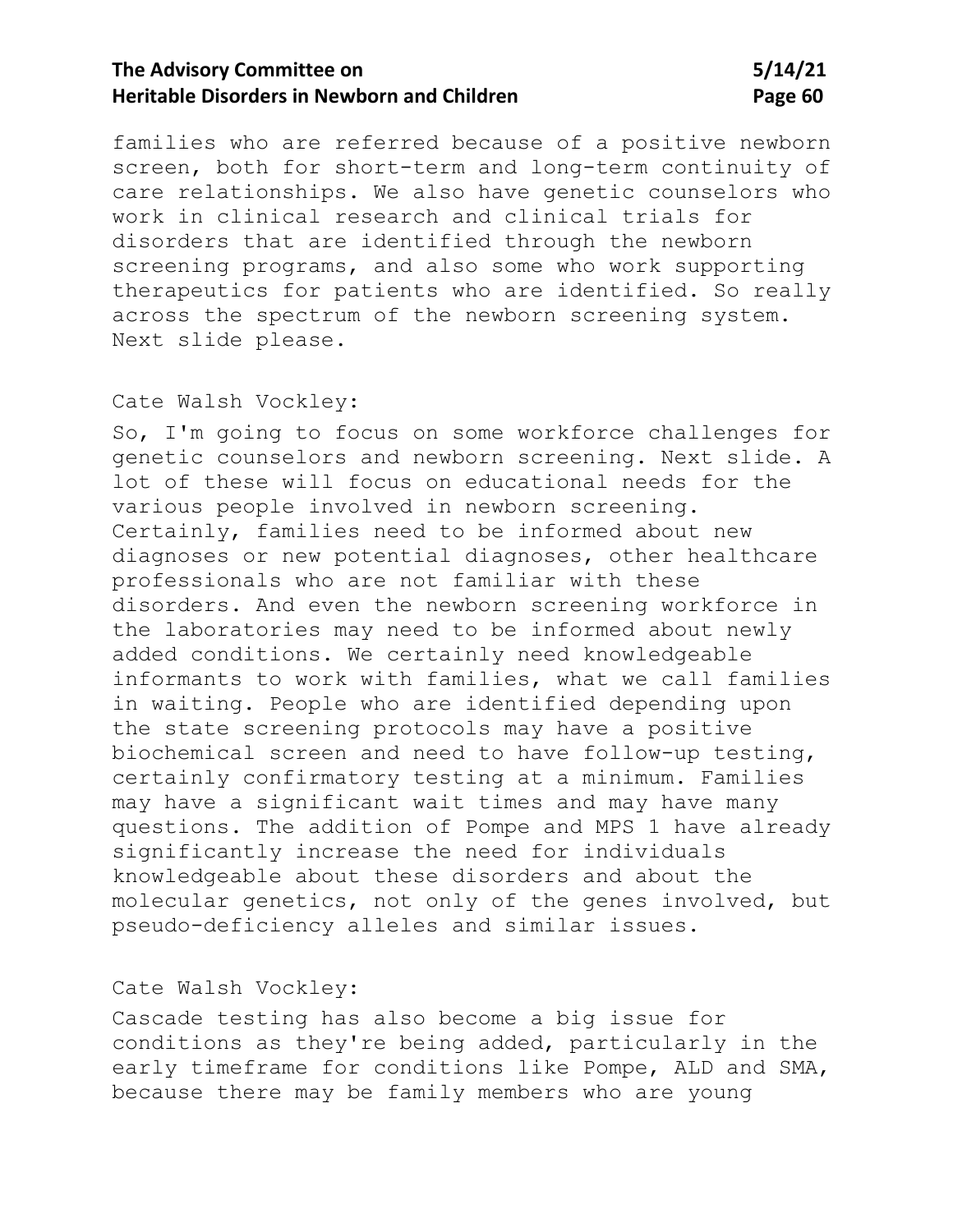families who are referred because of a positive newborn screen, both for short-term and long-term continuity of care relationships. We also have genetic counselors who work in clinical research and clinical trials for disorders that are identified through the newborn screening programs, and also some who work supporting therapeutics for patients who are identified. So really across the spectrum of the newborn screening system. Next slide please.

Cate Walsh Vockley:

So, I'm going to focus on some workforce challenges for genetic counselors and newborn screening. Next slide. A lot of these will focus on educational needs for the various people involved in newborn screening. Certainly, families need to be informed about new diagnoses or new potential diagnoses, other healthcare professionals who are not familiar with these disorders. And even the newborn screening workforce in the laboratories may need to be informed about newly added conditions. We certainly need knowledgeable informants to work with families, what we call families in waiting. People who are identified depending upon the state screening protocols may have a positive biochemical screen and need to have follow-up testing, certainly confirmatory testing at a minimum. Families may have a significant wait times and may have many questions. The addition of Pompe and MPS 1 have already significantly increase the need for individuals knowledgeable about these disorders and about the molecular genetics, not only of the genes involved, but pseudo-deficiency alleles and similar issues.

Cate Walsh Vockley:

Cascade testing has also become a big issue for conditions as they're being added, particularly in the early timeframe for conditions like Pompe, ALD and SMA, because there may be family members who are young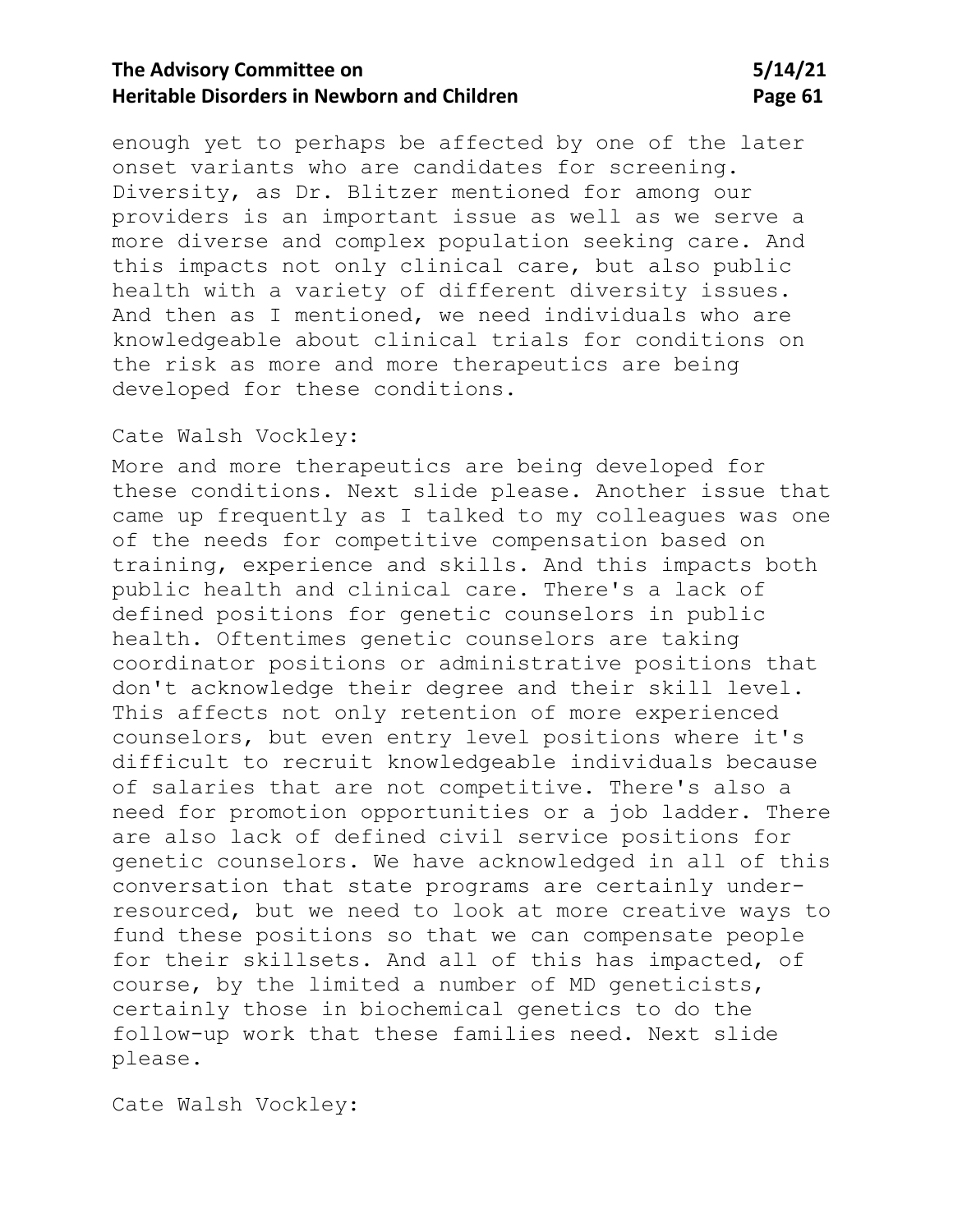enough yet to perhaps be affected by one of the later onset variants who are candidates for screening. Diversity, as Dr. Blitzer mentioned for among our providers is an important issue as well as we serve a more diverse and complex population seeking care. And this impacts not only clinical care, but also public health with a variety of different diversity issues. And then as I mentioned, we need individuals who are knowledgeable about clinical trials for conditions on the risk as more and more therapeutics are being developed for these conditions.

Cate Walsh Vockley:

More and more therapeutics are being developed for these conditions. Next slide please. Another issue that came up frequently as I talked to my colleagues was one of the needs for competitive compensation based on training, experience and skills. And this impacts both public health and clinical care. There's a lack of defined positions for genetic counselors in public health. Oftentimes genetic counselors are taking coordinator positions or administrative positions that don't acknowledge their degree and their skill level. This affects not only retention of more experienced counselors, but even entry level positions where it's difficult to recruit knowledgeable individuals because of salaries that are not competitive. There's also a need for promotion opportunities or a job ladder. There are also lack of defined civil service positions for genetic counselors. We have acknowledged in all of this conversation that state programs are certainly under-resourced, but we need to look at more creative ways to fund these positions so that we can compensate people for their skillsets. And all of this has impacted, of course, by the limited a number of MD geneticists, certainly those in biochemical genetics to do the follow-up work that these families need. Next slide please.

Cate Walsh Vockley: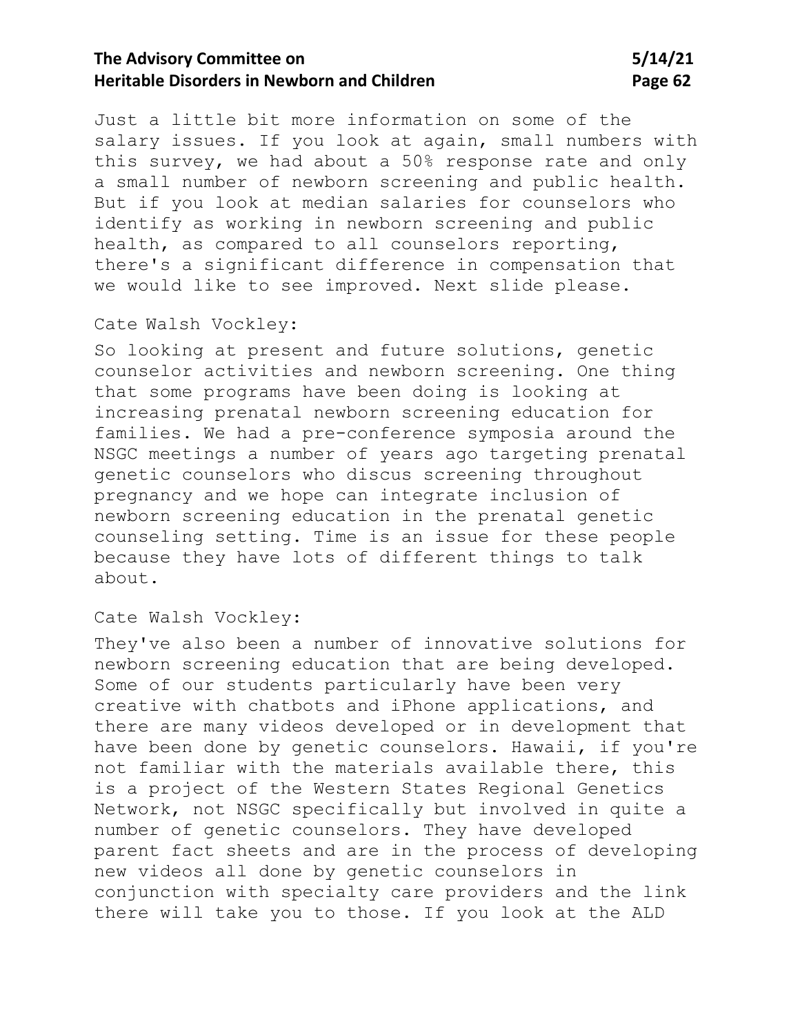Just a little bit more information on some of the salary issues. If you look at again, small numbers with this survey, we had about a 50% response rate and only a small number of newborn screening and public health. But if you look at median salaries for counselors who identify as working in newborn screening and public health, as compared to all counselors reporting, there's a significant difference in compensation that we would like to see improved. Next slide please.

Cate Walsh Vockley:

So looking at present and future solutions, genetic counselor activities and newborn screening. One thing that some programs have been doing is looking at increasing prenatal newborn screening education for families. We had a pre-conference symposia around the NSGC meetings a number of years ago targeting prenatal genetic counselors who discus screening throughout pregnancy and we hope can integrate inclusion of newborn screening education in the prenatal genetic counseling setting. Time is an issue for these people because they have lots of different things to talk about.

Cate Walsh Vockley:

They've also been a number of innovative solutions for newborn screening education that are being developed. Some of our students particularly have been very creative with chatbots and iPhone applications, and there are many videos developed or in development that have been done by genetic counselors. Hawaii, if you're not familiar with the materials available there, this is a project of the Western States Regional Genetics Network, not NSGC specifically but involved in quite a number of genetic counselors. They have developed parent fact sheets and are in the process of developing new videos all done by genetic counselors in conjunction with specialty care providers and the link there will take you to those. If you look at the ALD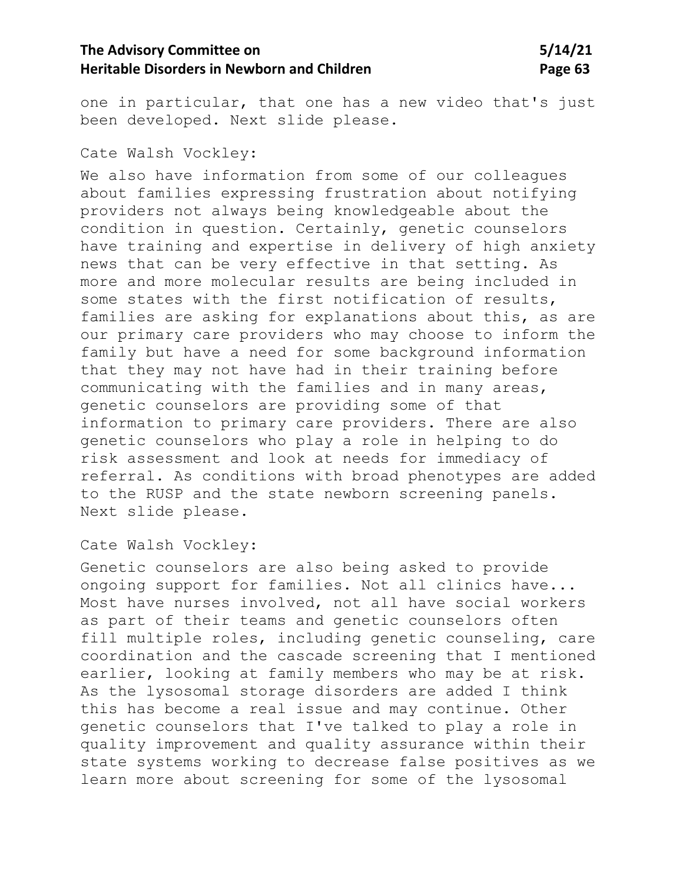one in particular, that one has a new video that's just been developed. Next slide please.

Cate Walsh Vockley:

We also have information from some of our colleagues about families expressing frustration about notifying providers not always being knowledgeable about the condition in question. Certainly, genetic counselors have training and expertise in delivery of high anxiety news that can be very effective in that setting. As more and more molecular results are being included in some states with the first notification of results, families are asking for explanations about this, as are our primary care providers who may choose to inform the family but have a need for some background information that they may not have had in their training before communicating with the families and in many areas, genetic counselors are providing some of that information to primary care providers. There are also genetic counselors who play a role in helping to do risk assessment and look at needs for immediacy of referral. As conditions with broad phenotypes are added to the RUSP and the state newborn screening panels. Next slide please.

Cate Walsh Vockley:

Genetic counselors are also being asked to provide ongoing support for families. Not all clinics have... Most have nurses involved, not all have social workers as part of their teams and genetic counselors often fill multiple roles, including genetic counseling, care coordination and the cascade screening that I mentioned earlier, looking at family members who may be at risk. As the lysosomal storage disorders are added I think this has become a real issue and may continue. Other genetic counselors that I've talked to play a role in quality improvement and quality assurance within their state systems working to decrease false positives as we learn more about screening for some of the lysosomal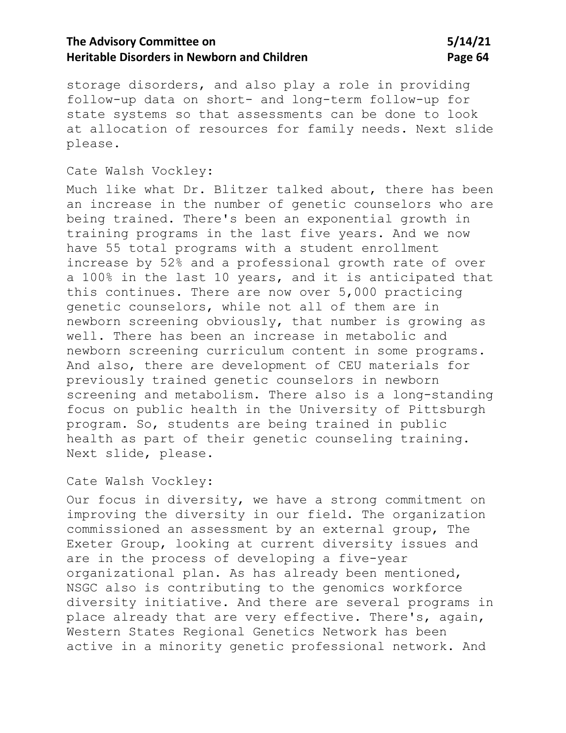storage disorders, and also play a role in providing follow-up data on short- and long-term follow-up for state systems so that assessments can be done to look at allocation of resources for family needs. Next slide please.

Cate Walsh Vockley:

Much like what Dr. Blitzer talked about, there has been an increase in the number of genetic counselors who are being trained. There's been an exponential growth in training programs in the last five years. And we now have 55 total programs with a student enrollment increase by 52% and a professional growth rate of over a 100% in the last 10 years, and it is anticipated that this continues. There are now over 5,000 practicing genetic counselors, while not all of them are in newborn screening obviously, that number is growing as well. There has been an increase in metabolic and newborn screening curriculum content in some programs. And also, there are development of CEU materials for previously trained genetic counselors in newborn screening and metabolism. There also is a long-standing focus on public health in the University of Pittsburgh program. So, students are being trained in public health as part of their genetic counseling training. Next slide, please.

Cate Walsh Vockley:

Our focus in diversity, we have a strong commitment on improving the diversity in our field. The organization commissioned an assessment by an external group, The Exeter Group, looking at current diversity issues and are in the process of developing a five-year organizational plan. As has already been mentioned, NSGC also is contributing to the genomics workforce diversity initiative. And there are several programs in place already that are very effective. There's, again, Western States Regional Genetics Network has been active in a minority genetic professional network. And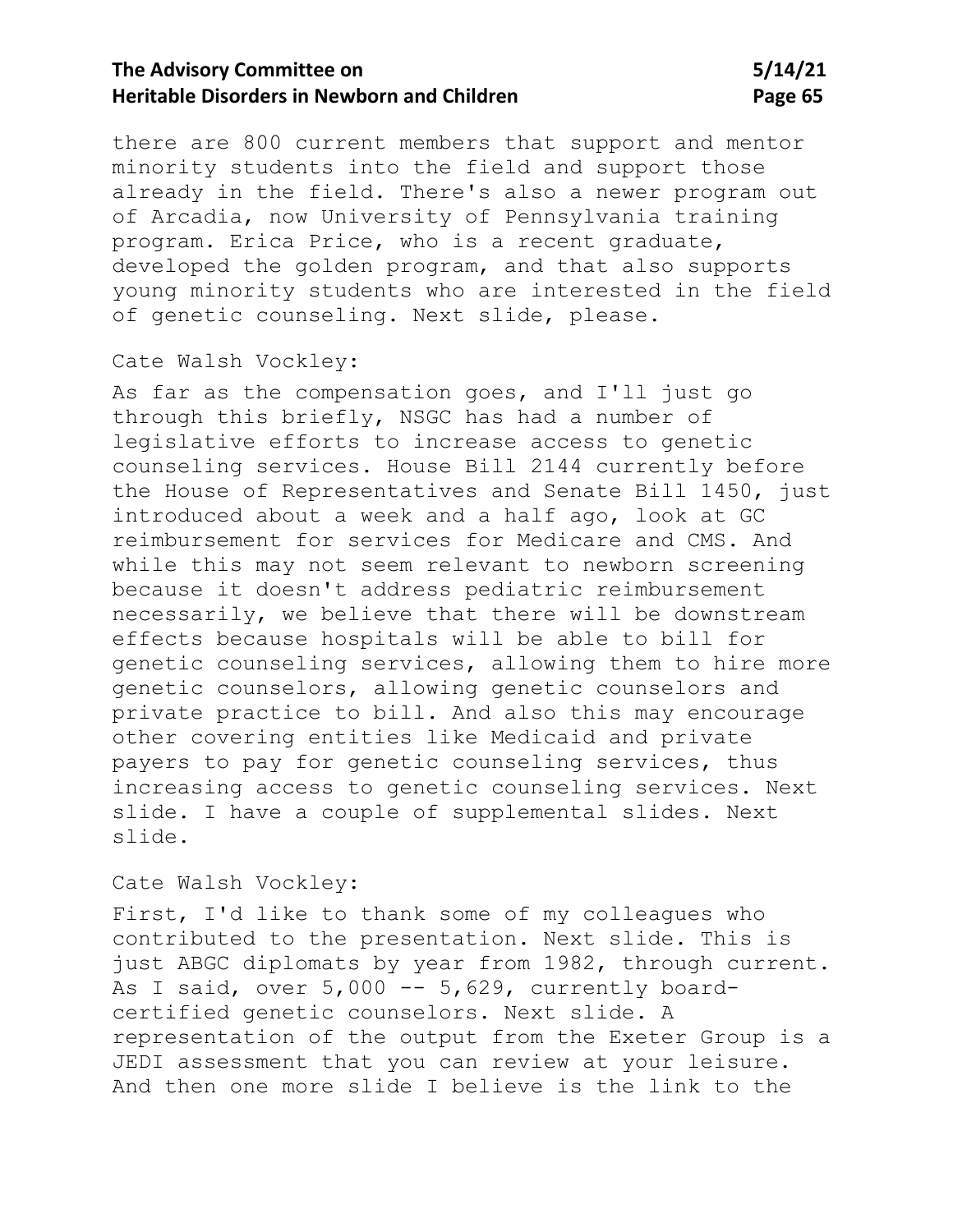there are 800 current members that support and mentor minority students into the field and support those already in the field. There's also a newer program out of Arcadia, now University of Pennsylvania training program. Erica Price, who is a recent graduate, developed the golden program, and that also supports young minority students who are interested in the field of genetic counseling. Next slide, please.

Cate Walsh Vockley:

As far as the compensation goes, and I'll just go through this briefly, NSGC has had a number of legislative efforts to increase access to genetic counseling services. House Bill 2144 currently before the House of Representatives and Senate Bill 1450, just introduced about a week and a half ago, look at GC reimbursement for services for Medicare and CMS. And while this may not seem relevant to newborn screening because it doesn't address pediatric reimbursement necessarily, we believe that there will be downstream effects because hospitals will be able to bill for genetic counseling services, allowing them to hire more genetic counselors, allowing genetic counselors and private practice to bill. And also this may encourage other covering entities like Medicaid and private payers to pay for genetic counseling services, thus increasing access to genetic counseling services. Next slide. I have a couple of supplemental slides. Next slide.

Cate Walsh Vockley:

First, I'd like to thank some of my colleagues who contributed to the presentation. Next slide. This is just ABGC diplomats by year from 1982, through current. As I said, over 5,000 -- 5,629, currently board-certified genetic counselors. Next slide. A representation of the output from the Exeter Group is a JEDI assessment that you can review at your leisure. And then one more slide I believe is the link to the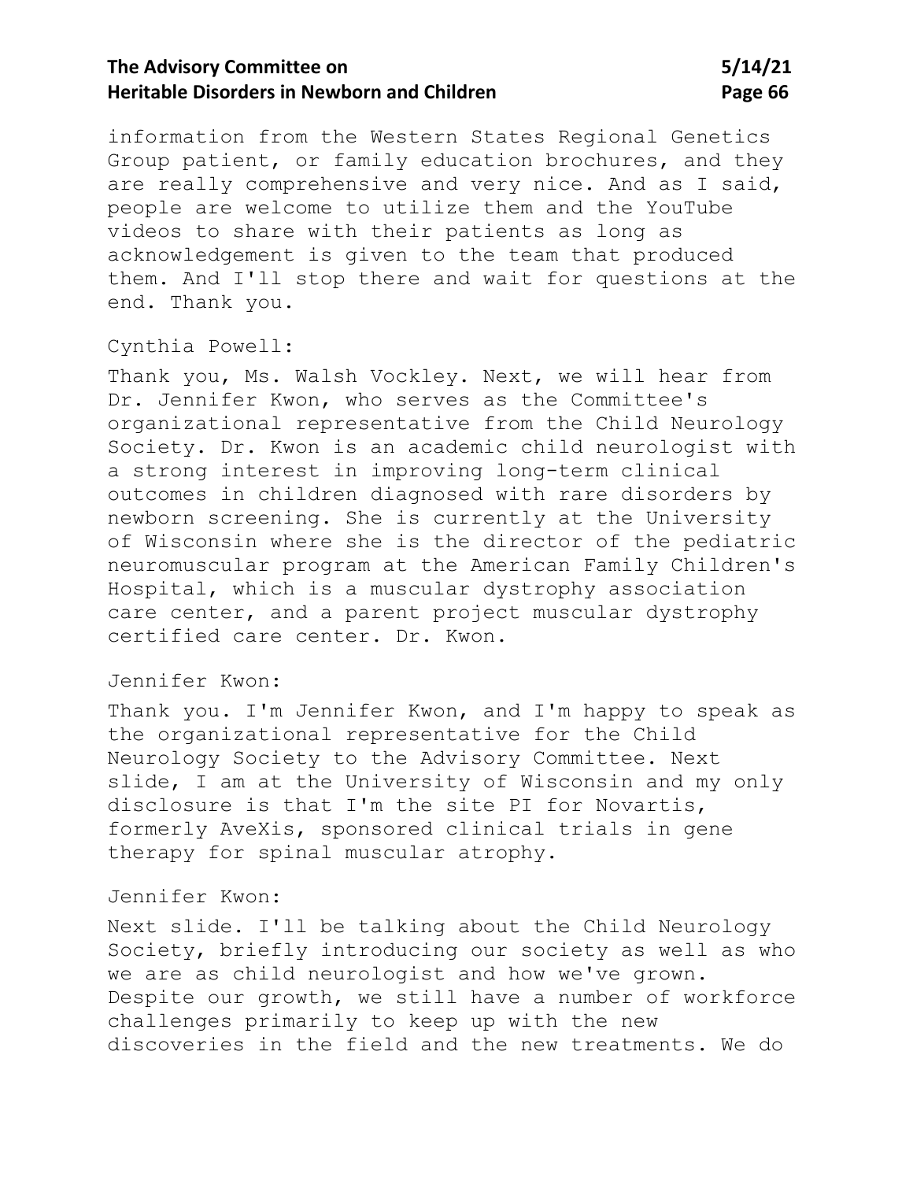information from the Western States Regional Genetics Group patient, or family education brochures, and they are really comprehensive and very nice. And as I said, people are welcome to utilize them and the YouTube videos to share with their patients as long as acknowledgement is given to the team that produced them. And I'll stop there and wait for questions at the end. Thank you.

Cynthia Powell:

Thank you, Ms. Walsh Vockley. Next, we will hear from Dr. Jennifer Kwon, who serves as the Committee's organizational representative from the Child Neurology Society. Dr. Kwon is an academic child neurologist with a strong interest in improving long-term clinical outcomes in children diagnosed with rare disorders by newborn screening. She is currently at the University of Wisconsin where she is the director of the pediatric neuromuscular program at the American Family Children's Hospital, which is a muscular dystrophy association care center, and a parent project muscular dystrophy certified care center. Dr. Kwon.

Jennifer Kwon:

Thank you. I'm Jennifer Kwon, and I'm happy to speak as the organizational representative for the Child Neurology Society to the Advisory Committee. Next slide, I am at the University of Wisconsin and my only disclosure is that I'm the site PI for Novartis, formerly AveXis, sponsored clinical trials in gene therapy for spinal muscular atrophy.

Jennifer Kwon:

Next slide. I'll be talking about the Child Neurology Society, briefly introducing our society as well as who we are as child neurologist and how we've grown. Despite our growth, we still have a number of workforce challenges primarily to keep up with the new discoveries in the field and the new treatments. We do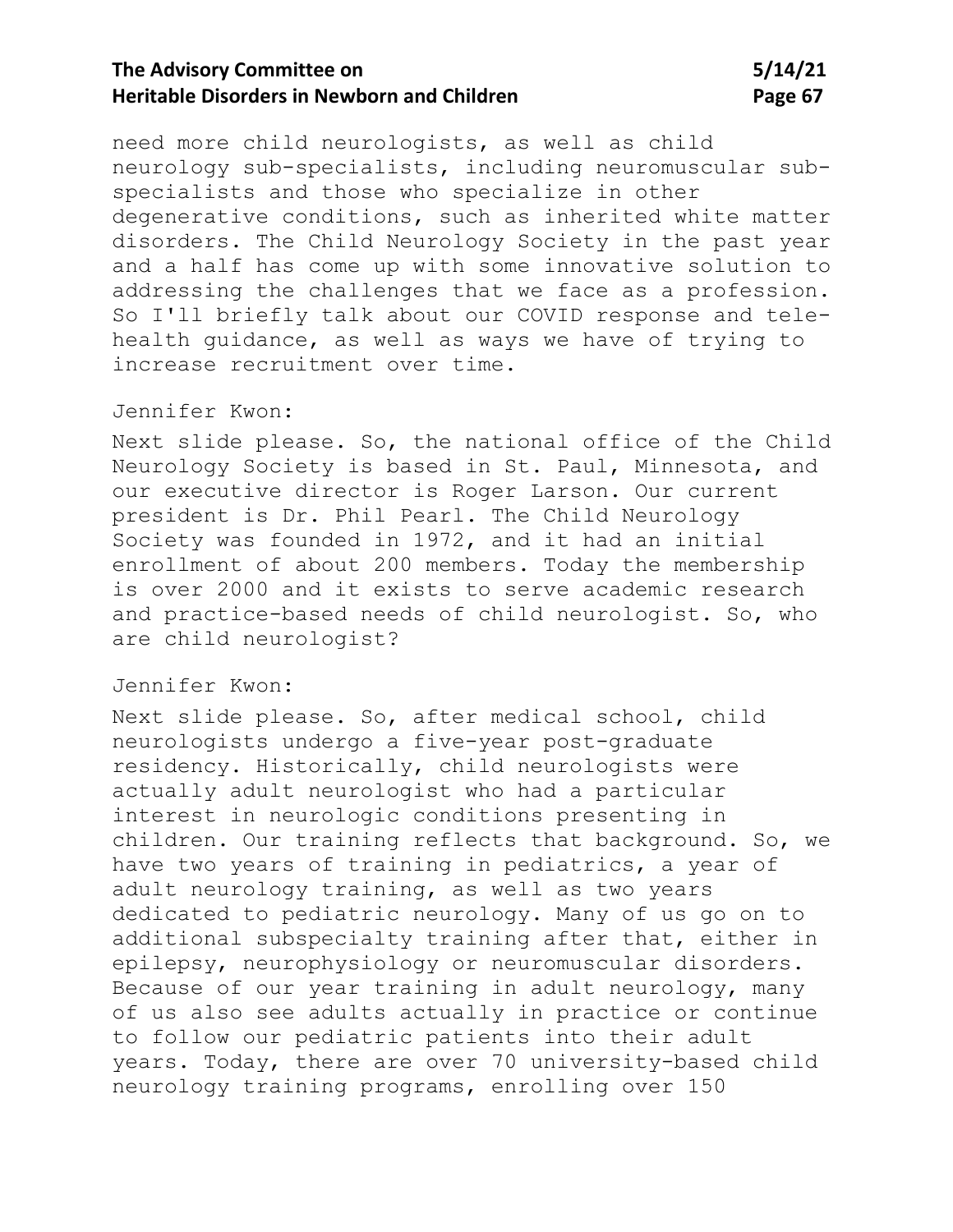need more child neurologists, as well as child neurology sub-specialists, including neuromuscular sub-specialists and those who specialize in other degenerative conditions, such as inherited white matter disorders. The Child Neurology Society in the past year and a half has come up with some innovative solution to addressing the challenges that we face as a profession. So I'll briefly talk about our COVID response and tele-health guidance, as well as ways we have of trying to increase recruitment over time.

Jennifer Kwon:

Next slide please. So, the national office of the Child Neurology Society is based in St. Paul, Minnesota, and our executive director is Roger Larson. Our current president is Dr. Phil Pearl. The Child Neurology Society was founded in 1972, and it had an initial enrollment of about 200 members. Today the membership is over 2000 and it exists to serve academic research and practice-based needs of child neurologist. So, who are child neurologist?

Jennifer Kwon:

Next slide please. So, after medical school, child neurologists undergo a five-year post-graduate residency. Historically, child neurologists were actually adult neurologist who had a particular interest in neurologic conditions presenting in children. Our training reflects that background. So, we have two years of training in pediatrics, a year of adult neurology training, as well as two years dedicated to pediatric neurology. Many of us go on to additional subspecialty training after that, either in epilepsy, neurophysiology or neuromuscular disorders. Because of our year training in adult neurology, many of us also see adults actually in practice or continue to follow our pediatric patients into their adult years. Today, there are over 70 university-based child neurology training programs, enrolling over 150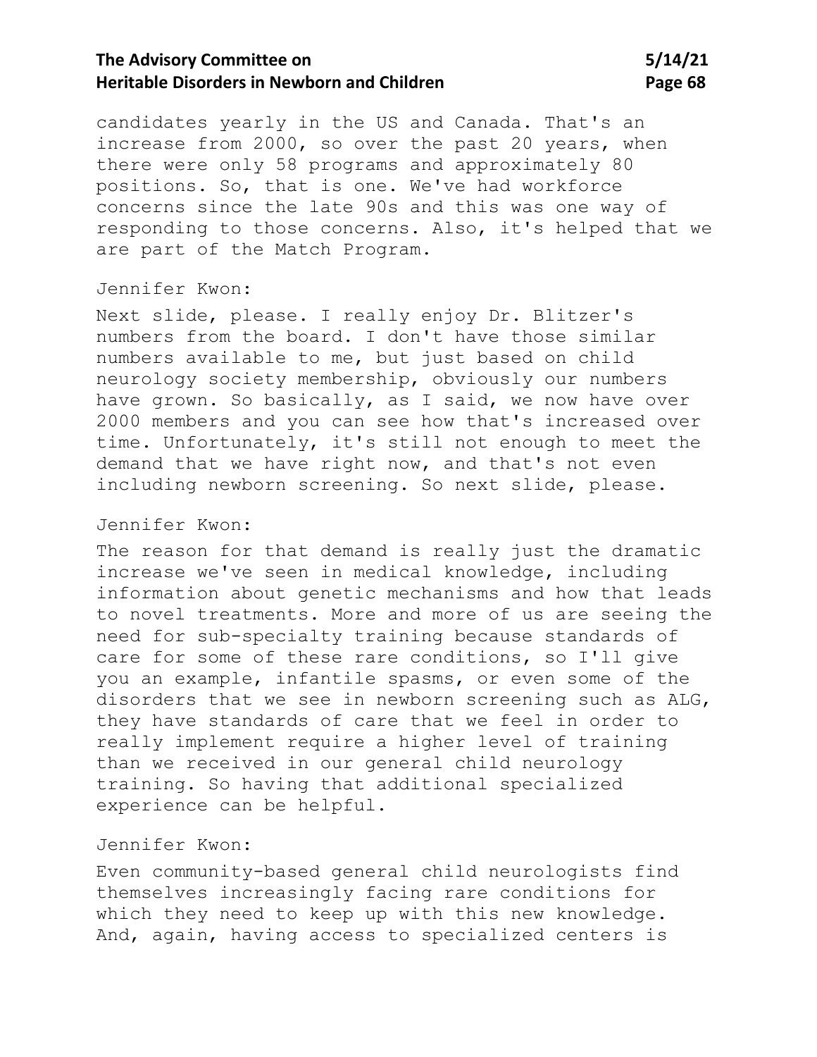candidates yearly in the US and Canada. That's an increase from 2000, so over the past 20 years, when there were only 58 programs and approximately 80 positions. So, that is one. We've had workforce concerns since the late 90s and this was one way of responding to those concerns. Also, it's helped that we are part of the Match Program.

Jennifer Kwon:

Next slide, please. I really enjoy Dr. Blitzer's numbers from the board. I don't have those similar numbers available to me, but just based on child neurology society membership, obviously our numbers have grown. So basically, as I said, we now have over 2000 members and you can see how that's increased over time. Unfortunately, it's still not enough to meet the demand that we have right now, and that's not even including newborn screening. So next slide, please.

Jennifer Kwon:

The reason for that demand is really just the dramatic increase we've seen in medical knowledge, including information about genetic mechanisms and how that leads to novel treatments. More and more of us are seeing the need for sub-specialty training because standards of care for some of these rare conditions, so I'll give you an example, infantile spasms, or even some of the disorders that we see in newborn screening such as ALG, they have standards of care that we feel in order to really implement require a higher level of training than we received in our general child neurology training. So having that additional specialized experience can be helpful.

Jennifer Kwon:

Even community-based general child neurologists find themselves increasingly facing rare conditions for which they need to keep up with this new knowledge. And, again, having access to specialized centers is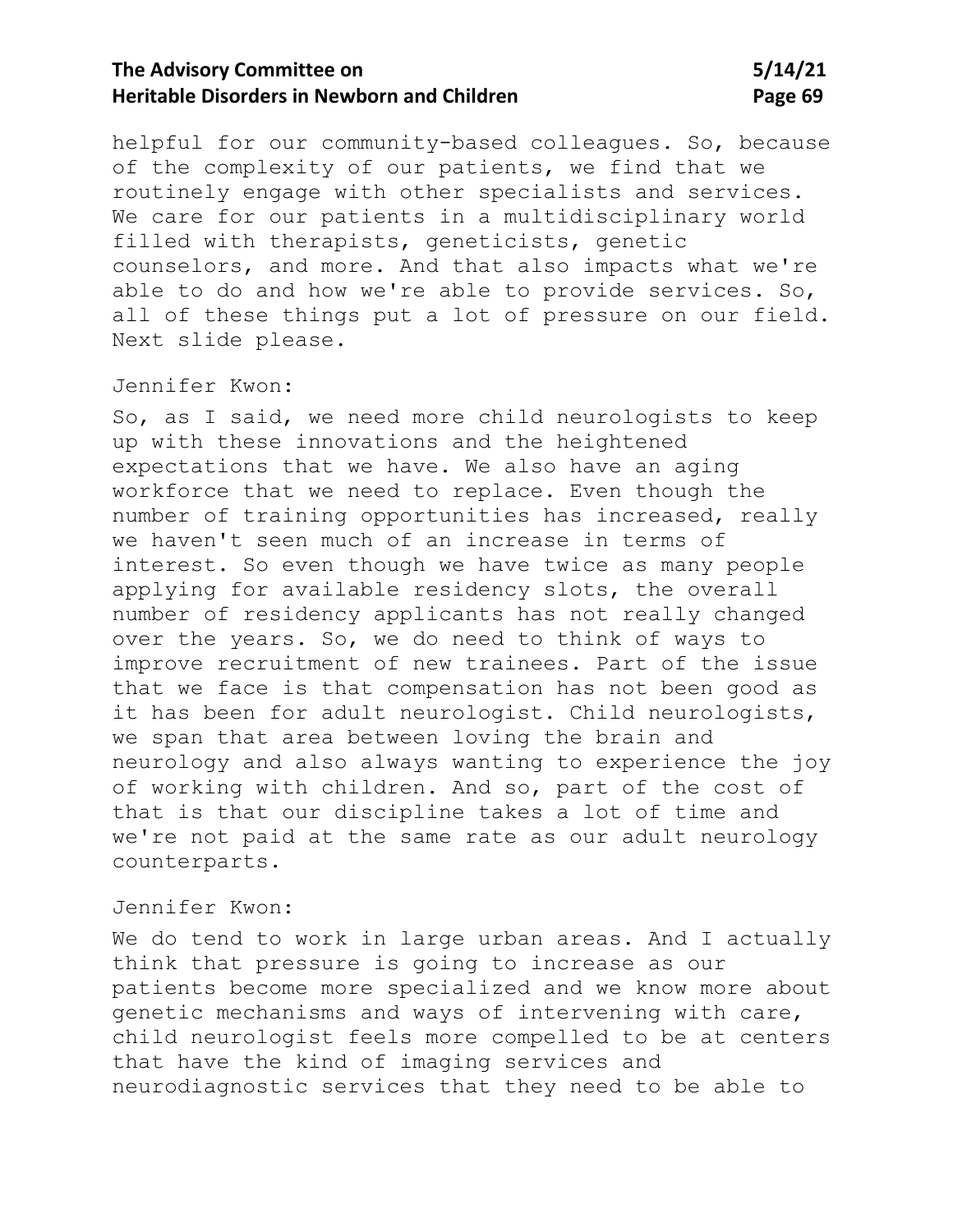helpful for our community-based colleagues. So, because of the complexity of our patients, we find that we routinely engage with other specialists and services. We care for our patients in a multidisciplinary world filled with therapists, geneticists, genetic counselors, and more. And that also impacts what we're able to do and how we're able to provide services. So, all of these things put a lot of pressure on our field. Next slide please.

Jennifer Kwon:

So, as I said, we need more child neurologists to keep up with these innovations and the heightened expectations that we have. We also have an aging workforce that we need to replace. Even though the number of training opportunities has increased, really we haven't seen much of an increase in terms of interest. So even though we have twice as many people applying for available residency slots, the overall number of residency applicants has not really changed over the years. So, we do need to think of ways to improve recruitment of new trainees. Part of the issue that we face is that compensation has not been good as it has been for adult neurologist. Child neurologists, we span that area between loving the brain and neurology and also always wanting to experience the joy of working with children. And so, part of the cost of that is that our discipline takes a lot of time and we're not paid at the same rate as our adult neurology counterparts.

Jennifer Kwon:

We do tend to work in large urban areas. And I actually think that pressure is going to increase as our patients become more specialized and we know more about genetic mechanisms and ways of intervening with care, child neurologist feels more compelled to be at centers that have the kind of imaging services and neurodiagnostic services that they need to be able to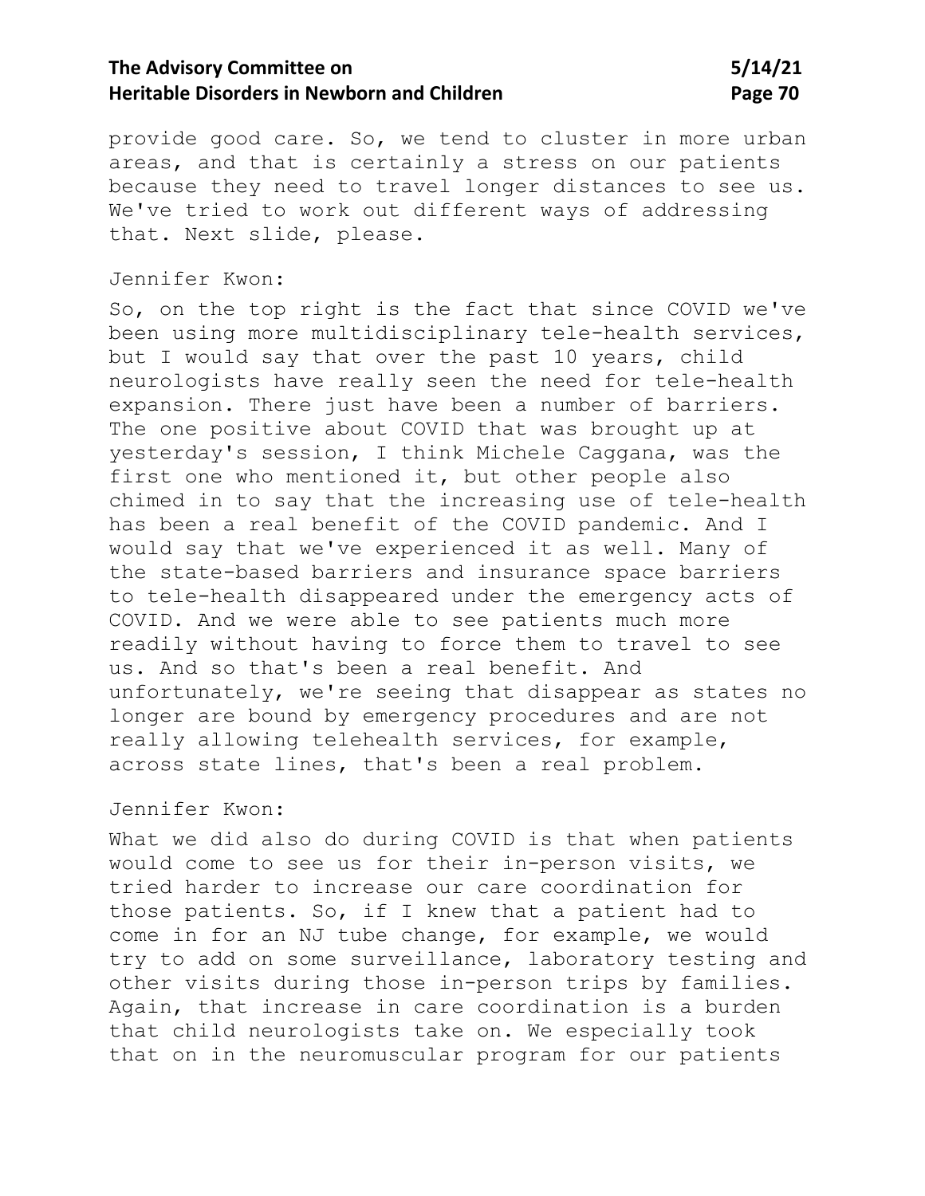provide good care. So, we tend to cluster in more urban areas, and that is certainly a stress on our patients because they need to travel longer distances to see us. We've tried to work out different ways of addressing that. Next slide, please.

Jennifer Kwon:

So, on the top right is the fact that since COVID we've been using more multidisciplinary tele-health services, but I would say that over the past 10 years, child neurologists have really seen the need for tele-health expansion. There just have been a number of barriers. The one positive about COVID that was brought up at yesterday's session, I think Michele Caggana, was the first one who mentioned it, but other people also chimed in to say that the increasing use of tele-health has been a real benefit of the COVID pandemic. And I would say that we've experienced it as well. Many of the state-based barriers and insurance space barriers to tele-health disappeared under the emergency acts of COVID. And we were able to see patients much more readily without having to force them to travel to see us. And so that's been a real benefit. And unfortunately, we're seeing that disappear as states no longer are bound by emergency procedures and are not really allowing telehealth services, for example, across state lines, that's been a real problem.

Jennifer Kwon:

What we did also do during COVID is that when patients would come to see us for their in-person visits, we tried harder to increase our care coordination for those patients. So, if I knew that a patient had to come in for an NJ tube change, for example, we would try to add on some surveillance, laboratory testing and other visits during those in-person trips by families. Again, that increase in care coordination is a burden that child neurologists take on. We especially took that on in the neuromuscular program for our patients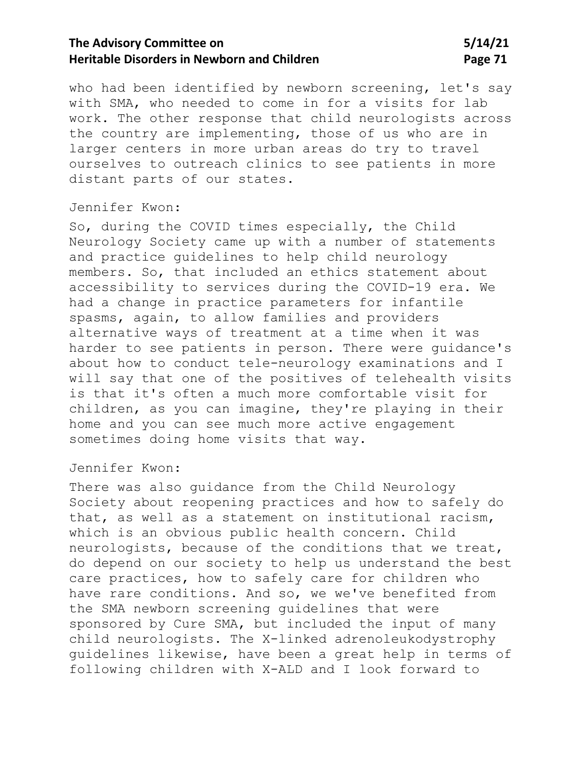who had been identified by newborn screening, let's say with SMA, who needed to come in for a visits for lab work. The other response that child neurologists across the country are implementing, those of us who are in larger centers in more urban areas do try to travel ourselves to outreach clinics to see patients in more distant parts of our states.

Jennifer Kwon:

So, during the COVID times especially, the Child Neurology Society came up with a number of statements and practice guidelines to help child neurology members. So, that included an ethics statement about accessibility to services during the COVID-19 era. We had a change in practice parameters for infantile spasms, again, to allow families and providers alternative ways of treatment at a time when it was harder to see patients in person. There were guidance's about how to conduct tele-neurology examinations and I will say that one of the positives of telehealth visits is that it's often a much more comfortable visit for children, as you can imagine, they're playing in their home and you can see much more active engagement sometimes doing home visits that way.

Jennifer Kwon:

There was also guidance from the Child Neurology Society about reopening practices and how to safely do that, as well as a statement on institutional racism, which is an obvious public health concern. Child neurologists, because of the conditions that we treat, do depend on our society to help us understand the best care practices, how to safely care for children who have rare conditions. And so, we we've benefited from the SMA newborn screening guidelines that were sponsored by Cure SMA, but included the input of many child neurologists. The X-linked adrenoleukodystrophy guidelines likewise, have been a great help in terms of following children with X-ALD and I look forward to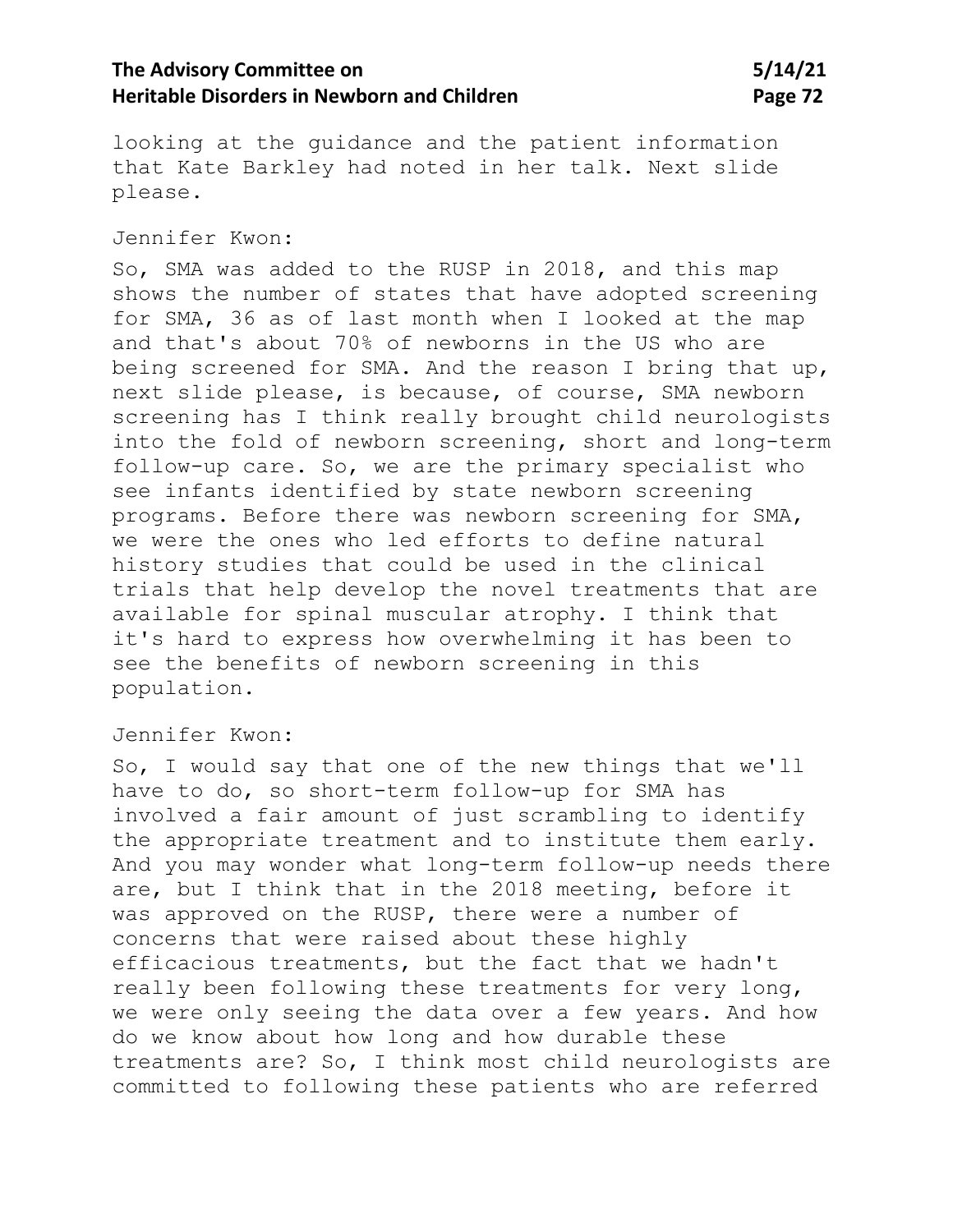looking at the guidance and the patient information that Kate Barkley had noted in her talk. Next slide please.

Jennifer Kwon:

So, SMA was added to the RUSP in 2018, and this map shows the number of states that have adopted screening for SMA, 36 as of last month when I looked at the map and that's about 70% of newborns in the US who are being screened for SMA. And the reason I bring that up, next slide please, is because, of course, SMA newborn screening has I think really brought child neurologists into the fold of newborn screening, short and long-term follow-up care. So, we are the primary specialist who see infants identified by state newborn screening programs. Before there was newborn screening for SMA, we were the ones who led efforts to define natural history studies that could be used in the clinical trials that help develop the novel treatments that are available for spinal muscular atrophy. I think that it's hard to express how overwhelming it has been to see the benefits of newborn screening in this population.

Jennifer Kwon:

So, I would say that one of the new things that we'll have to do, so short-term follow-up for SMA has involved a fair amount of just scrambling to identify the appropriate treatment and to institute them early. And you may wonder what long-term follow-up needs there are, but I think that in the 2018 meeting, before it was approved on the RUSP, there were a number of concerns that were raised about these highly efficacious treatments, but the fact that we hadn't really been following these treatments for very long, we were only seeing the data over a few years. And how do we know about how long and how durable these treatments are? So, I think most child neurologists are committed to following these patients who are referred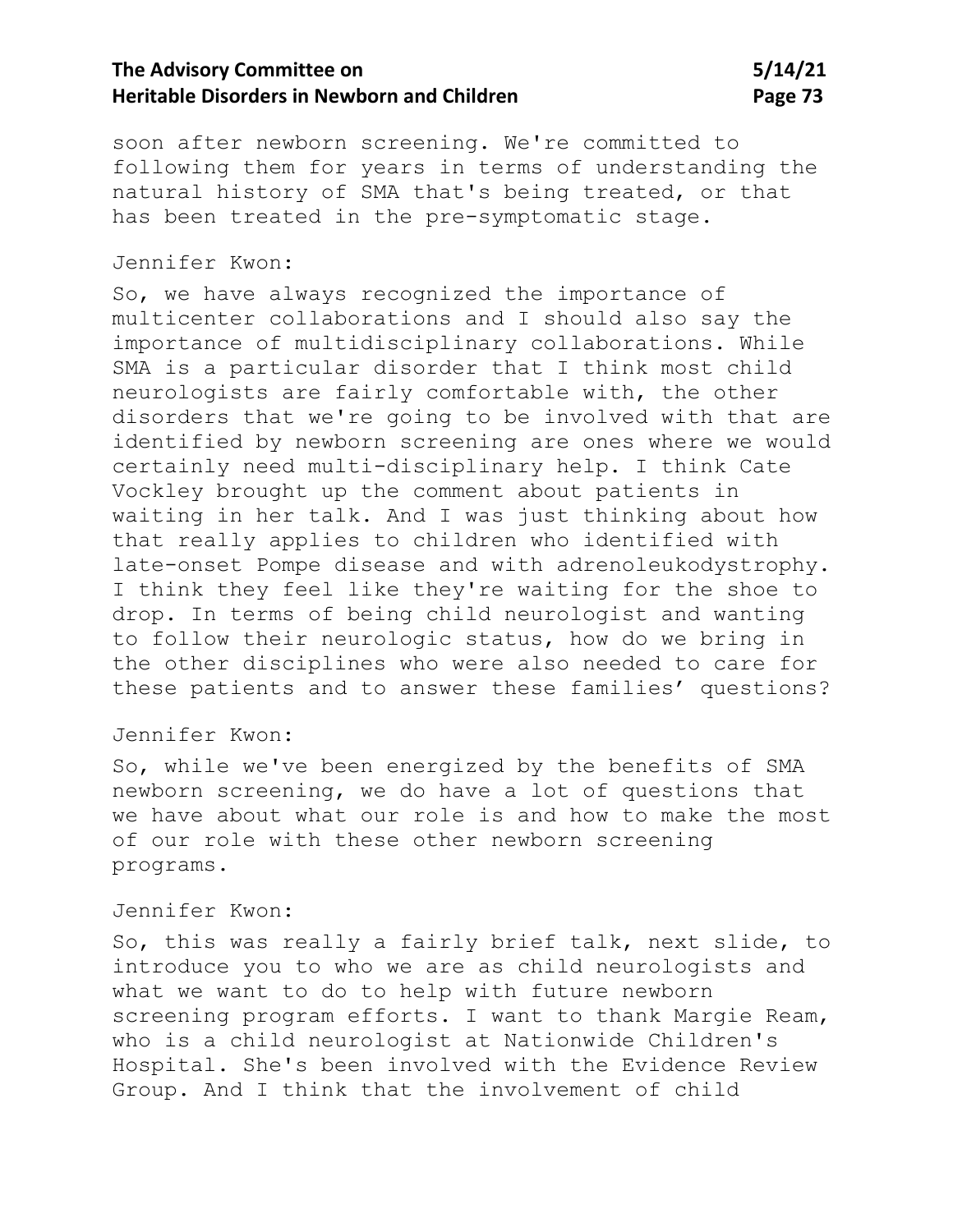soon after newborn screening. We're committed to following them for years in terms of understanding the natural history of SMA that's being treated, or that has been treated in the pre-symptomatic stage.

Jennifer Kwon:

So, we have always recognized the importance of multicenter collaborations and I should also say the importance of multidisciplinary collaborations. While SMA is a particular disorder that I think most child neurologists are fairly comfortable with, the other disorders that we're going to be involved with that are identified by newborn screening are ones where we would certainly need multi-disciplinary help. I think Cate Vockley brought up the comment about patients in waiting in her talk. And I was just thinking about how that really applies to children who identified with late-onset Pompe disease and with adrenoleukodystrophy. I think they feel like they're waiting for the shoe to drop. In terms of being child neurologist and wanting to follow their neurologic status, how do we bring in the other disciplines who were also needed to care for these patients and to answer these families' questions?

Jennifer Kwon:

So, while we've been energized by the benefits of SMA newborn screening, we do have a lot of questions that we have about what our role is and how to make the most of our role with these other newborn screening programs.

Jennifer Kwon:

So, this was really a fairly brief talk, next slide, to introduce you to who we are as child neurologists and what we want to do to help with future newborn screening program efforts. I want to thank Margie Ream, who is a child neurologist at Nationwide Children's Hospital. She's been involved with the Evidence Review Group. And I think that the involvement of child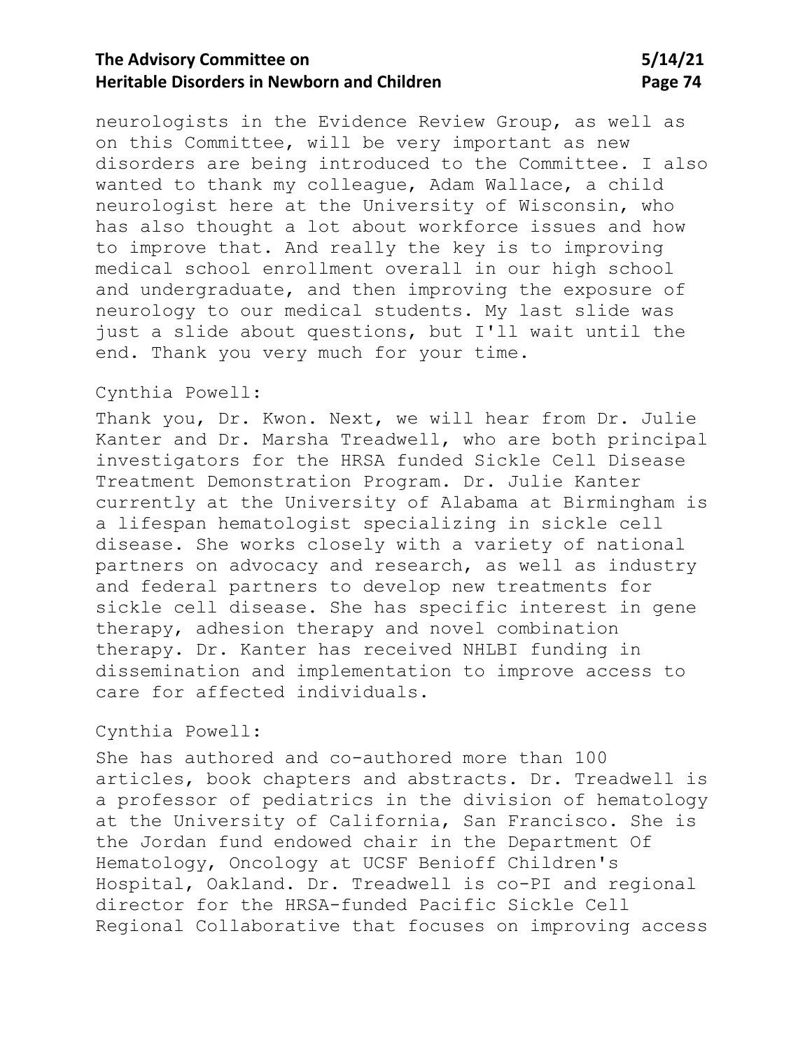neurologists in the Evidence Review Group, as well as on this Committee, will be very important as new disorders are being introduced to the Committee. I also wanted to thank my colleague, Adam Wallace, a child neurologist here at the University of Wisconsin, who has also thought a lot about workforce issues and how to improve that. And really the key is to improving medical school enrollment overall in our high school and undergraduate, and then improving the exposure of neurology to our medical students. My last slide was just a slide about questions, but I'll wait until the end. Thank you very much for your time.

Cynthia Powell:

Thank you, Dr. Kwon. Next, we will hear from Dr. Julie Kanter and Dr. Marsha Treadwell, who are both principal investigators for the HRSA funded Sickle Cell Disease Treatment Demonstration Program. Dr. Julie Kanter currently at the University of Alabama at Birmingham is a lifespan hematologist specializing in sickle cell disease. She works closely with a variety of national partners on advocacy and research, as well as industry and federal partners to develop new treatments for sickle cell disease. She has specific interest in gene therapy, adhesion therapy and novel combination therapy. Dr. Kanter has received NHLBI funding in dissemination and implementation to improve access to care for affected individuals.

Cynthia Powell:

She has authored and co-authored more than 100 articles, book chapters and abstracts. Dr. Treadwell is a professor of pediatrics in the division of hematology at the University of California, San Francisco. She is the Jordan fund endowed chair in the Department Of Hematology, Oncology at UCSF Benioff Children's Hospital, Oakland. Dr. Treadwell is co-PI and regional director for the HRSA-funded Pacific Sickle Cell Regional Collaborative that focuses on improving access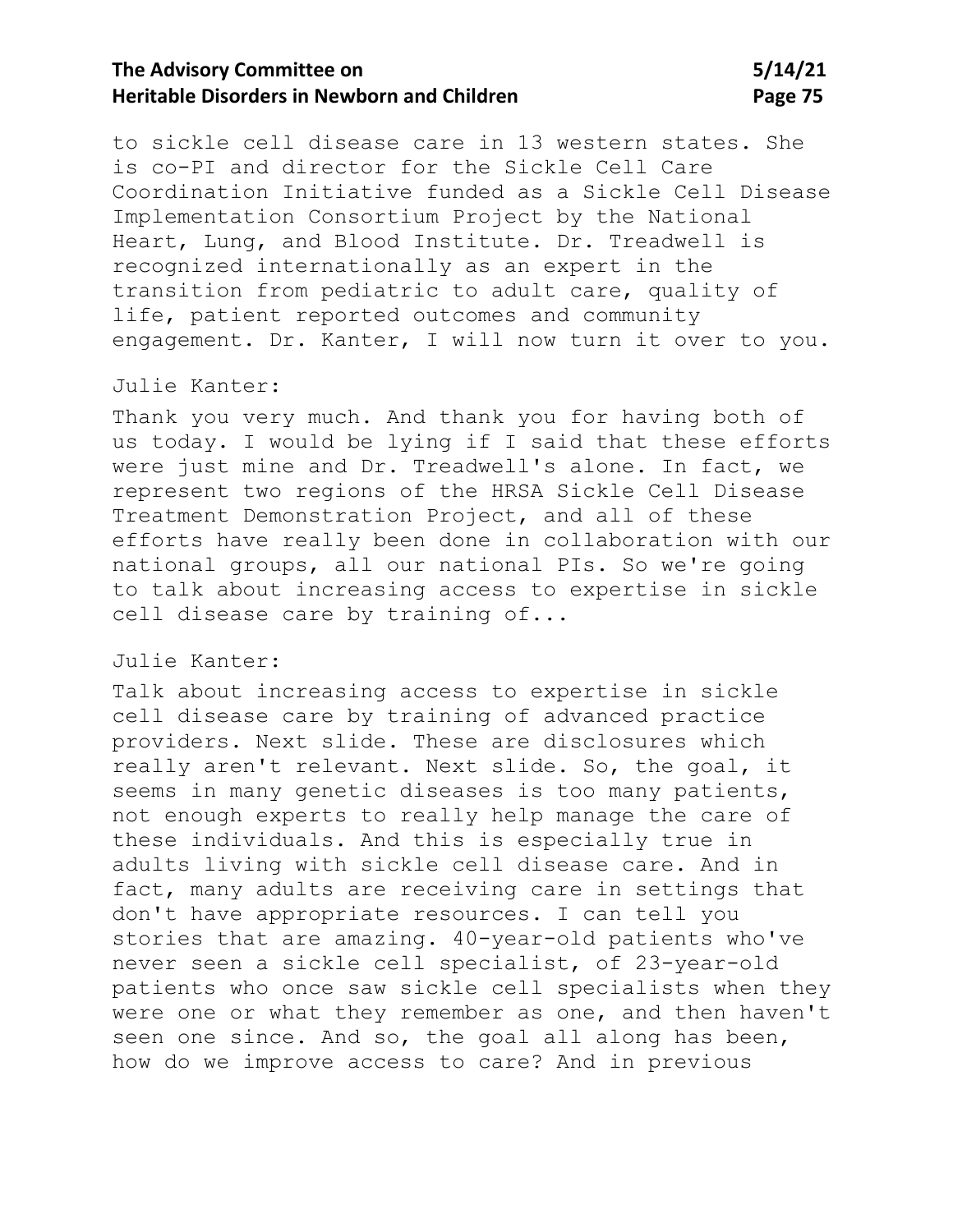to sickle cell disease care in 13 western states. She is co-PI and director for the Sickle Cell Care Coordination Initiative funded as a Sickle Cell Disease Implementation Consortium Project by the National Heart, Lung, and Blood Institute. Dr. Treadwell is recognized internationally as an expert in the transition from pediatric to adult care, quality of life, patient reported outcomes and community engagement. Dr. Kanter, I will now turn it over to you.

Julie Kanter:

Thank you very much. And thank you for having both of us today. I would be lying if I said that these efforts were just mine and Dr. Treadwell's alone. In fact, we represent two regions of the HRSA Sickle Cell Disease Treatment Demonstration Project, and all of these efforts have really been done in collaboration with our national groups, all our national PIs. So we're going to talk about increasing access to expertise in sickle cell disease care by training of...

Julie Kanter:

Talk about increasing access to expertise in sickle cell disease care by training of advanced practice providers. Next slide. These are disclosures which really aren't relevant. Next slide. So, the goal, it seems in many genetic diseases is too many patients, not enough experts to really help manage the care of these individuals. And this is especially true in adults living with sickle cell disease care. And in fact, many adults are receiving care in settings that don't have appropriate resources. I can tell you stories that are amazing. 40-year-old patients who've never seen a sickle cell specialist, of 23-year-old patients who once saw sickle cell specialists when they were one or what they remember as one, and then haven't seen one since. And so, the goal all along has been, how do we improve access to care? And in previous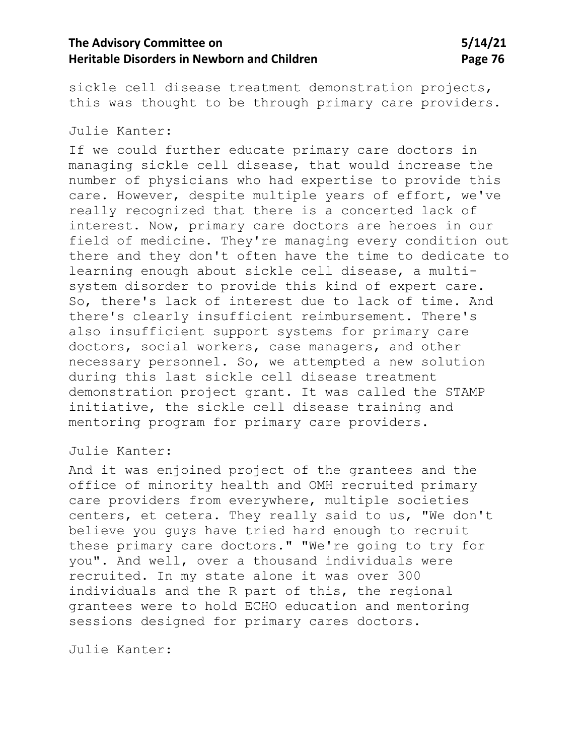sickle cell disease treatment demonstration projects, this was thought to be through primary care providers.

Julie Kanter:

If we could further educate primary care doctors in managing sickle cell disease, that would increase the number of physicians who had expertise to provide this care. However, despite multiple years of effort, we've really recognized that there is a concerted lack of interest. Now, primary care doctors are heroes in our field of medicine. They're managing every condition out there and they don't often have the time to dedicate to learning enough about sickle cell disease, a multi-system disorder to provide this kind of expert care. So, there's lack of interest due to lack of time. And there's clearly insufficient reimbursement. There's also insufficient support systems for primary care doctors, social workers, case managers, and other necessary personnel. So, we attempted a new solution during this last sickle cell disease treatment demonstration project grant. It was called the STAMP initiative, the sickle cell disease training and mentoring program for primary care providers.

Julie Kanter:

And it was enjoined project of the grantees and the office of minority health and OMH recruited primary care providers from everywhere, multiple societies centers, et cetera. They really said to us, "We don't believe you guys have tried hard enough to recruit these primary care doctors." "We're going to try for you". And well, over a thousand individuals were recruited. In my state alone it was over 300 individuals and the R part of this, the regional grantees were to hold ECHO education and mentoring sessions designed for primary cares doctors.

Julie Kanter: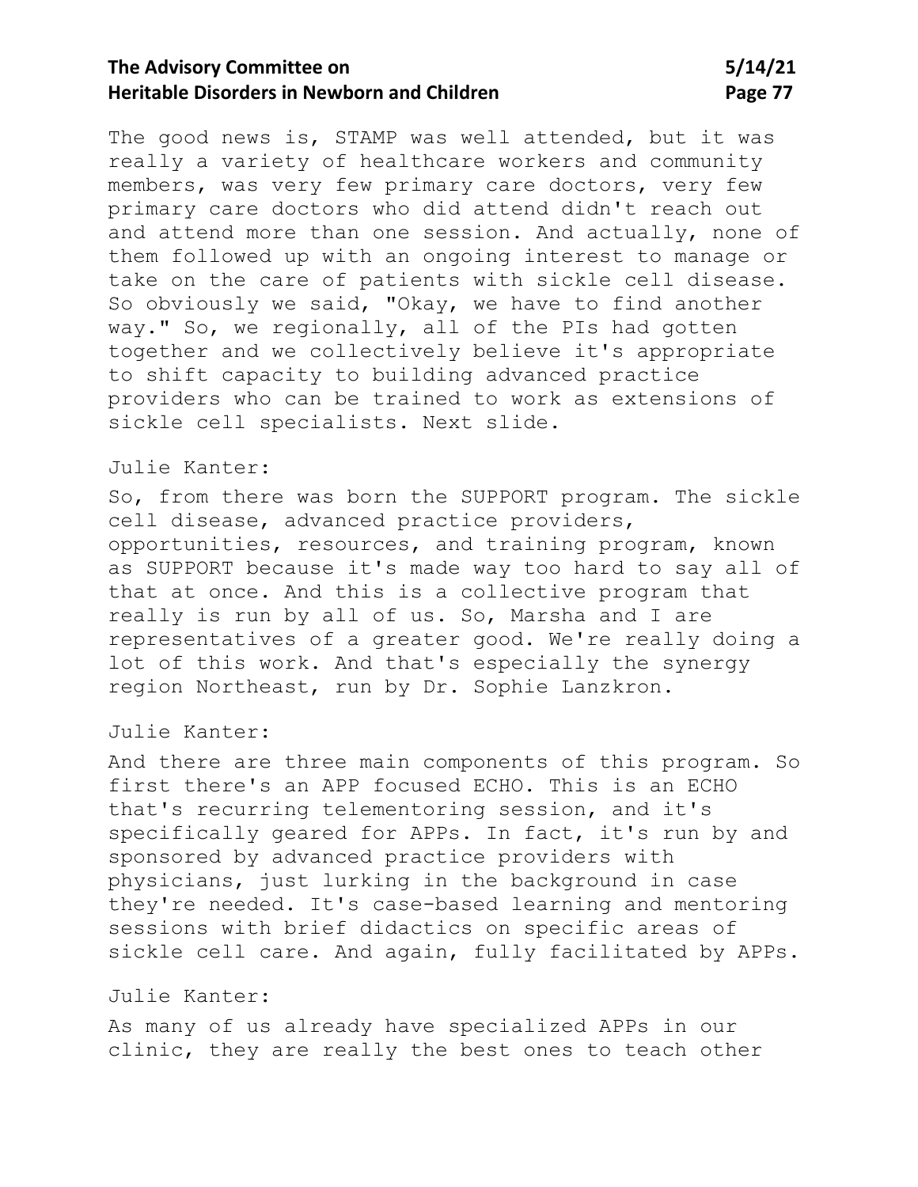The good news is, STAMP was well attended, but it was really a variety of healthcare workers and community members, was very few primary care doctors, very few primary care doctors who did attend didn't reach out and attend more than one session. And actually, none of them followed up with an ongoing interest to manage or take on the care of patients with sickle cell disease. So obviously we said, "Okay, we have to find another way." So, we regionally, all of the PIs had gotten together and we collectively believe it's appropriate to shift capacity to building advanced practice providers who can be trained to work as extensions of sickle cell specialists. Next slide.

Julie Kanter:

So, from there was born the SUPPORT program. The sickle cell disease, advanced practice providers, opportunities, resources, and training program, known as SUPPORT because it's made way too hard to say all of that at once. And this is a collective program that really is run by all of us. So, Marsha and I are representatives of a greater good. We're really doing a lot of this work. And that's especially the synergy region Northeast, run by Dr. Sophie Lanzkron.

Julie Kanter:

And there are three main components of this program. So first there's an APP focused ECHO. This is an ECHO that's recurring telementoring session, and it's specifically geared for APPs. In fact, it's run by and sponsored by advanced practice providers with physicians, just lurking in the background in case they're needed. It's case-based learning and mentoring sessions with brief didactics on specific areas of sickle cell care. And again, fully facilitated by APPs.

Julie Kanter:

As many of us already have specialized APPs in our clinic, they are really the best ones to teach other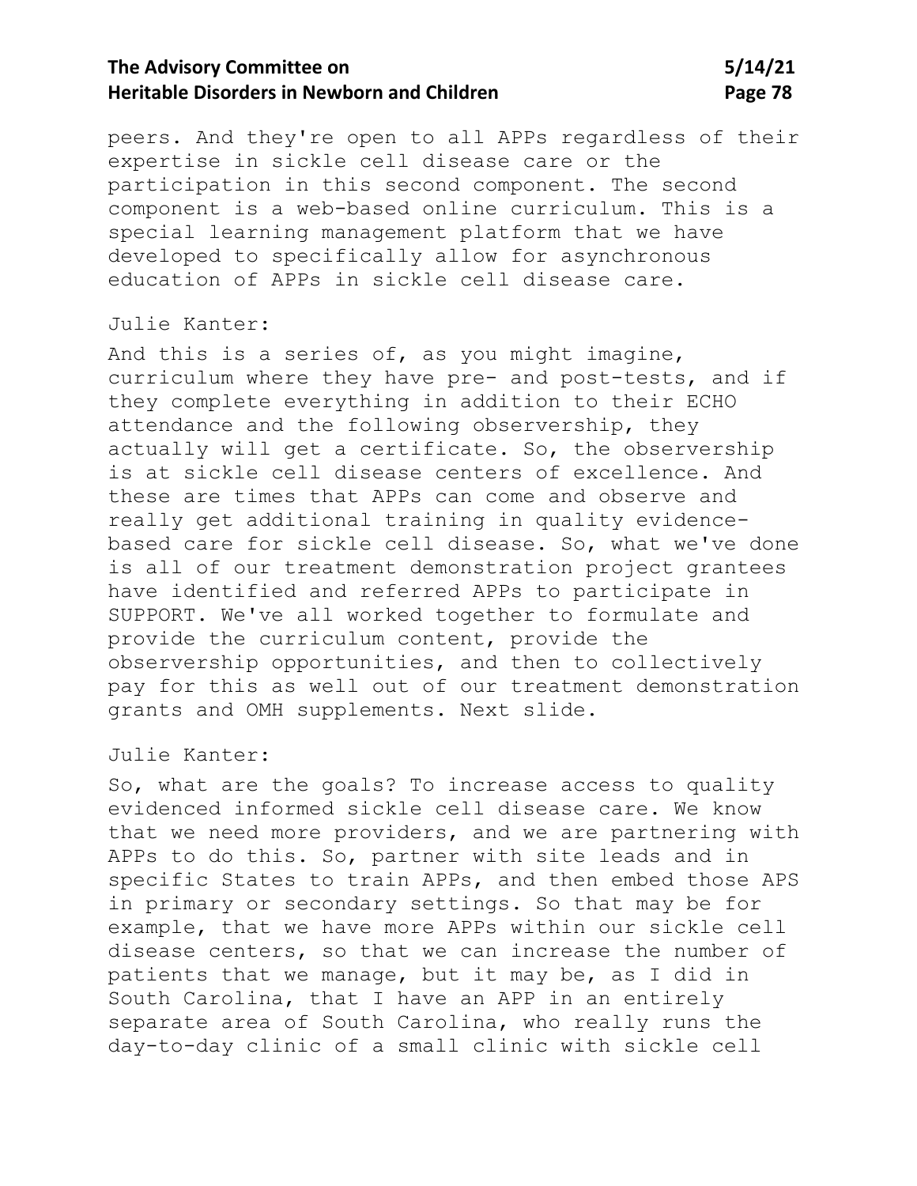peers. And they're open to all APPs regardless of their expertise in sickle cell disease care or the participation in this second component. The second component is a web-based online curriculum. This is a special learning management platform that we have developed to specifically allow for asynchronous education of APPs in sickle cell disease care.

Julie Kanter:

And this is a series of, as you might imagine, curriculum where they have pre- and post-tests, and if they complete everything in addition to their ECHO attendance and the following observership, they actually will get a certificate. So, the observership is at sickle cell disease centers of excellence. And these are times that APPs can come and observe and really get additional training in quality evidence-based care for sickle cell disease. So, what we've done is all of our treatment demonstration project grantees have identified and referred APPs to participate in SUPPORT. We've all worked together to formulate and provide the curriculum content, provide the observership opportunities, and then to collectively pay for this as well out of our treatment demonstration grants and OMH supplements. Next slide.

Julie Kanter:

So, what are the goals? To increase access to quality evidenced informed sickle cell disease care. We know that we need more providers, and we are partnering with APPs to do this. So, partner with site leads and in specific States to train APPs, and then embed those APS in primary or secondary settings. So that may be for example, that we have more APPs within our sickle cell disease centers, so that we can increase the number of patients that we manage, but it may be, as I did in South Carolina, that I have an APP in an entirely separate area of South Carolina, who really runs the day-to-day clinic of a small clinic with sickle cell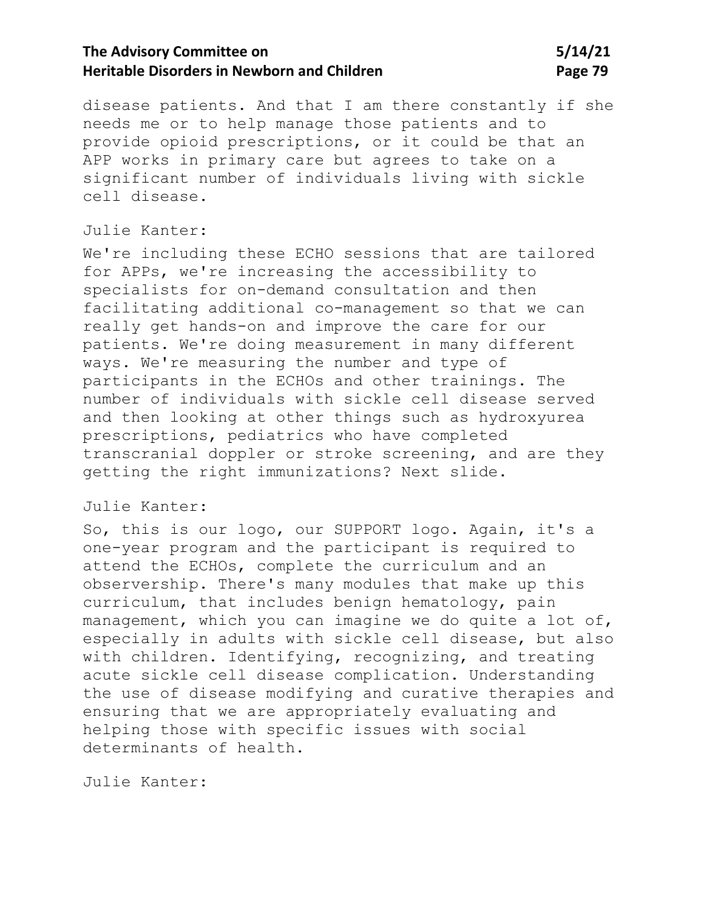disease patients. And that I am there constantly if she needs me or to help manage those patients and to provide opioid prescriptions, or it could be that an APP works in primary care but agrees to take on a significant number of individuals living with sickle cell disease.

Julie Kanter:

We're including these ECHO sessions that are tailored for APPs, we're increasing the accessibility to specialists for on-demand consultation and then facilitating additional co-management so that we can really get hands-on and improve the care for our patients. We're doing measurement in many different ways. We're measuring the number and type of participants in the ECHOs and other trainings. The number of individuals with sickle cell disease served and then looking at other things such as hydroxyurea prescriptions, pediatrics who have completed transcranial doppler or stroke screening, and are they getting the right immunizations? Next slide.

Julie Kanter:

So, this is our logo, our SUPPORT logo. Again, it's a one-year program and the participant is required to attend the ECHOs, complete the curriculum and an observership. There's many modules that make up this curriculum, that includes benign hematology, pain management, which you can imagine we do quite a lot of, especially in adults with sickle cell disease, but also with children. Identifying, recognizing, and treating acute sickle cell disease complication. Understanding the use of disease modifying and curative therapies and ensuring that we are appropriately evaluating and helping those with specific issues with social determinants of health.

Julie Kanter: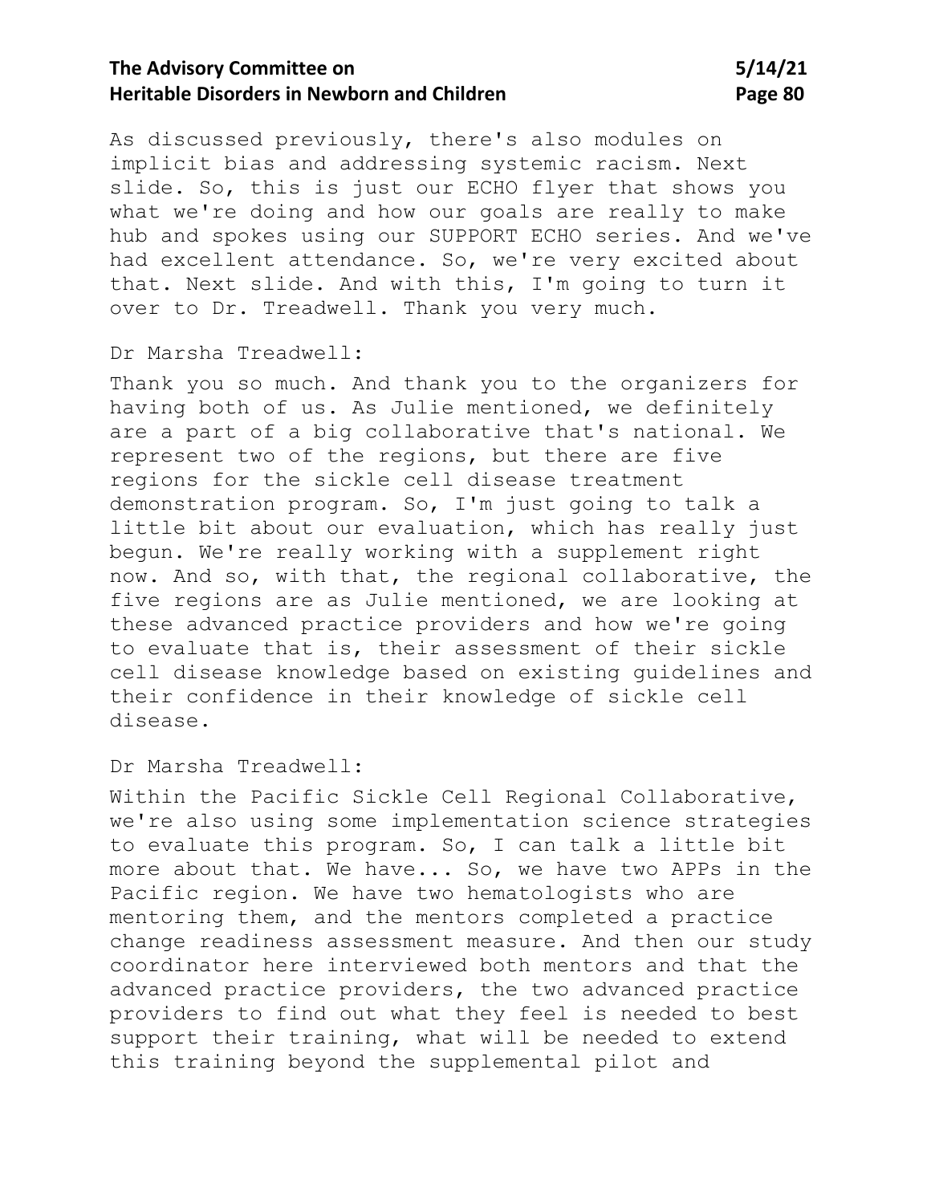As discussed previously, there's also modules on implicit bias and addressing systemic racism. Next slide. So, this is just our ECHO flyer that shows you what we're doing and how our goals are really to make hub and spokes using our SUPPORT ECHO series. And we've had excellent attendance. So, we're very excited about that. Next slide. And with this, I'm going to turn it over to Dr. Treadwell. Thank you very much.

Dr Marsha Treadwell:

Thank you so much. And thank you to the organizers for having both of us. As Julie mentioned, we definitely are a part of a big collaborative that's national. We represent two of the regions, but there are five regions for the sickle cell disease treatment demonstration program. So, I'm just going to talk a little bit about our evaluation, which has really just begun. We're really working with a supplement right now. And so, with that, the regional collaborative, the five regions are as Julie mentioned, we are looking at these advanced practice providers and how we're going to evaluate that is, their assessment of their sickle cell disease knowledge based on existing guidelines and their confidence in their knowledge of sickle cell disease.

Dr Marsha Treadwell:

Within the Pacific Sickle Cell Regional Collaborative, we're also using some implementation science strategies to evaluate this program. So, I can talk a little bit more about that. We have... So, we have two APPs in the Pacific region. We have two hematologists who are mentoring them, and the mentors completed a practice change readiness assessment measure. And then our study coordinator here interviewed both mentors and that the advanced practice providers, the two advanced practice providers to find out what they feel is needed to best support their training, what will be needed to extend this training beyond the supplemental pilot and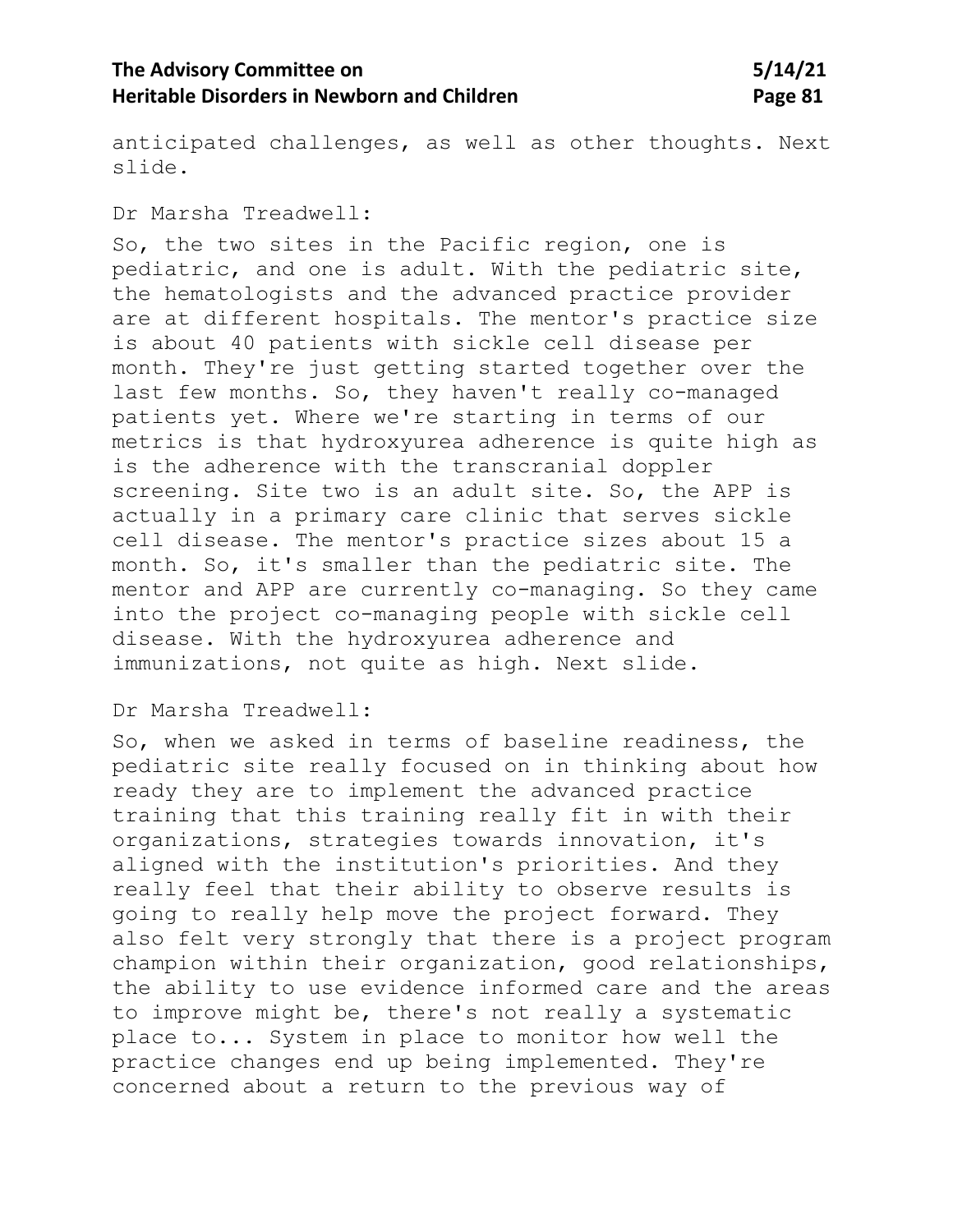anticipated challenges, as well as other thoughts. Next slide.

Dr Marsha Treadwell:

So, the two sites in the Pacific region, one is pediatric, and one is adult. With the pediatric site, the hematologists and the advanced practice provider are at different hospitals. The mentor's practice size is about 40 patients with sickle cell disease per month. They're just getting started together over the last few months. So, they haven't really co-managed patients yet. Where we're starting in terms of our metrics is that hydroxyurea adherence is quite high as is the adherence with the transcranial doppler screening. Site two is an adult site. So, the APP is actually in a primary care clinic that serves sickle cell disease. The mentor's practice sizes about 15 a month. So, it's smaller than the pediatric site. The mentor and APP are currently co-managing. So they came into the project co-managing people with sickle cell disease. With the hydroxyurea adherence and immunizations, not quite as high. Next slide.

Dr Marsha Treadwell:

So, when we asked in terms of baseline readiness, the pediatric site really focused on in thinking about how ready they are to implement the advanced practice training that this training really fit in with their organizations, strategies towards innovation, it's aligned with the institution's priorities. And they really feel that their ability to observe results is going to really help move the project forward. They also felt very strongly that there is a project program champion within their organization, good relationships, the ability to use evidence informed care and the areas to improve might be, there's not really a systematic place to... System in place to monitor how well the practice changes end up being implemented. They're concerned about a return to the previous way of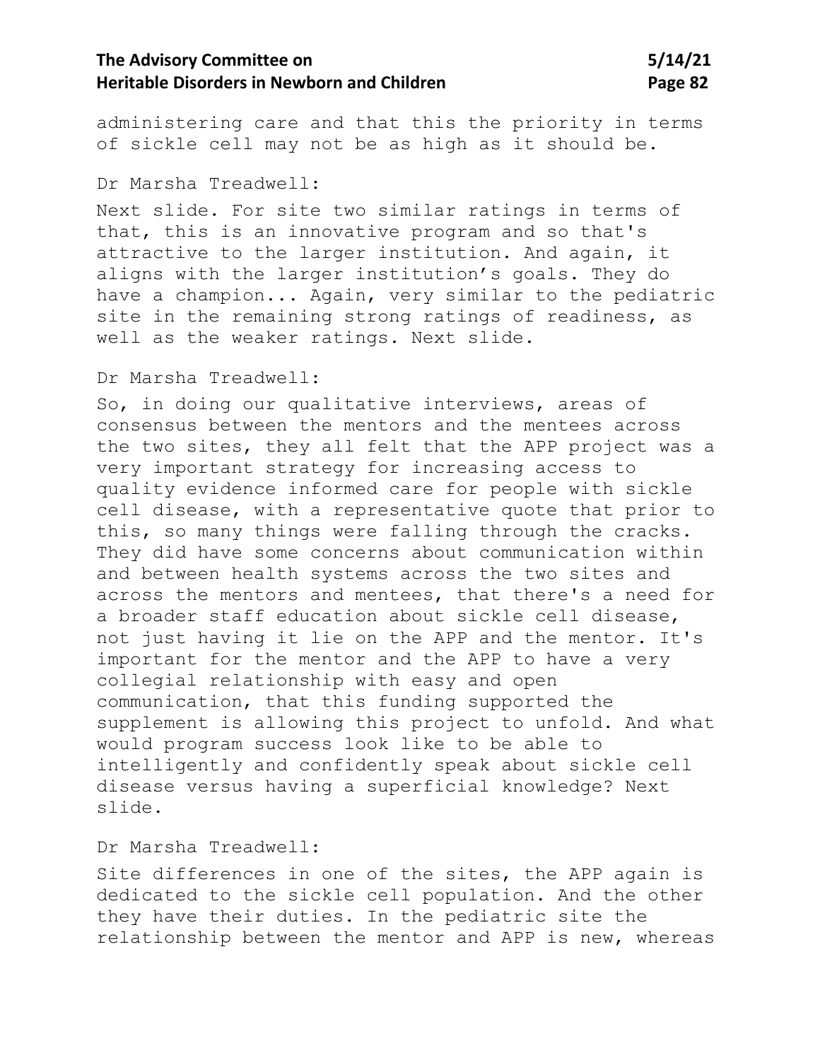administering care and that this the priority in terms of sickle cell may not be as high as it should be.

Dr Marsha Treadwell:

Next slide. For site two similar ratings in terms of that, this is an innovative program and so that's attractive to the larger institution. And again, it aligns with the larger institution's goals. They do have a champion... Again, very similar to the pediatric site in the remaining strong ratings of readiness, as well as the weaker ratings. Next slide.

Dr Marsha Treadwell:

So, in doing our qualitative interviews, areas of consensus between the mentors and the mentees across the two sites, they all felt that the APP project was a very important strategy for increasing access to quality evidence informed care for people with sickle cell disease, with a representative quote that prior to this, so many things were falling through the cracks. They did have some concerns about communication within and between health systems across the two sites and across the mentors and mentees, that there's a need for a broader staff education about sickle cell disease, not just having it lie on the APP and the mentor. It's important for the mentor and the APP to have a very collegial relationship with easy and open communication, that this funding supported the supplement is allowing this project to unfold. And what would program success look like to be able to intelligently and confidently speak about sickle cell disease versus having a superficial knowledge? Next slide.

Dr Marsha Treadwell:

Site differences in one of the sites, the APP again is dedicated to the sickle cell population. And the other they have their duties. In the pediatric site the relationship between the mentor and APP is new, whereas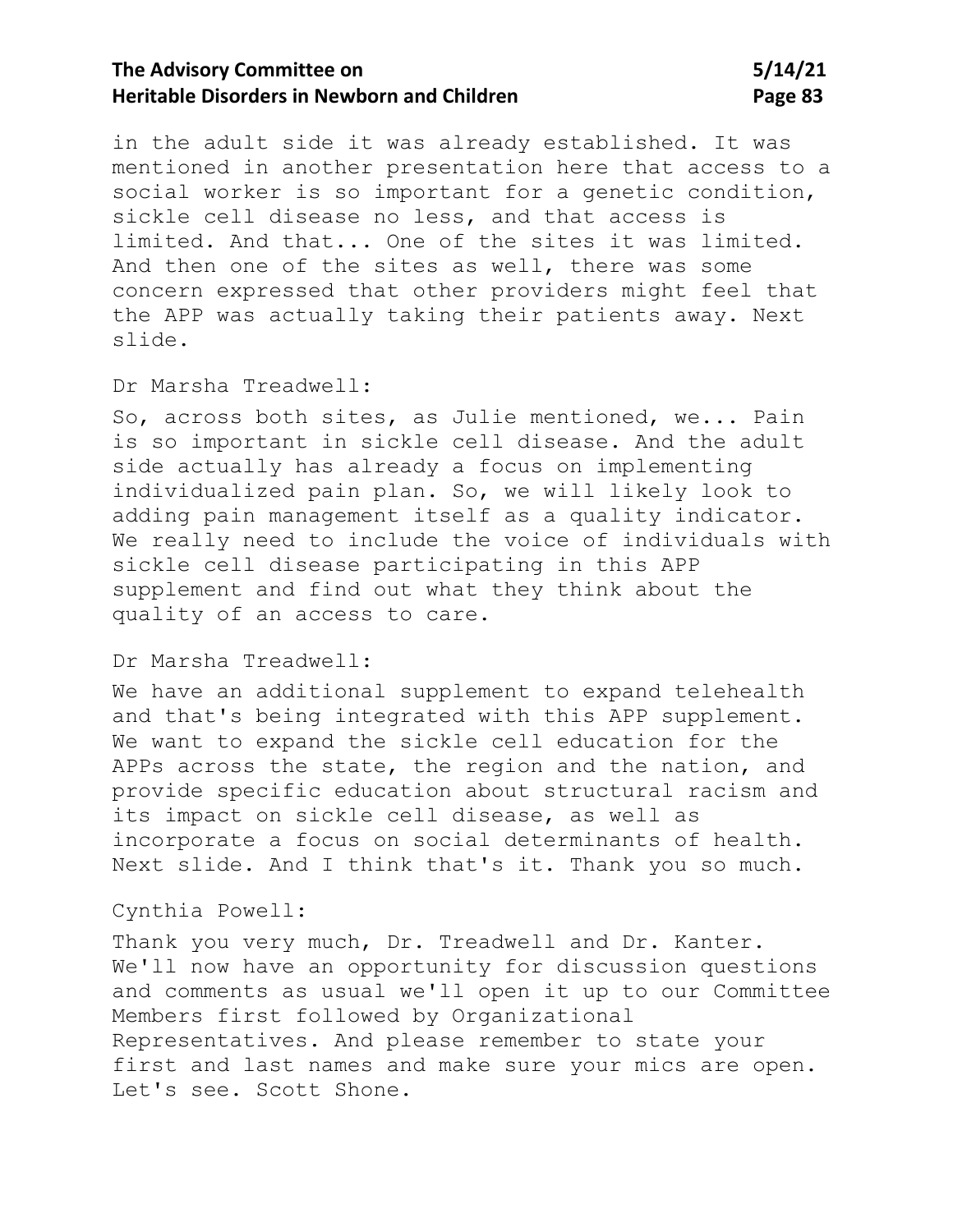in the adult side it was already established. It was mentioned in another presentation here that access to a social worker is so important for a genetic condition, sickle cell disease no less, and that access is limited. And that... One of the sites it was limited. And then one of the sites as well, there was some concern expressed that other providers might feel that the APP was actually taking their patients away. Next slide.

Dr Marsha Treadwell:

So, across both sites, as Julie mentioned, we... Pain is so important in sickle cell disease. And the adult side actually has already a focus on implementing individualized pain plan. So, we will likely look to adding pain management itself as a quality indicator. We really need to include the voice of individuals with sickle cell disease participating in this APP supplement and find out what they think about the quality of an access to care.

Dr Marsha Treadwell:

We have an additional supplement to expand telehealth and that's being integrated with this APP supplement. We want to expand the sickle cell education for the APPs across the state, the region and the nation, and provide specific education about structural racism and its impact on sickle cell disease, as well as incorporate a focus on social determinants of health. Next slide. And I think that's it. Thank you so much.

Cynthia Powell:

Thank you very much, Dr. Treadwell and Dr. Kanter. We'll now have an opportunity for discussion questions and comments as usual we'll open it up to our Committee Members first followed by Organizational Representatives. And please remember to state your first and last names and make sure your mics are open. Let's see. Scott Shone.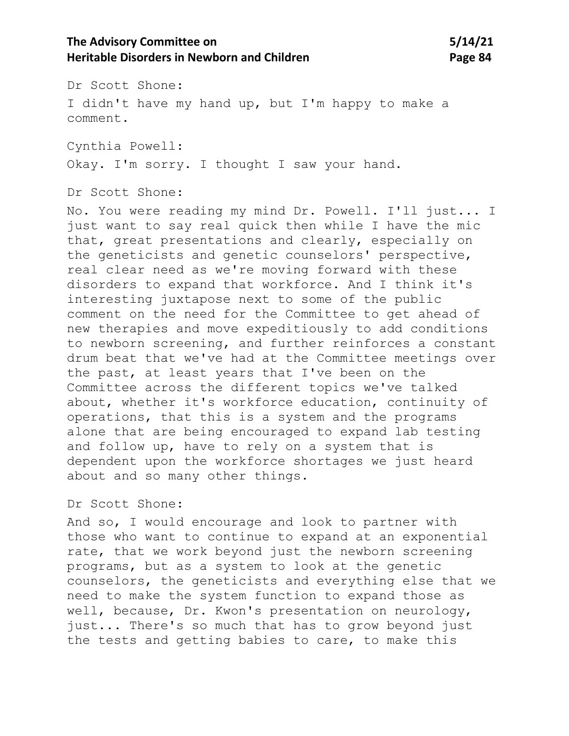Dr Scott Shone:

I didn't have my hand up, but I'm happy to make a comment.

Cynthia Powell:

Okay. I'm sorry. I thought I saw your hand.

Dr Scott Shone:

No. You were reading my mind Dr. Powell. I'll just... I just want to say real quick then while I have the mic that, great presentations and clearly, especially on the geneticists and genetic counselors' perspective, real clear need as we're moving forward with these disorders to expand that workforce. And I think it's interesting juxtapose next to some of the public comment on the need for the Committee to get ahead of new therapies and move expeditiously to add conditions to newborn screening, and further reinforces a constant drum beat that we've had at the Committee meetings over the past, at least years that I've been on the Committee across the different topics we've talked about, whether it's workforce education, continuity of operations, that this is a system and the programs alone that are being encouraged to expand lab testing and follow up, have to rely on a system that is dependent upon the workforce shortages we just heard about and so many other things.

Dr Scott Shone:

And so, I would encourage and look to partner with those who want to continue to expand at an exponential rate, that we work beyond just the newborn screening programs, but as a system to look at the genetic counselors, the geneticists and everything else that we need to make the system function to expand those as well, because, Dr. Kwon's presentation on neurology, just... There's so much that has to grow beyond just the tests and getting babies to care, to make this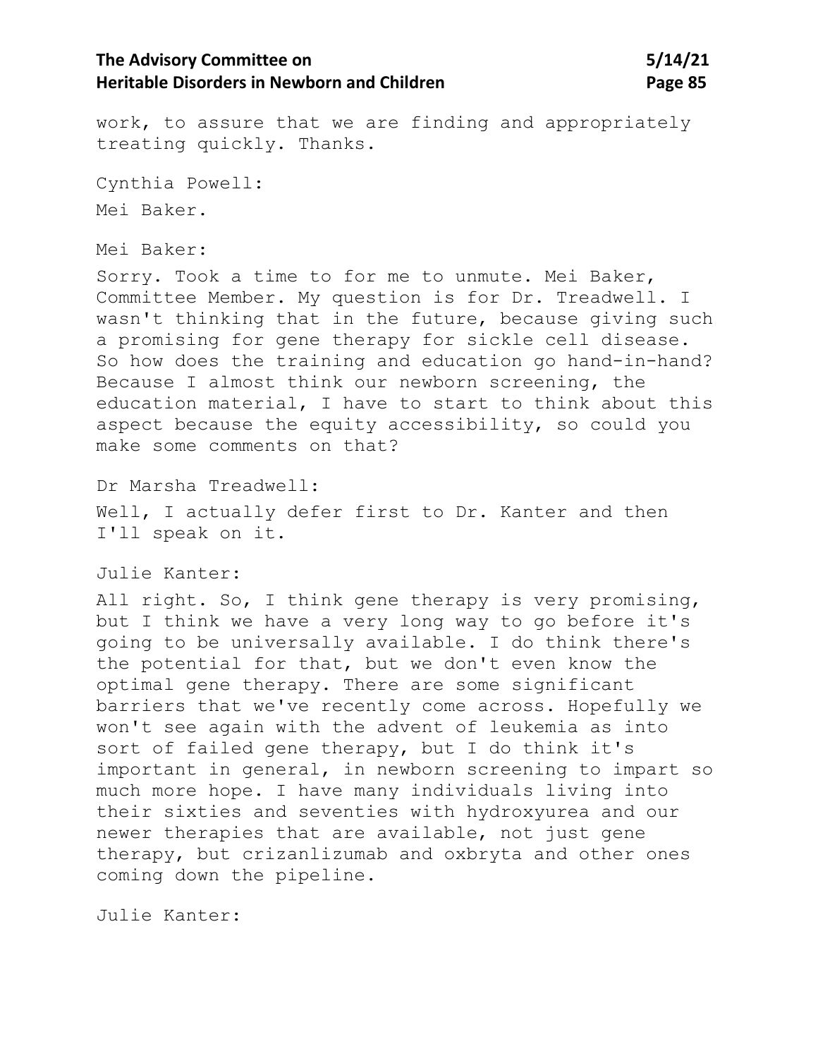work, to assure that we are finding and appropriately treating quickly. Thanks.

Cynthia Powell:

Mei Baker.

Mei Baker:

Sorry. Took a time to for me to unmute. Mei Baker, Committee Member. My question is for Dr. Treadwell. I wasn't thinking that in the future, because giving such a promising for gene therapy for sickle cell disease. So how does the training and education go hand-in-hand? Because I almost think our newborn screening, the education material, I have to start to think about this aspect because the equity accessibility, so could you make some comments on that?

Dr Marsha Treadwell:

Well, I actually defer first to Dr. Kanter and then I'll speak on it.

Julie Kanter:

All right. So, I think gene therapy is very promising, but I think we have a very long way to go before it's going to be universally available. I do think there's the potential for that, but we don't even know the optimal gene therapy. There are some significant barriers that we've recently come across. Hopefully we won't see again with the advent of leukemia as into sort of failed gene therapy, but I do think it's important in general, in newborn screening to impart so much more hope. I have many individuals living into their sixties and seventies with hydroxyurea and our newer therapies that are available, not just gene therapy, but crizanlizumab and oxbryta and other ones coming down the pipeline.

Julie Kanter: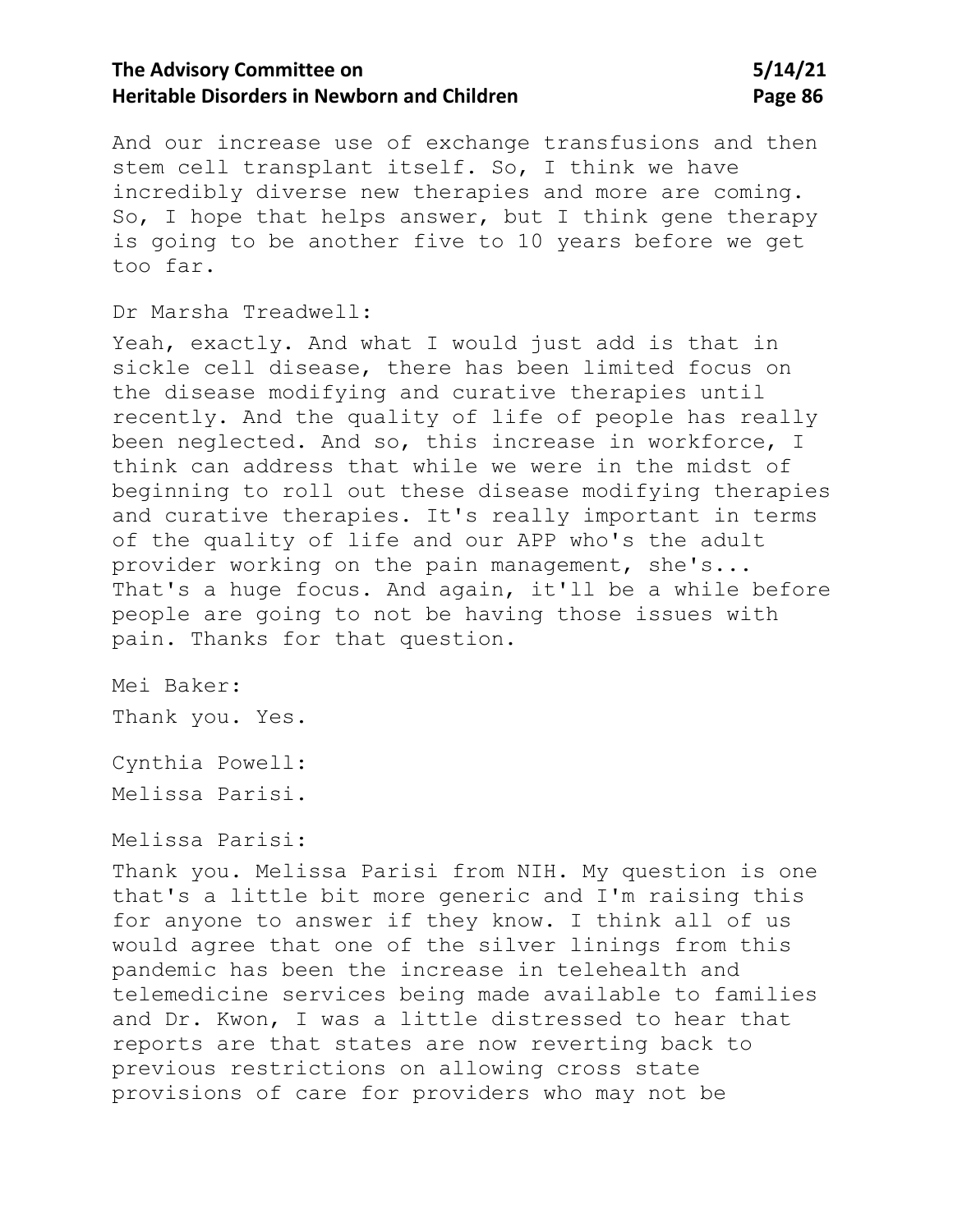And our increase use of exchange transfusions and then stem cell transplant itself. So, I think we have incredibly diverse new therapies and more are coming. So, I hope that helps answer, but I think gene therapy is going to be another five to 10 years before we get too far.

Dr Marsha Treadwell:

Yeah, exactly. And what I would just add is that in sickle cell disease, there has been limited focus on the disease modifying and curative therapies until recently. And the quality of life of people has really been neglected. And so, this increase in workforce, I think can address that while we were in the midst of beginning to roll out these disease modifying therapies and curative therapies. It's really important in terms of the quality of life and our APP who's the adult provider working on the pain management, she's... That's a huge focus. And again, it'll be a while before people are going to not be having those issues with pain. Thanks for that question.

Mei Baker:

Thank you. Yes.

Cynthia Powell:

Melissa Parisi.

Melissa Parisi:

Thank you. Melissa Parisi from NIH. My question is one that's a little bit more generic and I'm raising this for anyone to answer if they know. I think all of us would agree that one of the silver linings from this pandemic has been the increase in telehealth and telemedicine services being made available to families and Dr. Kwon, I was a little distressed to hear that reports are that states are now reverting back to previous restrictions on allowing cross state provisions of care for providers who may not be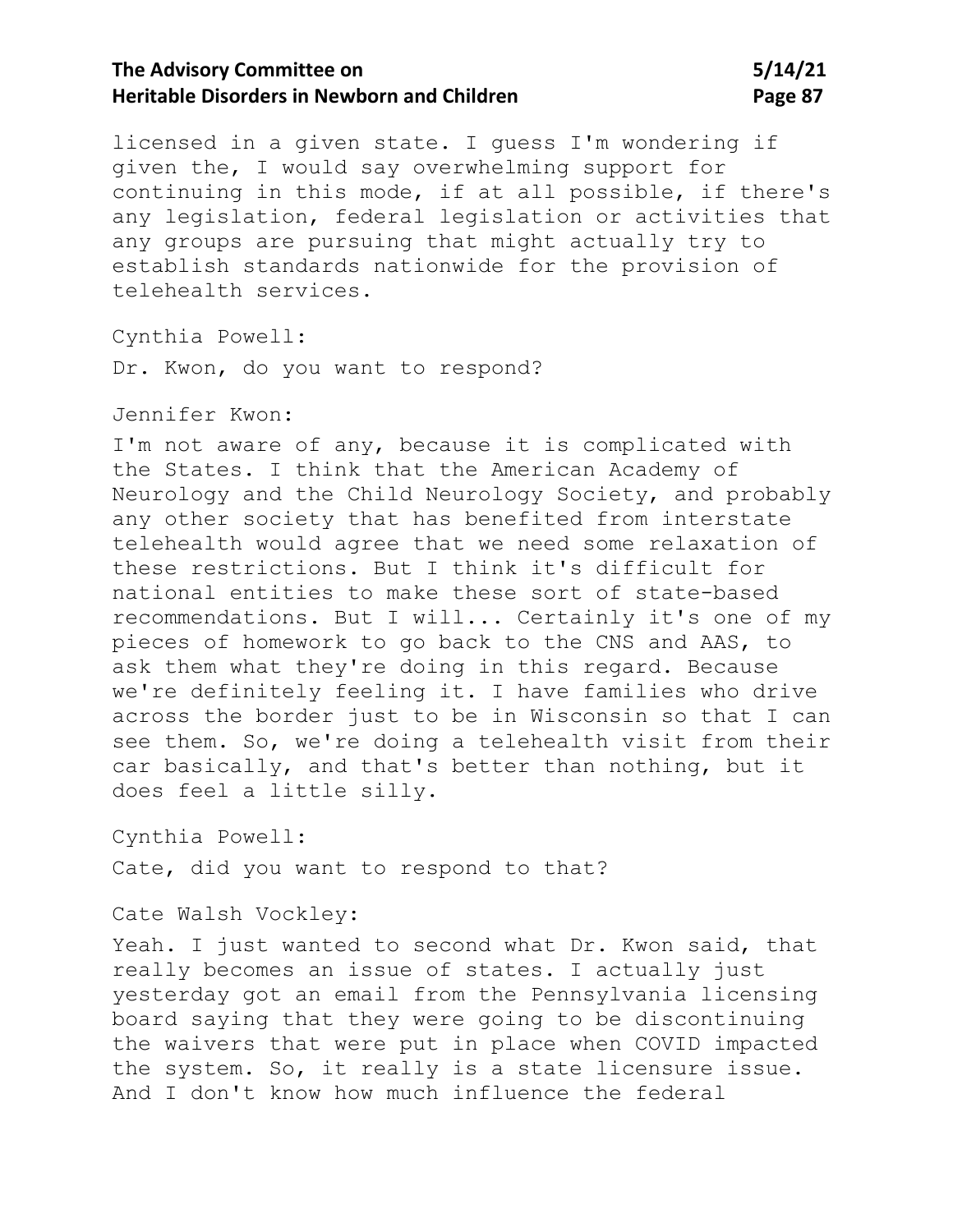licensed in a given state. I guess I'm wondering if given the, I would say overwhelming support for continuing in this mode, if at all possible, if there's any legislation, federal legislation or activities that any groups are pursuing that might actually try to establish standards nationwide for the provision of telehealth services.

Cynthia Powell:

Dr. Kwon, do you want to respond?

Jennifer Kwon:

I'm not aware of any, because it is complicated with the States. I think that the American Academy of Neurology and the Child Neurology Society, and probably any other society that has benefited from interstate telehealth would agree that we need some relaxation of these restrictions. But I think it's difficult for national entities to make these sort of state-based recommendations. But I will... Certainly it's one of my pieces of homework to go back to the CNS and AAS, to ask them what they're doing in this regard. Because we're definitely feeling it. I have families who drive across the border just to be in Wisconsin so that I can see them. So, we're doing a telehealth visit from their car basically, and that's better than nothing, but it does feel a little silly.

Cynthia Powell:

Cate, did you want to respond to that?

Cate Walsh Vockley:

Yeah. I just wanted to second what Dr. Kwon said, that really becomes an issue of states. I actually just yesterday got an email from the Pennsylvania licensing board saying that they were going to be discontinuing the waivers that were put in place when COVID impacted the system. So, it really is a state licensure issue. And I don't know how much influence the federal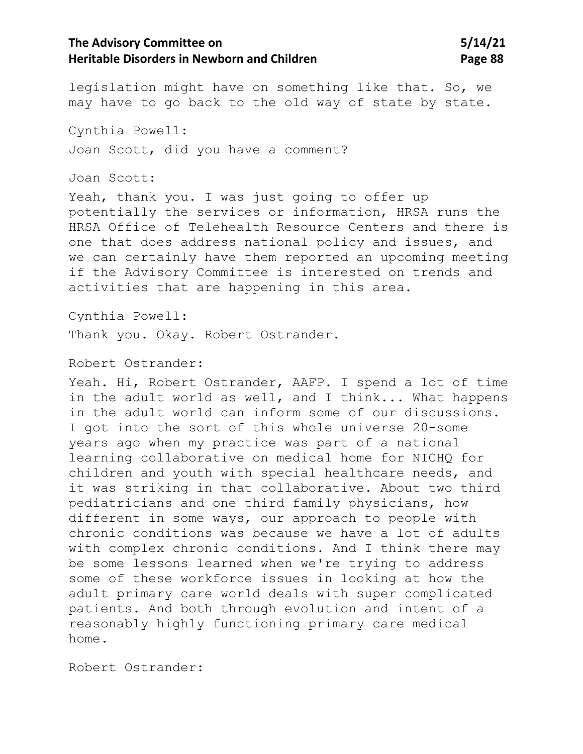legislation might have on something like that. So, we may have to go back to the old way of state by state.

Cynthia Powell:

Joan Scott, did you have a comment?

Joan Scott:

Yeah, thank you. I was just going to offer up potentially the services or information, HRSA runs the HRSA Office of Telehealth Resource Centers and there is one that does address national policy and issues, and we can certainly have them reported an upcoming meeting if the Advisory Committee is interested on trends and activities that are happening in this area.

Cynthia Powell:

Thank you. Okay. Robert Ostrander.

Robert Ostrander:

Yeah. Hi, Robert Ostrander, AAFP. I spend a lot of time in the adult world as well, and I think... What happens in the adult world can inform some of our discussions. I got into the sort of this whole universe 20-some years ago when my practice was part of a national learning collaborative on medical home for NICHQ for children and youth with special healthcare needs, and it was striking in that collaborative. About two third pediatricians and one third family physicians, how different in some ways, our approach to people with chronic conditions was because we have a lot of adults with complex chronic conditions. And I think there may be some lessons learned when we're trying to address some of these workforce issues in looking at how the adult primary care world deals with super complicated patients. And both through evolution and intent of a reasonably highly functioning primary care medical home.

Robert Ostrander: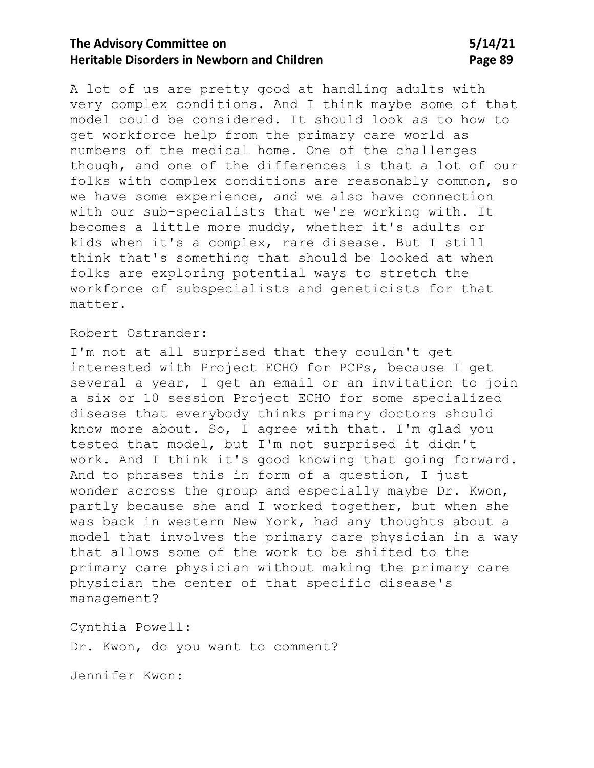A lot of us are pretty good at handling adults with very complex conditions. And I think maybe some of that model could be considered. It should look as to how to get workforce help from the primary care world as numbers of the medical home. One of the challenges though, and one of the differences is that a lot of our folks with complex conditions are reasonably common, so we have some experience, and we also have connection with our sub-specialists that we're working with. It becomes a little more muddy, whether it's adults or kids when it's a complex, rare disease. But I still think that's something that should be looked at when folks are exploring potential ways to stretch the workforce of subspecialists and geneticists for that matter.

Robert Ostrander:

I'm not at all surprised that they couldn't get interested with Project ECHO for PCPs, because I get several a year, I get an email or an invitation to join a six or 10 session Project ECHO for some specialized disease that everybody thinks primary doctors should know more about. So, I agree with that. I'm glad you tested that model, but I'm not surprised it didn't work. And I think it's good knowing that going forward. And to phrases this in form of a question, I just wonder across the group and especially maybe Dr. Kwon, partly because she and I worked together, but when she was back in western New York, had any thoughts about a model that involves the primary care physician in a way that allows some of the work to be shifted to the primary care physician without making the primary care physician the center of that specific disease's management?

Cynthia Powell:

Dr. Kwon, do you want to comment?

Jennifer Kwon: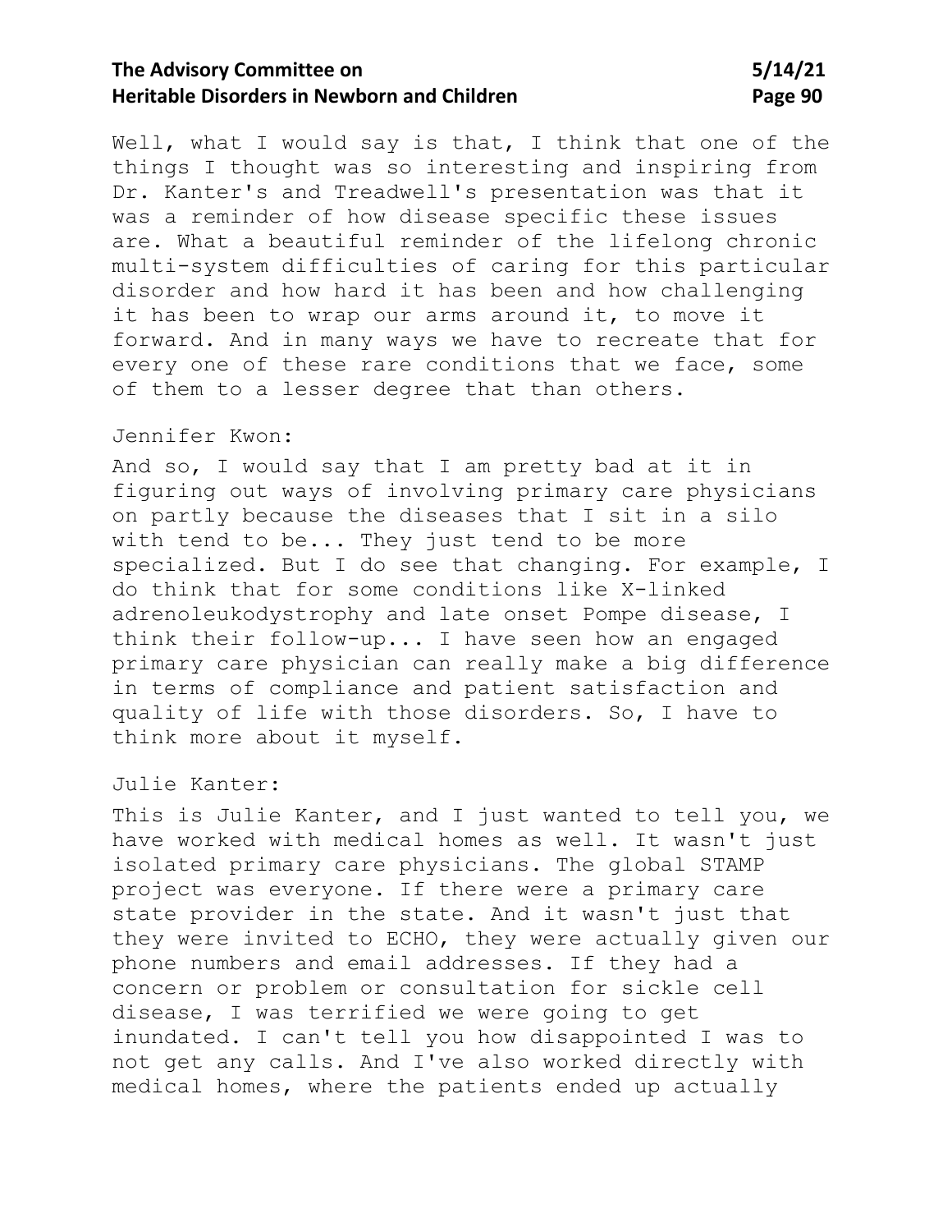Well, what I would say is that, I think that one of the things I thought was so interesting and inspiring from Dr. Kanter's and Treadwell's presentation was that it was a reminder of how disease specific these issues are. What a beautiful reminder of the lifelong chronic multi-system difficulties of caring for this particular disorder and how hard it has been and how challenging it has been to wrap our arms around it, to move it forward. And in many ways we have to recreate that for every one of these rare conditions that we face, some of them to a lesser degree that than others.

Jennifer Kwon:

And so, I would say that I am pretty bad at it in figuring out ways of involving primary care physicians on partly because the diseases that I sit in a silo with tend to be... They just tend to be more specialized. But I do see that changing. For example, I do think that for some conditions like X-linked adrenoleukodystrophy and late onset Pompe disease, I think their follow-up... I have seen how an engaged primary care physician can really make a big difference in terms of compliance and patient satisfaction and quality of life with those disorders. So, I have to think more about it myself.

Julie Kanter:

This is Julie Kanter, and I just wanted to tell you, we have worked with medical homes as well. It wasn't just isolated primary care physicians. The global STAMP project was everyone. If there were a primary care state provider in the state. And it wasn't just that they were invited to ECHO, they were actually given our phone numbers and email addresses. If they had a concern or problem or consultation for sickle cell disease, I was terrified we were going to get inundated. I can't tell you how disappointed I was to not get any calls. And I've also worked directly with medical homes, where the patients ended up actually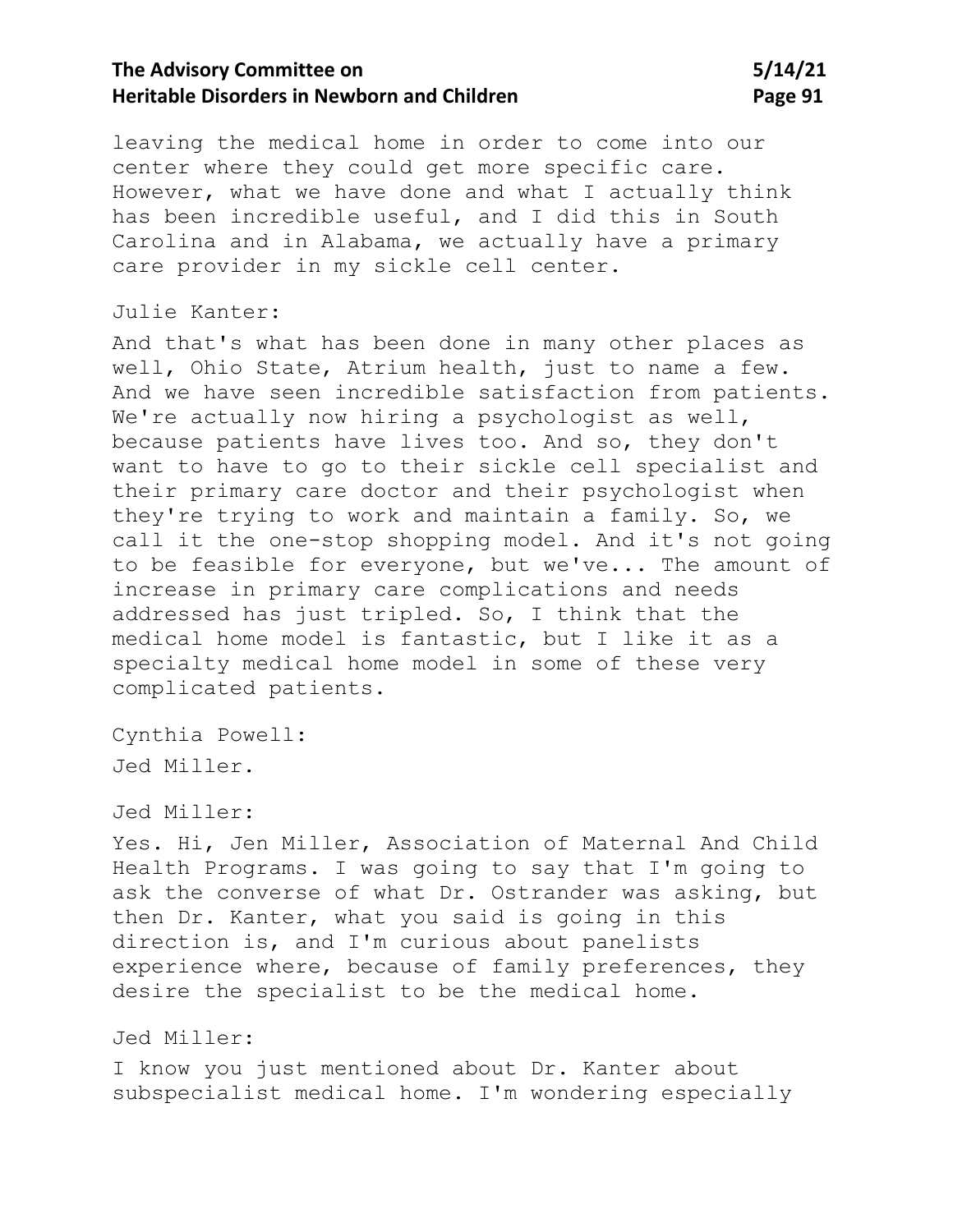leaving the medical home in order to come into our center where they could get more specific care. However, what we have done and what I actually think has been incredible useful, and I did this in South Carolina and in Alabama, we actually have a primary care provider in my sickle cell center.

Julie Kanter:

And that's what has been done in many other places as well, Ohio State, Atrium health, just to name a few. And we have seen incredible satisfaction from patients. We're actually now hiring a psychologist as well, because patients have lives too. And so, they don't want to have to go to their sickle cell specialist and their primary care doctor and their psychologist when they're trying to work and maintain a family. So, we call it the one-stop shopping model. And it's not going to be feasible for everyone, but we've... The amount of increase in primary care complications and needs addressed has just tripled. So, I think that the medical home model is fantastic, but I like it as a specialty medical home model in some of these very complicated patients.

Cynthia Powell:

Jed Miller.

Jed Miller:

Yes. Hi, Jen Miller, Association of Maternal And Child Health Programs. I was going to say that I'm going to ask the converse of what Dr. Ostrander was asking, but then Dr. Kanter, what you said is going in this direction is, and I'm curious about panelists experience where, because of family preferences, they desire the specialist to be the medical home.

Jed Miller:

I know you just mentioned about Dr. Kanter about subspecialist medical home. I'm wondering especially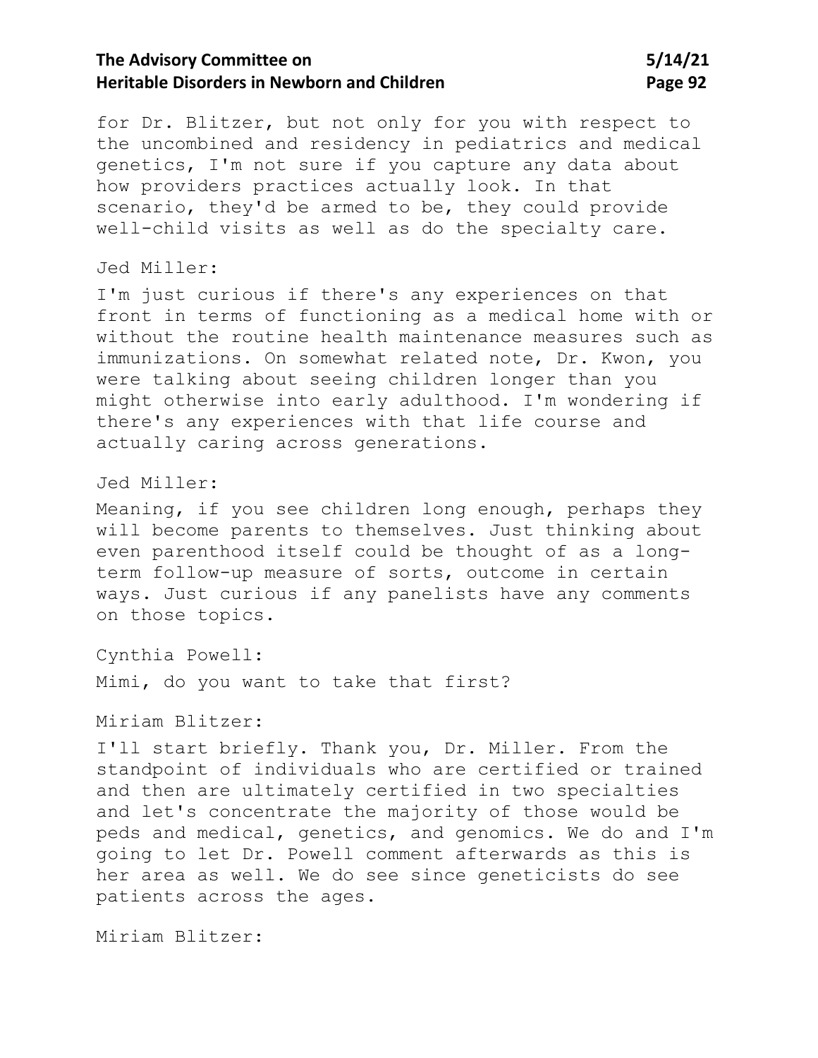for Dr. Blitzer, but not only for you with respect to the uncombined and residency in pediatrics and medical genetics, I'm not sure if you capture any data about how providers practices actually look. In that scenario, they'd be armed to be, they could provide well-child visits as well as do the specialty care.

Jed Miller:

I'm just curious if there's any experiences on that front in terms of functioning as a medical home with or without the routine health maintenance measures such as immunizations. On somewhat related note, Dr. Kwon, you were talking about seeing children longer than you might otherwise into early adulthood. I'm wondering if there's any experiences with that life course and actually caring across generations.

Jed Miller:

Meaning, if you see children long enough, perhaps they will become parents to themselves. Just thinking about even parenthood itself could be thought of as a long-term follow-up measure of sorts, outcome in certain ways. Just curious if any panelists have any comments on those topics.

Cynthia Powell:

Mimi, do you want to take that first?

Miriam Blitzer:

I'll start briefly. Thank you, Dr. Miller. From the standpoint of individuals who are certified or trained and then are ultimately certified in two specialties and let's concentrate the majority of those would be peds and medical, genetics, and genomics. We do and I'm going to let Dr. Powell comment afterwards as this is her area as well. We do see since geneticists do see patients across the ages.

Miriam Blitzer: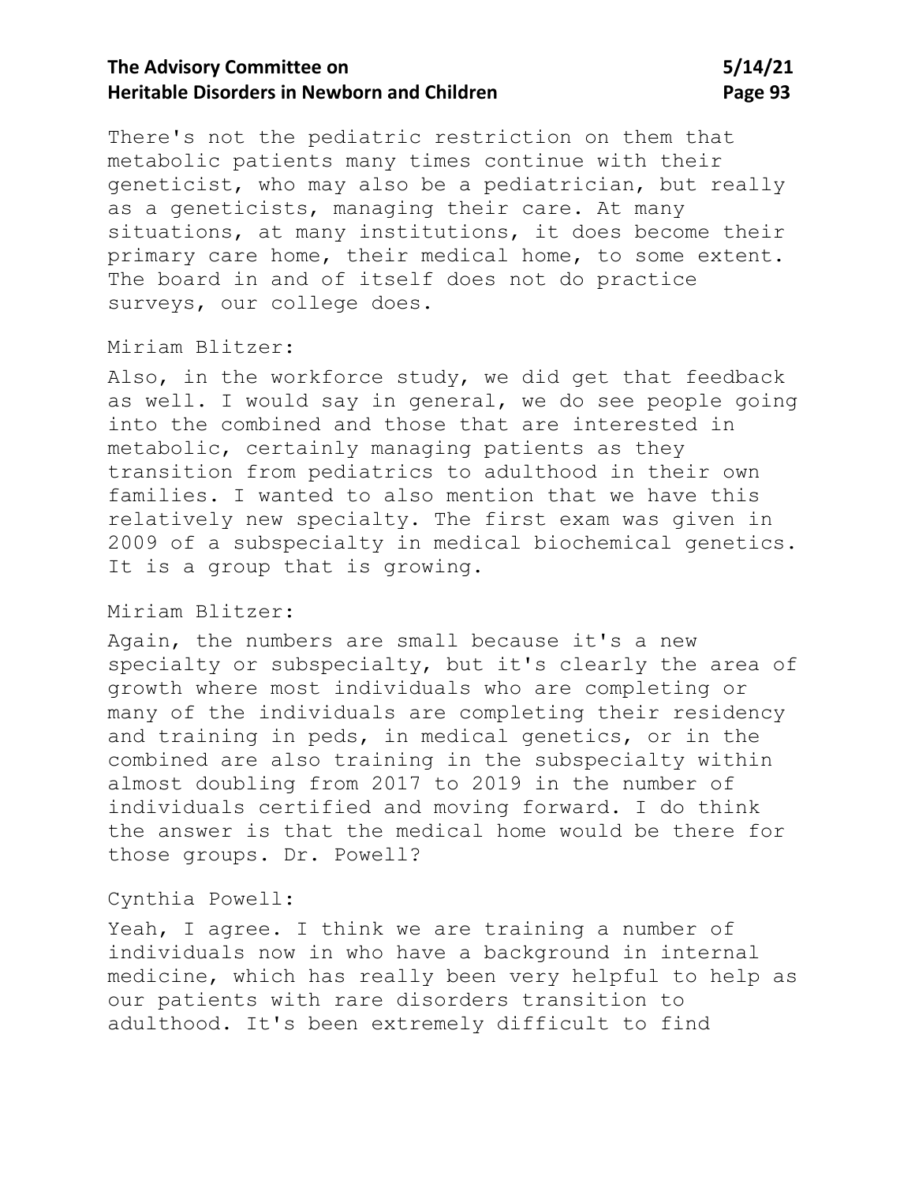There's not the pediatric restriction on them that metabolic patients many times continue with their geneticist, who may also be a pediatrician, but really as a geneticists, managing their care. At many situations, at many institutions, it does become their primary care home, their medical home, to some extent. The board in and of itself does not do practice surveys, our college does.

Miriam Blitzer:

Also, in the workforce study, we did get that feedback as well. I would say in general, we do see people going into the combined and those that are interested in metabolic, certainly managing patients as they transition from pediatrics to adulthood in their own families. I wanted to also mention that we have this relatively new specialty. The first exam was given in 2009 of a subspecialty in medical biochemical genetics. It is a group that is growing.

Miriam Blitzer:

Again, the numbers are small because it's a new specialty or subspecialty, but it's clearly the area of growth where most individuals who are completing or many of the individuals are completing their residency and training in peds, in medical genetics, or in the combined are also training in the subspecialty within almost doubling from 2017 to 2019 in the number of individuals certified and moving forward. I do think the answer is that the medical home would be there for those groups. Dr. Powell?

Cynthia Powell:

Yeah, I agree. I think we are training a number of individuals now in who have a background in internal medicine, which has really been very helpful to help as our patients with rare disorders transition to adulthood. It's been extremely difficult to find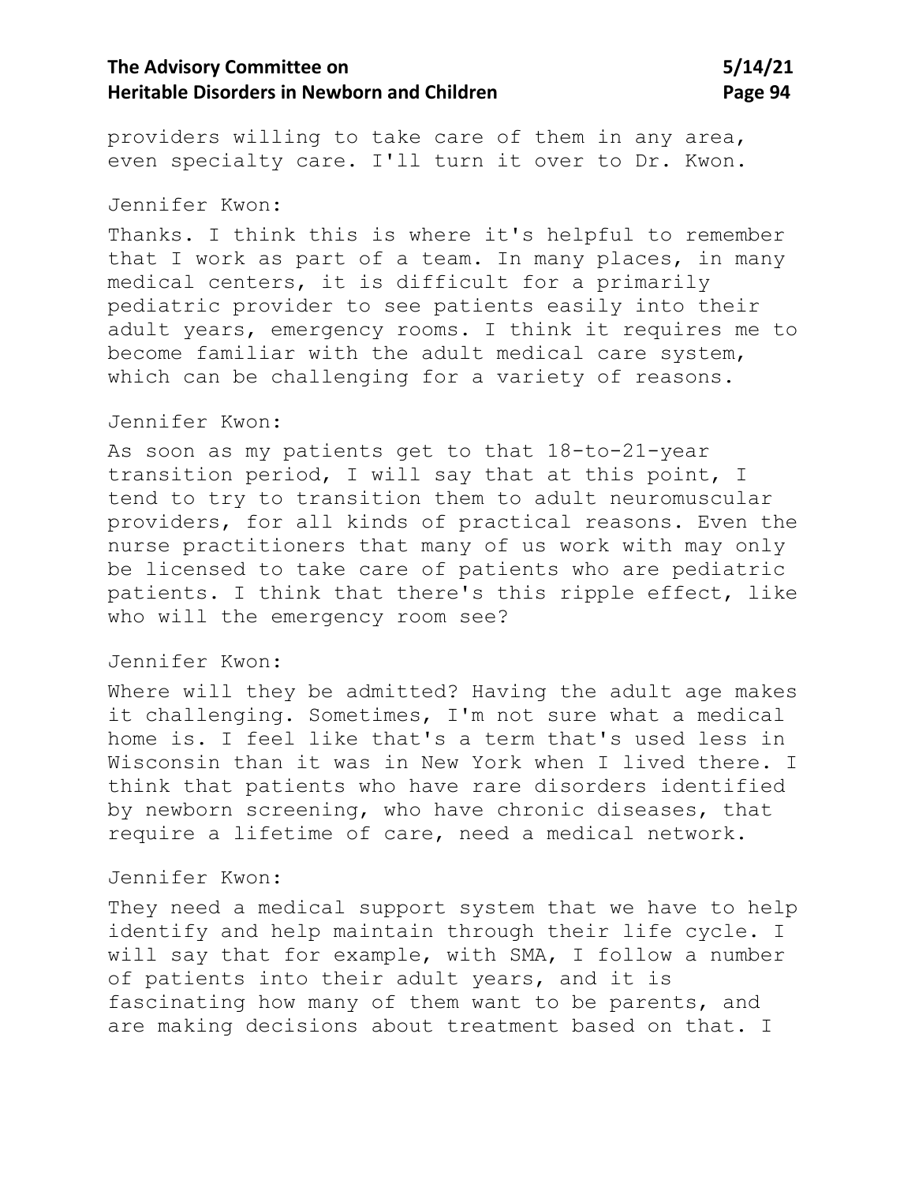providers willing to take care of them in any area, even specialty care. I'll turn it over to Dr. Kwon.

Jennifer Kwon:

Thanks. I think this is where it's helpful to remember that I work as part of a team. In many places, in many medical centers, it is difficult for a primarily pediatric provider to see patients easily into their adult years, emergency rooms. I think it requires me to become familiar with the adult medical care system, which can be challenging for a variety of reasons.

Jennifer Kwon:

As soon as my patients get to that 18-to-21-year transition period, I will say that at this point, I tend to try to transition them to adult neuromuscular providers, for all kinds of practical reasons. Even the nurse practitioners that many of us work with may only be licensed to take care of patients who are pediatric patients. I think that there's this ripple effect, like who will the emergency room see?

Jennifer Kwon:

Where will they be admitted? Having the adult age makes it challenging. Sometimes, I'm not sure what a medical home is. I feel like that's a term that's used less in Wisconsin than it was in New York when I lived there. I think that patients who have rare disorders identified by newborn screening, who have chronic diseases, that require a lifetime of care, need a medical network.

Jennifer Kwon:

They need a medical support system that we have to help identify and help maintain through their life cycle. I will say that for example, with SMA, I follow a number of patients into their adult years, and it is fascinating how many of them want to be parents, and are making decisions about treatment based on that. I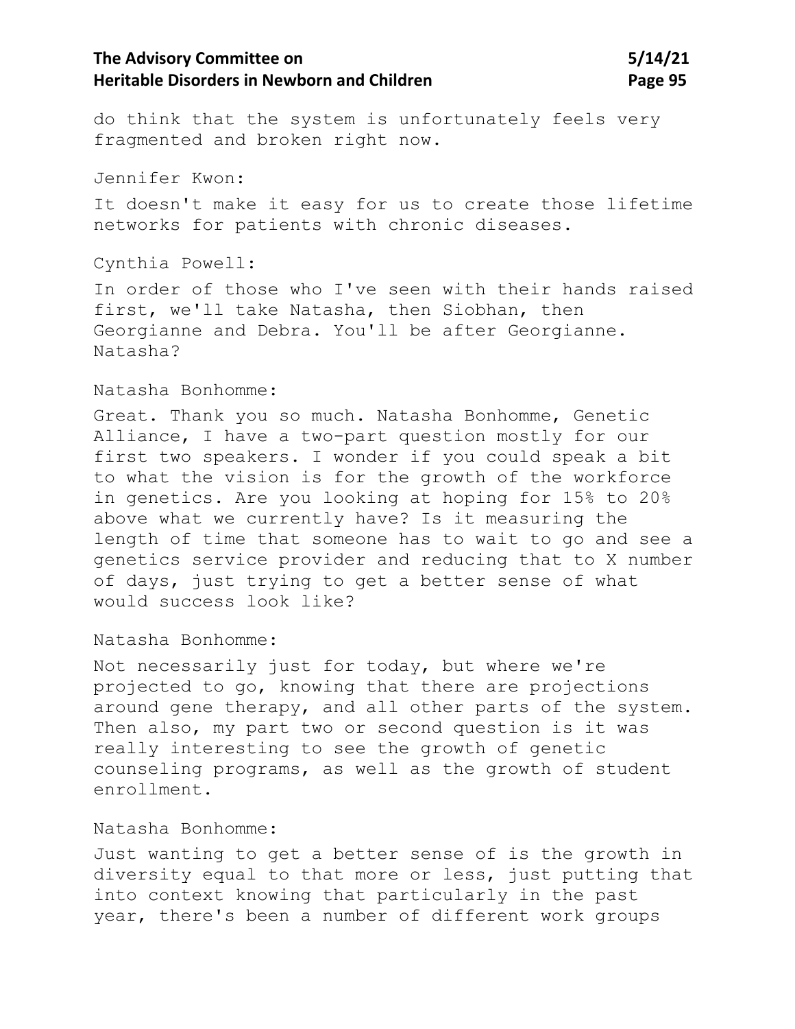do think that the system is unfortunately feels very fragmented and broken right now.

Jennifer Kwon:

It doesn't make it easy for us to create those lifetime networks for patients with chronic diseases.

Cynthia Powell:

In order of those who I've seen with their hands raised first, we'll take Natasha, then Siobhan, then Georgianne and Debra. You'll be after Georgianne. Natasha?

Natasha Bonhomme:

Great. Thank you so much. Natasha Bonhomme, Genetic Alliance, I have a two-part question mostly for our first two speakers. I wonder if you could speak a bit to what the vision is for the growth of the workforce in genetics. Are you looking at hoping for 15% to 20% above what we currently have? Is it measuring the length of time that someone has to wait to go and see a genetics service provider and reducing that to X number of days, just trying to get a better sense of what would success look like?

Natasha Bonhomme:

Not necessarily just for today, but where we're projected to go, knowing that there are projections around gene therapy, and all other parts of the system. Then also, my part two or second question is it was really interesting to see the growth of genetic counseling programs, as well as the growth of student enrollment.

Natasha Bonhomme:

Just wanting to get a better sense of is the growth in diversity equal to that more or less, just putting that into context knowing that particularly in the past year, there's been a number of different work groups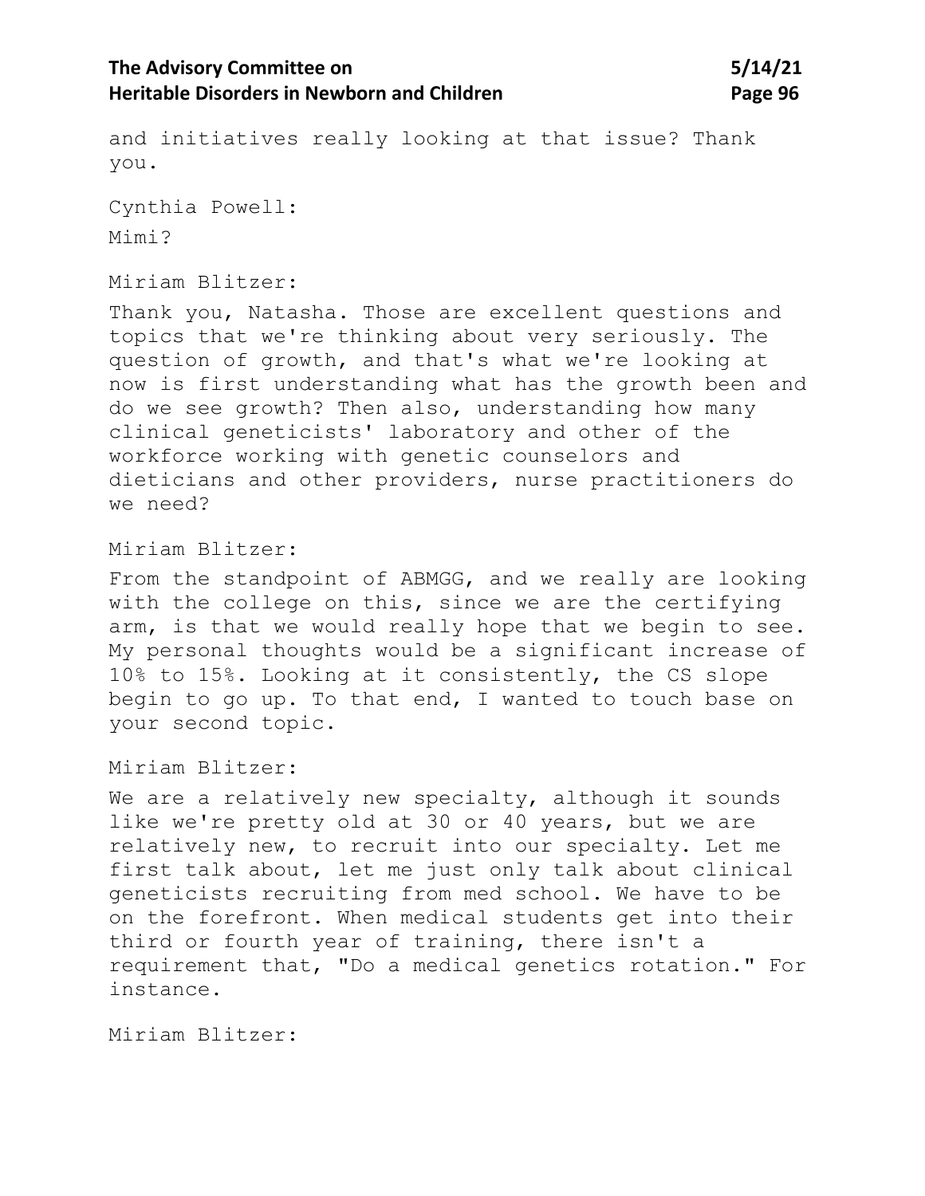and initiatives really looking at that issue? Thank you.

Cynthia Powell:

Mimi?

Miriam Blitzer:

Thank you, Natasha. Those are excellent questions and topics that we're thinking about very seriously. The question of growth, and that's what we're looking at now is first understanding what has the growth been and do we see growth? Then also, understanding how many clinical geneticists' laboratory and other of the workforce working with genetic counselors and dieticians and other providers, nurse practitioners do we need?

Miriam Blitzer:

From the standpoint of ABMGG, and we really are looking with the college on this, since we are the certifying arm, is that we would really hope that we begin to see. My personal thoughts would be a significant increase of 10% to 15%. Looking at it consistently, the CS slope begin to go up. To that end, I wanted to touch base on your second topic.

Miriam Blitzer:

We are a relatively new specialty, although it sounds like we're pretty old at 30 or 40 years, but we are relatively new, to recruit into our specialty. Let me first talk about, let me just only talk about clinical geneticists recruiting from med school. We have to be on the forefront. When medical students get into their third or fourth year of training, there isn't a requirement that, "Do a medical genetics rotation." For instance.

Miriam Blitzer: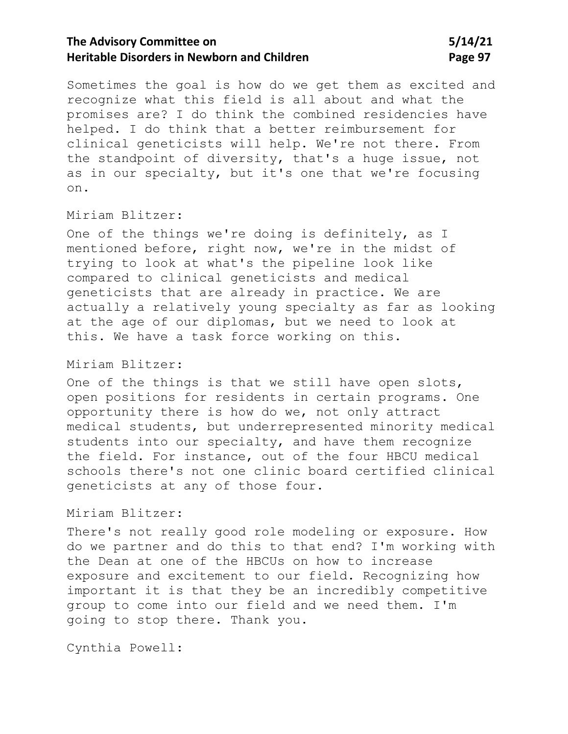Sometimes the goal is how do we get them as excited and recognize what this field is all about and what the promises are? I do think the combined residencies have helped. I do think that a better reimbursement for clinical geneticists will help. We're not there. From the standpoint of diversity, that's a huge issue, not as in our specialty, but it's one that we're focusing on.

Miriam Blitzer:

One of the things we're doing is definitely, as I mentioned before, right now, we're in the midst of trying to look at what's the pipeline look like compared to clinical geneticists and medical geneticists that are already in practice. We are actually a relatively young specialty as far as looking at the age of our diplomas, but we need to look at this. We have a task force working on this.

Miriam Blitzer:

One of the things is that we still have open slots, open positions for residents in certain programs. One opportunity there is how do we, not only attract medical students, but underrepresented minority medical students into our specialty, and have them recognize the field. For instance, out of the four HBCU medical schools there's not one clinic board certified clinical geneticists at any of those four.

Miriam Blitzer:

There's not really good role modeling or exposure. How do we partner and do this to that end? I'm working with the Dean at one of the HBCUs on how to increase exposure and excitement to our field. Recognizing how important it is that they be an incredibly competitive group to come into our field and we need them. I'm going to stop there. Thank you.

Cynthia Powell: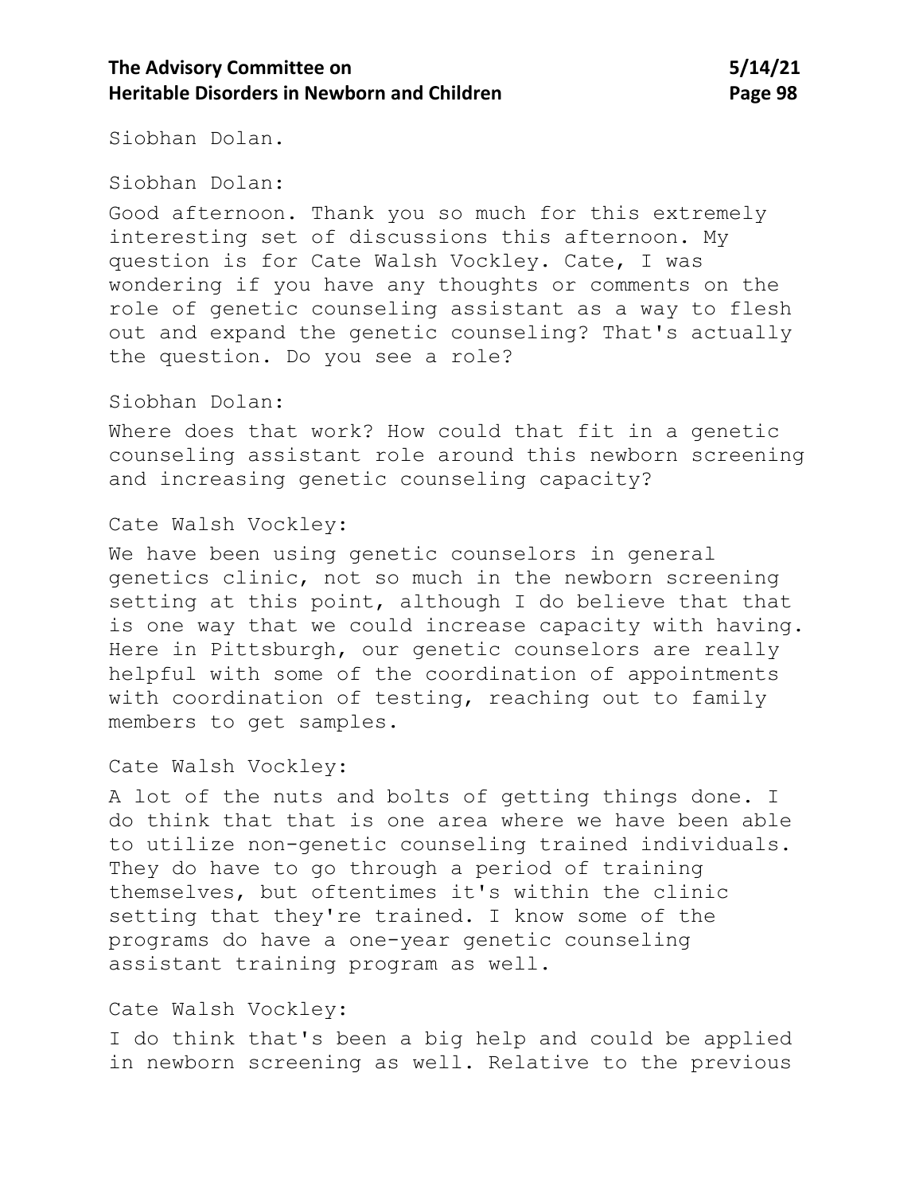Siobhan Dolan.

Siobhan Dolan:

Good afternoon. Thank you so much for this extremely interesting set of discussions this afternoon. My question is for Cate Walsh Vockley. Cate, I was wondering if you have any thoughts or comments on the role of genetic counseling assistant as a way to flesh out and expand the genetic counseling? That's actually the question. Do you see a role?

Siobhan Dolan:

Where does that work? How could that fit in a genetic counseling assistant role around this newborn screening and increasing genetic counseling capacity?

Cate Walsh Vockley:

We have been using genetic counselors in general genetics clinic, not so much in the newborn screening setting at this point, although I do believe that that is one way that we could increase capacity with having. Here in Pittsburgh, our genetic counselors are really helpful with some of the coordination of appointments with coordination of testing, reaching out to family members to get samples.

Cate Walsh Vockley:

A lot of the nuts and bolts of getting things done. I do think that that is one area where we have been able to utilize non-genetic counseling trained individuals. They do have to go through a period of training themselves, but oftentimes it's within the clinic setting that they're trained. I know some of the programs do have a one-year genetic counseling assistant training program as well.

Cate Walsh Vockley:

I do think that's been a big help and could be applied in newborn screening as well. Relative to the previous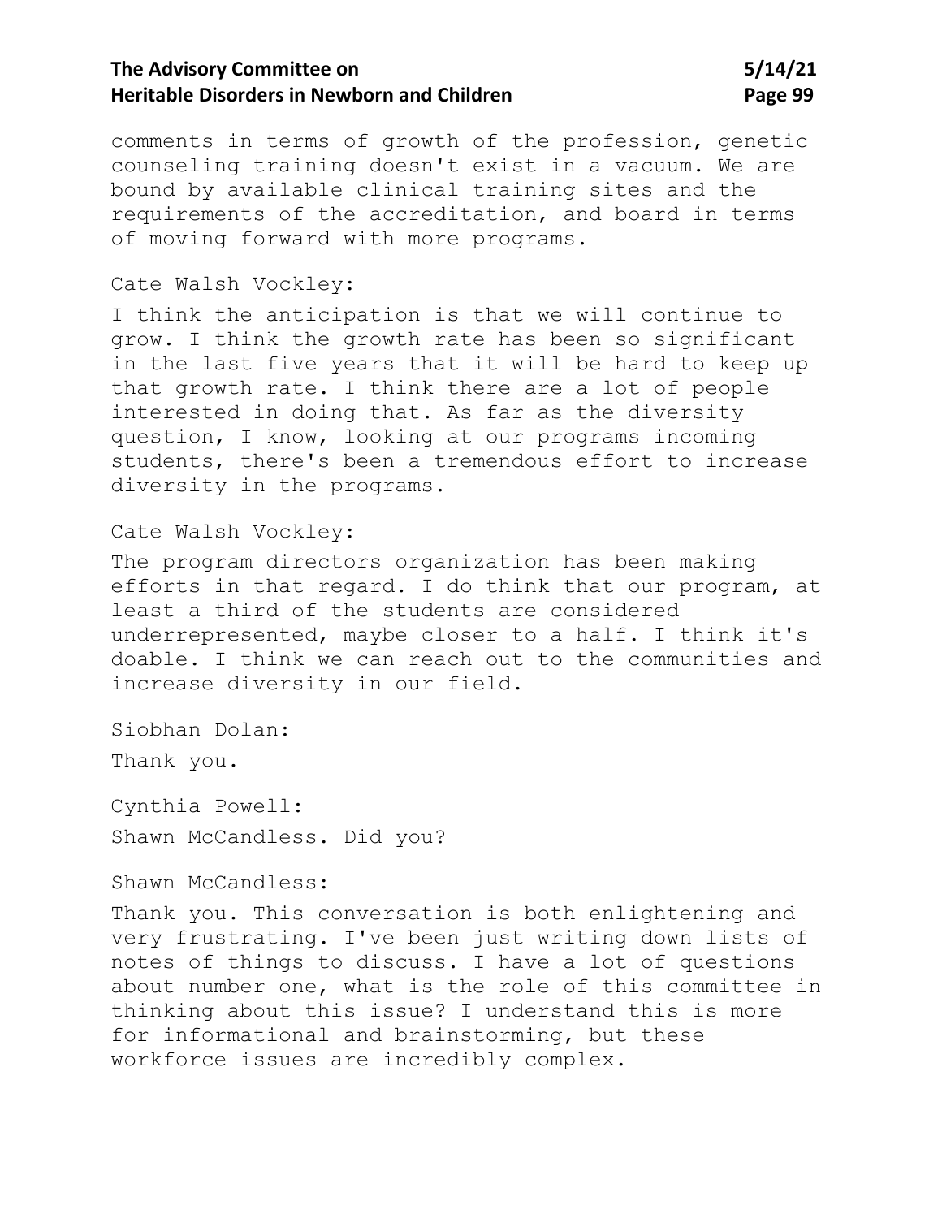comments in terms of growth of the profession, genetic counseling training doesn't exist in a vacuum. We are bound by available clinical training sites and the requirements of the accreditation, and board in terms of moving forward with more programs.

Cate Walsh Vockley:

I think the anticipation is that we will continue to grow. I think the growth rate has been so significant in the last five years that it will be hard to keep up that growth rate. I think there are a lot of people interested in doing that. As far as the diversity question, I know, looking at our programs incoming students, there's been a tremendous effort to increase diversity in the programs.

Cate Walsh Vockley:

The program directors organization has been making efforts in that regard. I do think that our program, at least a third of the students are considered underrepresented, maybe closer to a half. I think it's doable. I think we can reach out to the communities and increase diversity in our field.

Siobhan Dolan:

Thank you.

Cynthia Powell:

Shawn McCandless. Did you?

Shawn McCandless:

Thank you. This conversation is both enlightening and very frustrating. I've been just writing down lists of notes of things to discuss. I have a lot of questions about number one, what is the role of this committee in thinking about this issue? I understand this is more for informational and brainstorming, but these workforce issues are incredibly complex.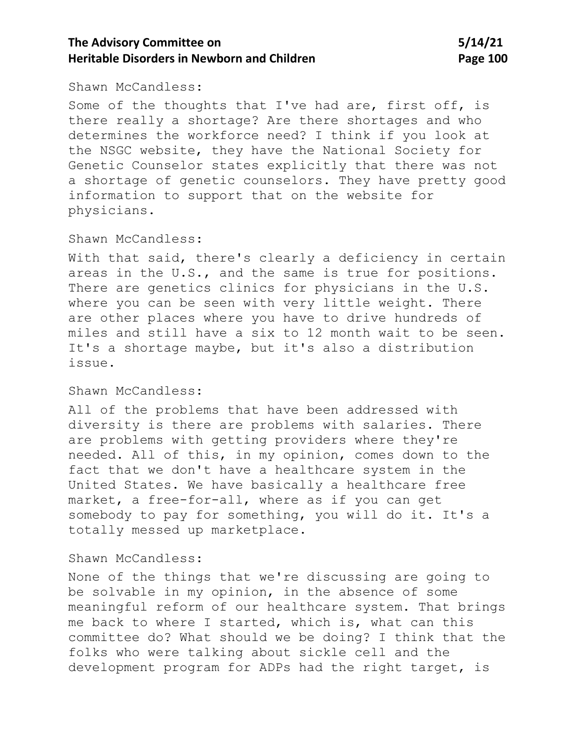Shawn McCandless:

Some of the thoughts that I've had are, first off, is there really a shortage? Are there shortages and who determines the workforce need? I think if you look at the NSGC website, they have the National Society for Genetic Counselor states explicitly that there was not a shortage of genetic counselors. They have pretty good information to support that on the website for physicians.

Shawn McCandless:

With that said, there's clearly a deficiency in certain areas in the U.S., and the same is true for positions. There are genetics clinics for physicians in the U.S. where you can be seen with very little weight. There are other places where you have to drive hundreds of miles and still have a six to 12 month wait to be seen. It's a shortage maybe, but it's also a distribution issue.

Shawn McCandless:

All of the problems that have been addressed with diversity is there are problems with salaries. There are problems with getting providers where they're needed. All of this, in my opinion, comes down to the fact that we don't have a healthcare system in the United States. We have basically a healthcare free market, a free-for-all, where as if you can get somebody to pay for something, you will do it. It's a totally messed up marketplace.

Shawn McCandless:

None of the things that we're discussing are going to be solvable in my opinion, in the absence of some meaningful reform of our healthcare system. That brings me back to where I started, which is, what can this committee do? What should we be doing? I think that the folks who were talking about sickle cell and the development program for ADPs had the right target, is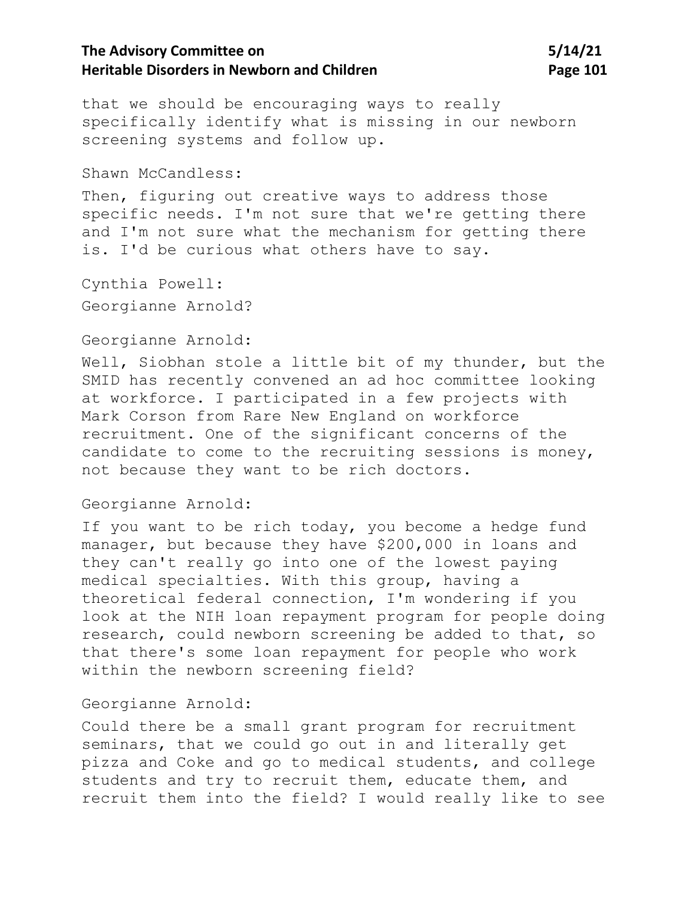that we should be encouraging ways to really specifically identify what is missing in our newborn screening systems and follow up.

Shawn McCandless:

Then, figuring out creative ways to address those specific needs. I'm not sure that we're getting there and I'm not sure what the mechanism for getting there is. I'd be curious what others have to say.

Cynthia Powell:

Georgianne Arnold?

Georgianne Arnold:

Well, Siobhan stole a little bit of my thunder, but the SMID has recently convened an ad hoc committee looking at workforce. I participated in a few projects with Mark Corson from Rare New England on workforce recruitment. One of the significant concerns of the candidate to come to the recruiting sessions is money, not because they want to be rich doctors.

Georgianne Arnold:

If you want to be rich today, you become a hedge fund manager, but because they have $200,000 in loans and they can't really go into one of the lowest paying medical specialties. With this group, having a theoretical federal connection, I'm wondering if you look at the NIH loan repayment program for people doing research, could newborn screening be added to that, so that there's some loan repayment for people who work within the newborn screening field?

Georgianne Arnold:

Could there be a small grant program for recruitment seminars, that we could go out in and literally get pizza and Coke and go to medical students, and college students and try to recruit them, educate them, and recruit them into the field? I would really like to see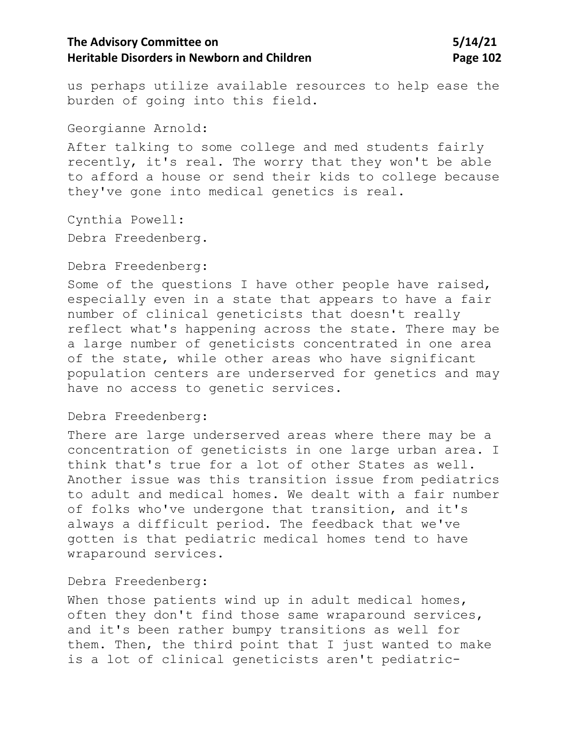us perhaps utilize available resources to help ease the burden of going into this field.

Georgianne Arnold:

After talking to some college and med students fairly recently, it's real. The worry that they won't be able to afford a house or send their kids to college because they've gone into medical genetics is real.

Cynthia Powell:

Debra Freedenberg.

Debra Freedenberg:

Some of the questions I have other people have raised, especially even in a state that appears to have a fair number of clinical geneticists that doesn't really reflect what's happening across the state. There may be a large number of geneticists concentrated in one area of the state, while other areas who have significant population centers are underserved for genetics and may have no access to genetic services.

Debra Freedenberg:

There are large underserved areas where there may be a concentration of geneticists in one large urban area. I think that's true for a lot of other States as well. Another issue was this transition issue from pediatrics to adult and medical homes. We dealt with a fair number of folks who've undergone that transition, and it's always a difficult period. The feedback that we've gotten is that pediatric medical homes tend to have wraparound services.

Debra Freedenberg:

When those patients wind up in adult medical homes, often they don't find those same wraparound services, and it's been rather bumpy transitions as well for them. Then, the third point that I just wanted to make is a lot of clinical geneticists aren't pediatric-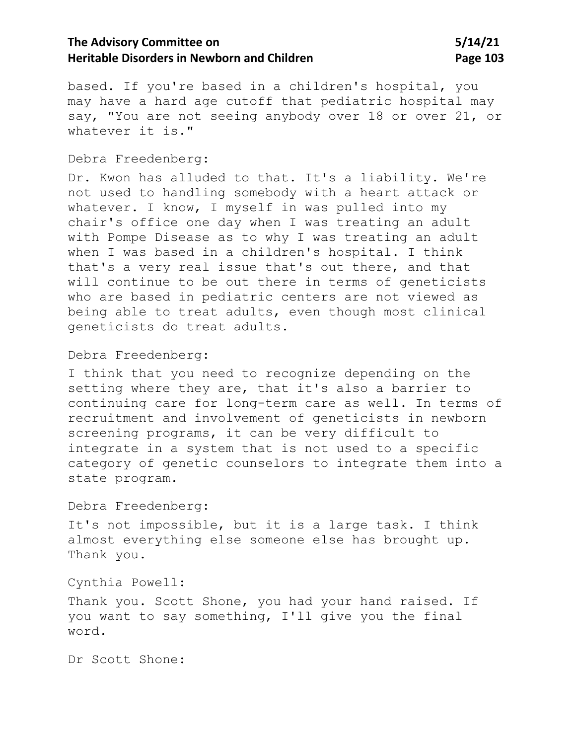based. If you're based in a children's hospital, you may have a hard age cutoff that pediatric hospital may say, "You are not seeing anybody over 18 or over 21, or whatever it is."

Debra Freedenberg:

Dr. Kwon has alluded to that. It's a liability. We're not used to handling somebody with a heart attack or whatever. I know, I myself in was pulled into my chair's office one day when I was treating an adult with Pompe Disease as to why I was treating an adult when I was based in a children's hospital. I think that's a very real issue that's out there, and that will continue to be out there in terms of geneticists who are based in pediatric centers are not viewed as being able to treat adults, even though most clinical geneticists do treat adults.

Debra Freedenberg:

I think that you need to recognize depending on the setting where they are, that it's also a barrier to continuing care for long-term care as well. In terms of recruitment and involvement of geneticists in newborn screening programs, it can be very difficult to integrate in a system that is not used to a specific category of genetic counselors to integrate them into a state program.

Debra Freedenberg:

It's not impossible, but it is a large task. I think almost everything else someone else has brought up. Thank you.

Cynthia Powell:

Thank you. Scott Shone, you had your hand raised. If you want to say something, I'll give you the final word.

Dr Scott Shone: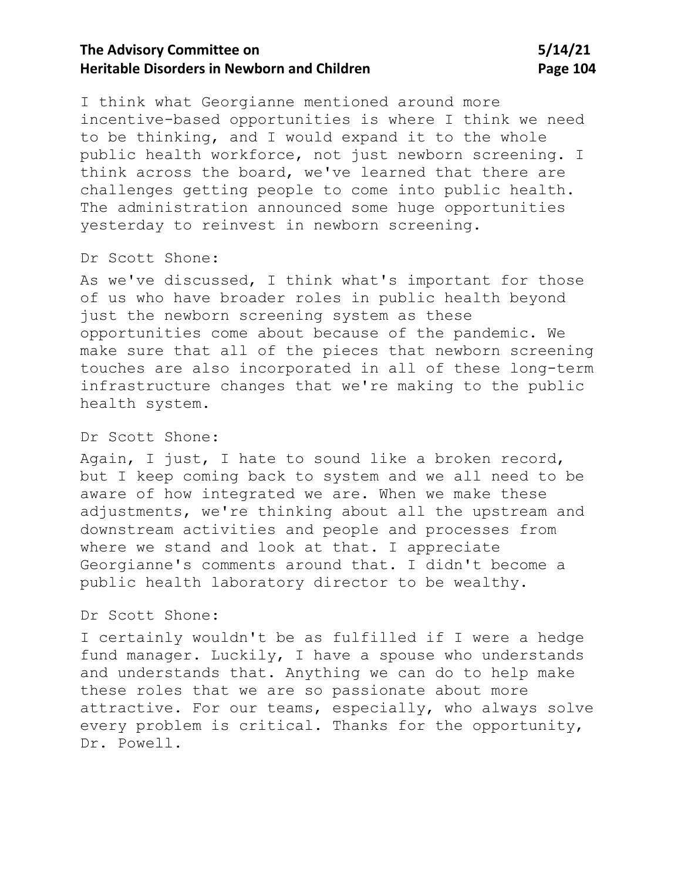I think what Georgianne mentioned around more incentive-based opportunities is where I think we need to be thinking, and I would expand it to the whole public health workforce, not just newborn screening. I think across the board, we've learned that there are challenges getting people to come into public health. The administration announced some huge opportunities yesterday to reinvest in newborn screening.

Dr Scott Shone:

As we've discussed, I think what's important for those of us who have broader roles in public health beyond just the newborn screening system as these opportunities come about because of the pandemic. We make sure that all of the pieces that newborn screening touches are also incorporated in all of these long-term infrastructure changes that we're making to the public health system.

Dr Scott Shone:

Again, I just, I hate to sound like a broken record, but I keep coming back to system and we all need to be aware of how integrated we are. When we make these adjustments, we're thinking about all the upstream and downstream activities and people and processes from where we stand and look at that. I appreciate Georgianne's comments around that. I didn't become a public health laboratory director to be wealthy.

Dr Scott Shone:

I certainly wouldn't be as fulfilled if I were a hedge fund manager. Luckily, I have a spouse who understands and understands that. Anything we can do to help make these roles that we are so passionate about more attractive. For our teams, especially, who always solve every problem is critical. Thanks for the opportunity, Dr. Powell.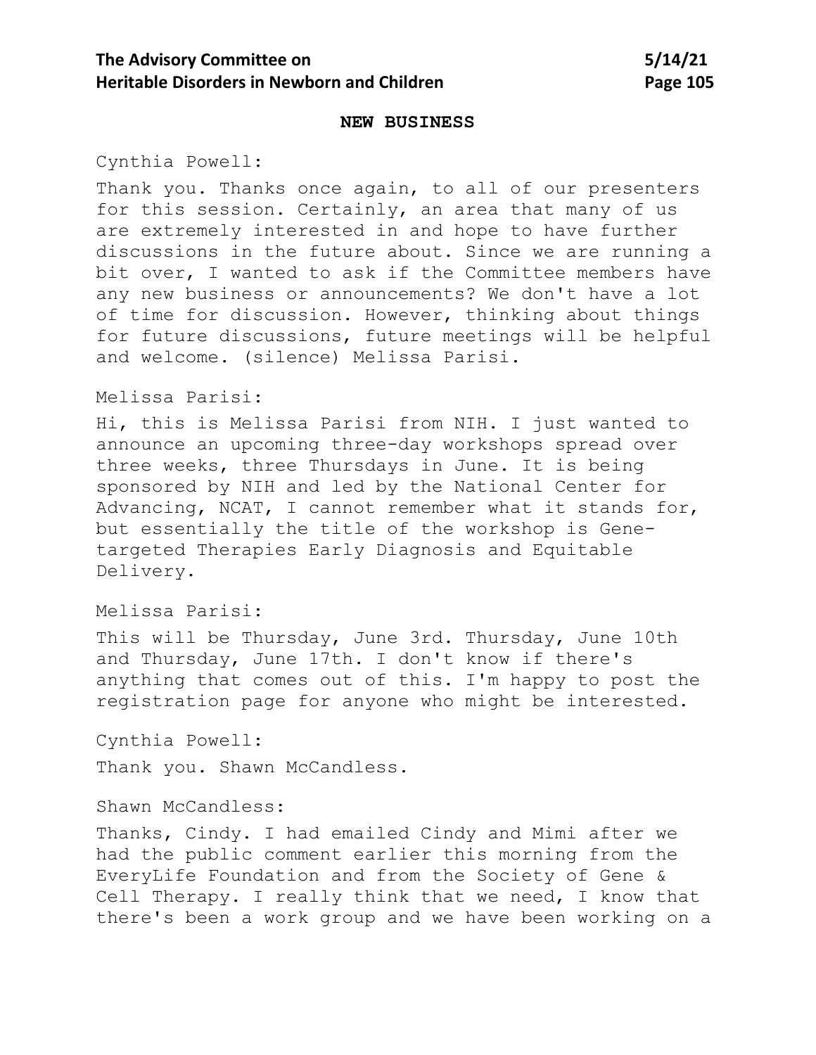## NEW BUSINESS

Cynthia Powell:

Thank you. Thanks once again, to all of our presenters for this session. Certainly, an area that many of us are extremely interested in and hope to have further discussions in the future about. Since we are running a bit over, I wanted to ask if the Committee members have any new business or announcements? We don't have a lot of time for discussion. However, thinking about things for future discussions, future meetings will be helpful and welcome. (silence) Melissa Parisi.

Melissa Parisi:

Hi, this is Melissa Parisi from NIH. I just wanted to announce an upcoming three-day workshops spread over three weeks, three Thursdays in June. It is being sponsored by NIH and led by the National Center for Advancing, NCAT, I cannot remember what it stands for, but essentially the title of the workshop is Gene-targeted Therapies Early Diagnosis and Equitable Delivery.

Melissa Parisi:

This will be Thursday, June 3rd. Thursday, June 10th and Thursday, June 17th. I don't know if there's anything that comes out of this. I'm happy to post the registration page for anyone who might be interested.

Cynthia Powell:

Thank you. Shawn McCandless.

Shawn McCandless:

Thanks, Cindy. I had emailed Cindy and Mimi after we had the public comment earlier this morning from the EveryLife Foundation and from the Society of Gene & Cell Therapy. I really think that we need, I know that there's been a work group and we have been working on a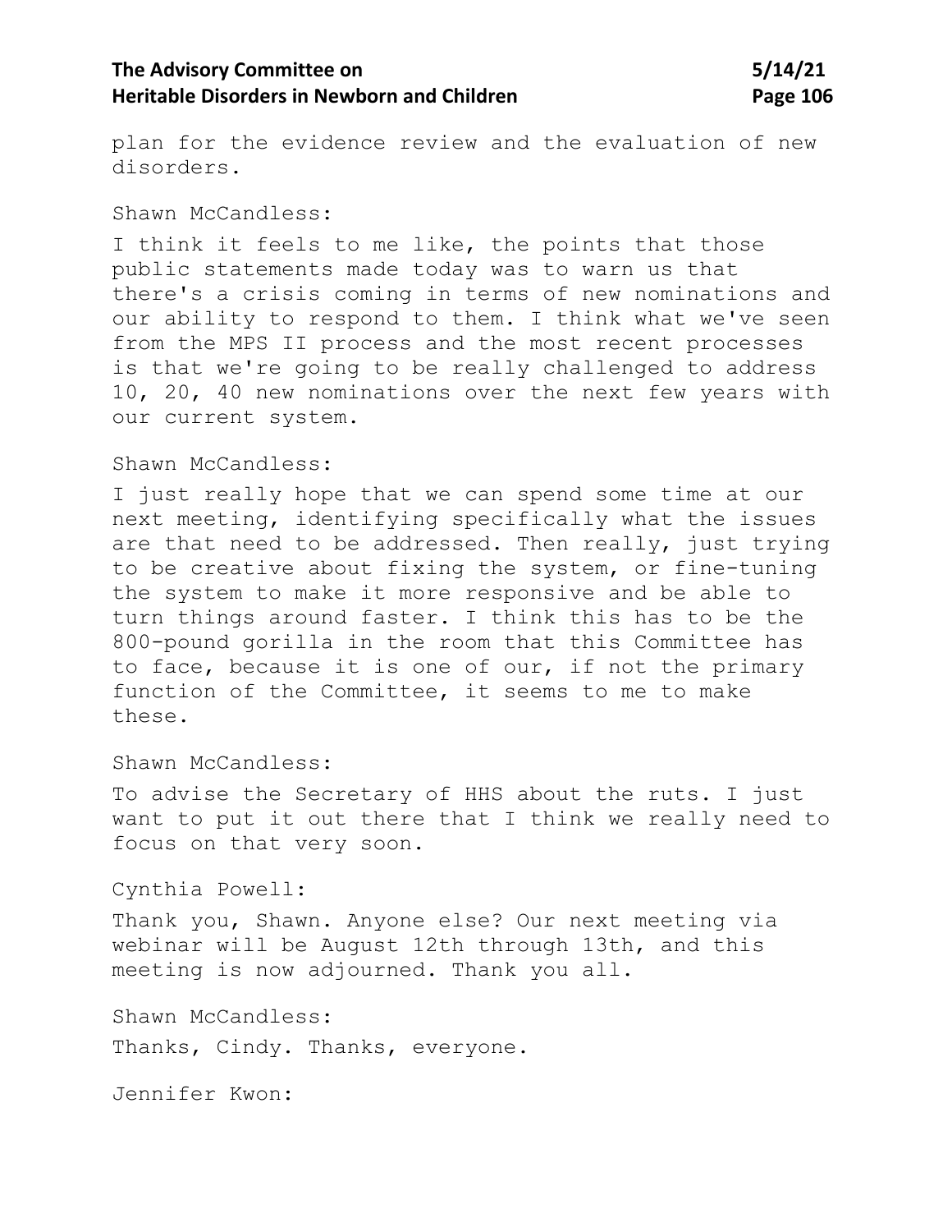plan for the evidence review and the evaluation of new disorders.

Shawn McCandless:

I think it feels to me like, the points that those public statements made today was to warn us that there's a crisis coming in terms of new nominations and our ability to respond to them. I think what we've seen from the MPS II process and the most recent processes is that we're going to be really challenged to address 10, 20, 40 new nominations over the next few years with our current system.

Shawn McCandless:

I just really hope that we can spend some time at our next meeting, identifying specifically what the issues are that need to be addressed. Then really, just trying to be creative about fixing the system, or fine-tuning the system to make it more responsive and be able to turn things around faster. I think this has to be the 800-pound gorilla in the room that this Committee has to face, because it is one of our, if not the primary function of the Committee, it seems to me to make these.

Shawn McCandless:

To advise the Secretary of HHS about the ruts. I just want to put it out there that I think we really need to focus on that very soon.

Cynthia Powell:

Thank you, Shawn. Anyone else? Our next meeting via webinar will be August 12th through 13th, and this meeting is now adjourned. Thank you all.

Shawn McCandless:

Thanks, Cindy. Thanks, everyone.

Jennifer Kwon: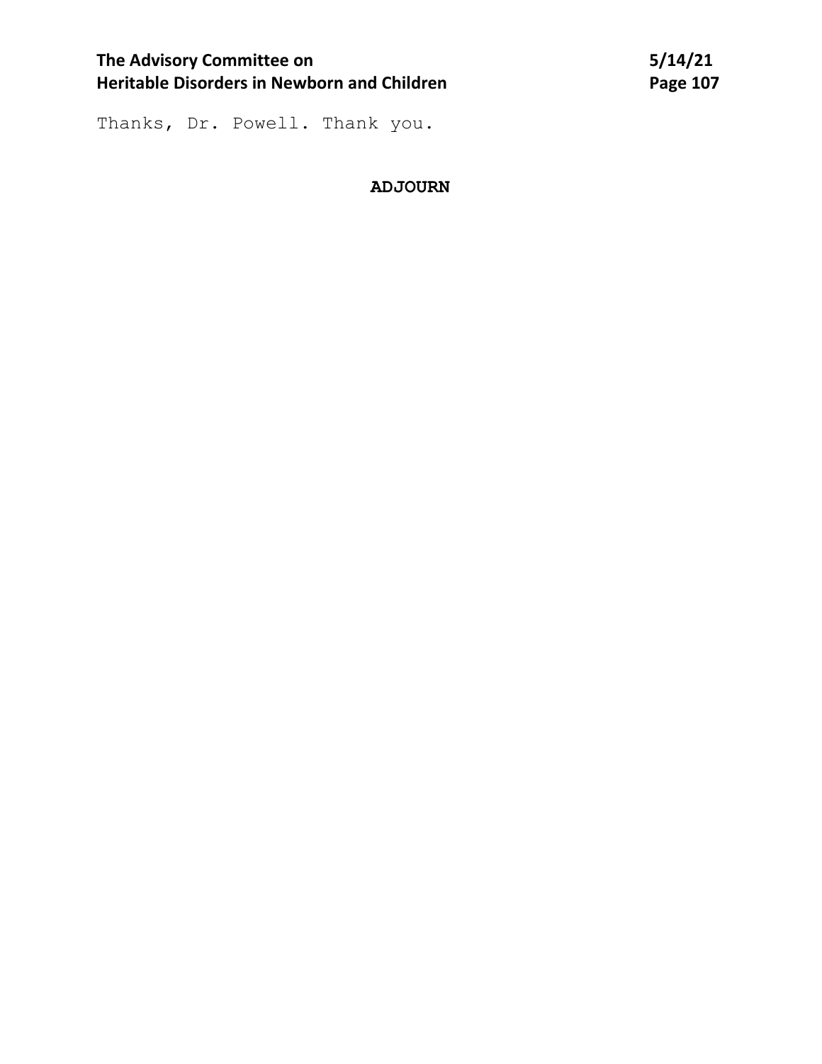Thanks, Dr. Powell. Thank you.

**ADJOURN**